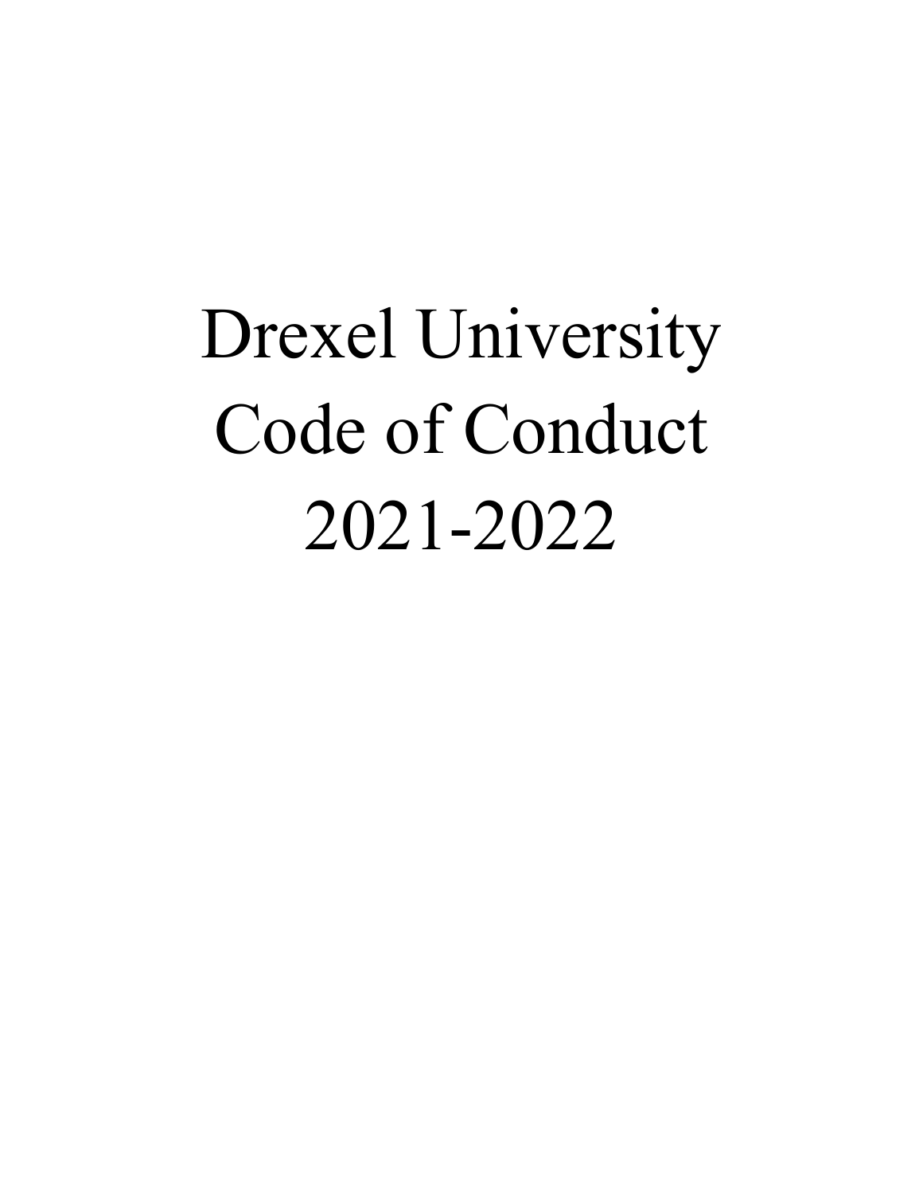# Drexel University Code of Conduct 2021-2022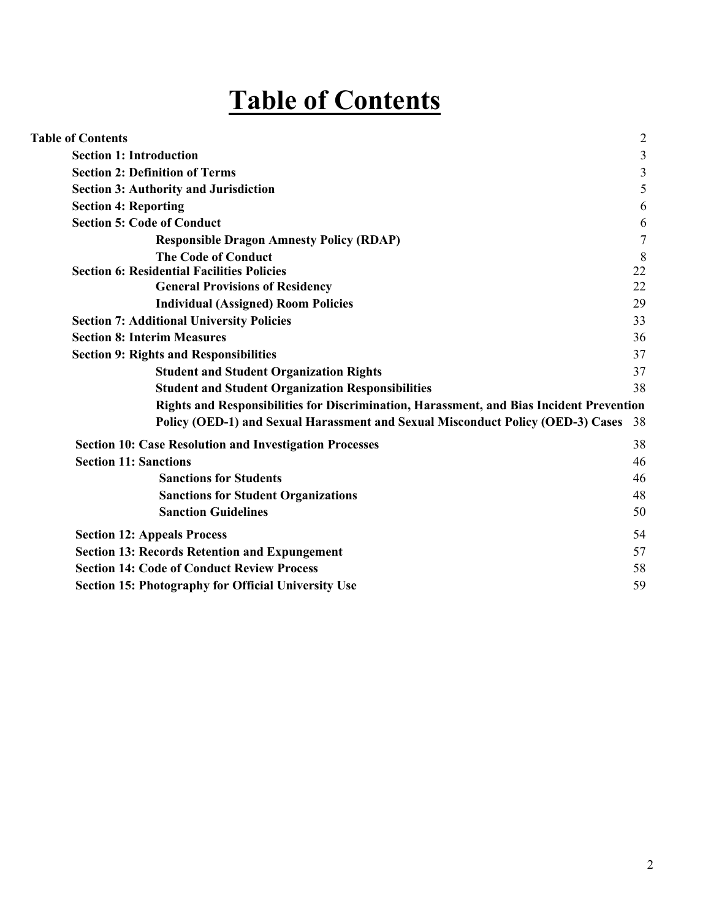# Table of Contents

**Table of Contents** 2

- **Section 1: Introduction** 3
- **Section 2: Definition of Terms** 3
- **Section 3: Authority and Jurisdiction** 5
- **Section 4: Reporting** 6
- **Section 5: Code of Conduct** 6
  - **Responsible Dragon Amnesty Policy (RDAP)** 7
  - **The Code of Conduct** 8
- **Section 6: Residential Facilities Policies** 22
  - **General Provisions of Residency** 22
  - **Individual (Assigned) Room Policies** 29
- **Section 7: Additional University Policies** 33
- **Section 8: Interim Measures** 36
- **Section 9: Rights and Responsibilities** 37
  - **Student and Student Organization Rights** 37
  - **Student and Student Organization Responsibilities** 38
  - **Rights and Responsibilities for Discrimination, Harassment, and Bias Incident Prevention Policy (OED-1) and Sexual Harassment and Sexual Misconduct Policy (OED-3) Cases** 38
- **Section 10: Case Resolution and Investigation Processes** 38
- **Section 11: Sanctions** 46
  - **Sanctions for Students** 46
  - **Sanctions for Student Organizations** 48
  - **Sanction Guidelines** 50
- **Section 12: Appeals Process** 54
- **Section 13: Records Retention and Expungement** 57
- **Section 14: Code of Conduct Review Process** 58
- **Section 15: Photography for Official University Use** 59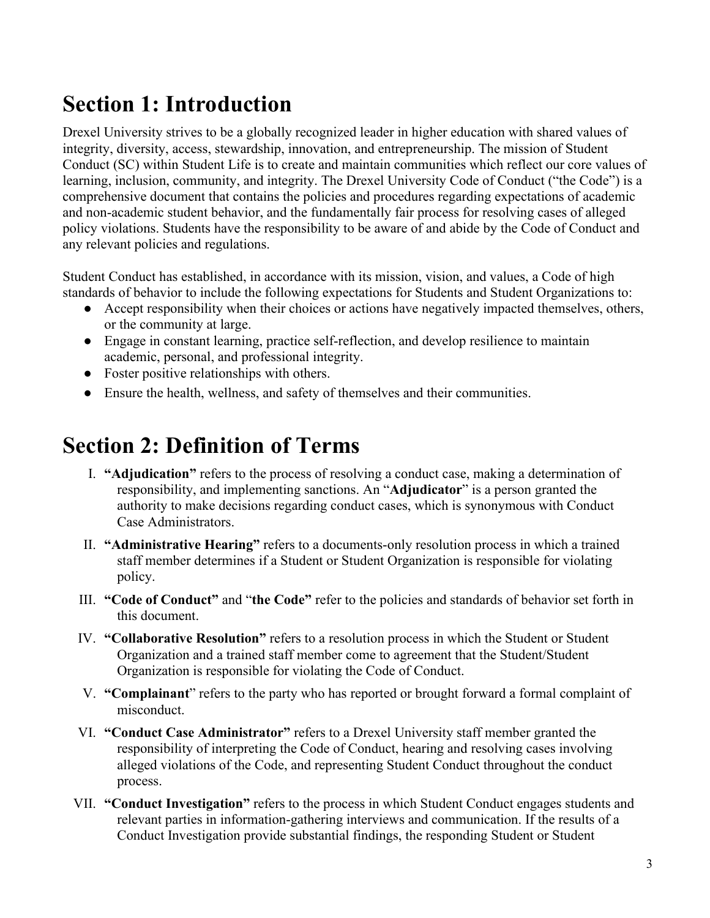# Section 1: Introduction

Drexel University strives to be a globally recognized leader in higher education with shared values of integrity, diversity, access, stewardship, innovation, and entrepreneurship. The mission of Student Conduct (SC) within Student Life is to create and maintain communities which reflect our core values of learning, inclusion, community, and integrity. The Drexel University Code of Conduct ("the Code") is a comprehensive document that contains the policies and procedures regarding expectations of academic and non-academic student behavior, and the fundamentally fair process for resolving cases of alleged policy violations. Students have the responsibility to be aware of and abide by the Code of Conduct and any relevant policies and regulations.

Student Conduct has established, in accordance with its mission, vision, and values, a Code of high standards of behavior to include the following expectations for Students and Student Organizations to:

- Accept responsibility when their choices or actions have negatively impacted themselves, others, or the community at large.
- Engage in constant learning, practice self-reflection, and develop resilience to maintain academic, personal, and professional integrity.
- Foster positive relationships with others.
- Ensure the health, wellness, and safety of themselves and their communities.

# Section 2: Definition of Terms

I. **"Adjudication"** refers to the process of resolving a conduct case, making a determination of responsibility, and implementing sanctions. An "**Adjudicator**" is a person granted the authority to make decisions regarding conduct cases, which is synonymous with Conduct Case Administrators.

II. **"Administrative Hearing"** refers to a documents-only resolution process in which a trained staff member determines if a Student or Student Organization is responsible for violating policy.

III. **"Code of Conduct"** and "**the Code"** refer to the policies and standards of behavior set forth in this document.

IV. **"Collaborative Resolution"** refers to a resolution process in which the Student or Student Organization and a trained staff member come to agreement that the Student/Student Organization is responsible for violating the Code of Conduct.

V. **"Complainant**" refers to the party who has reported or brought forward a formal complaint of misconduct.

VI. **"Conduct Case Administrator"** refers to a Drexel University staff member granted the responsibility of interpreting the Code of Conduct, hearing and resolving cases involving alleged violations of the Code, and representing Student Conduct throughout the conduct process.

VII. **"Conduct Investigation"** refers to the process in which Student Conduct engages students and relevant parties in information-gathering interviews and communication. If the results of a Conduct Investigation provide substantial findings, the responding Student or Student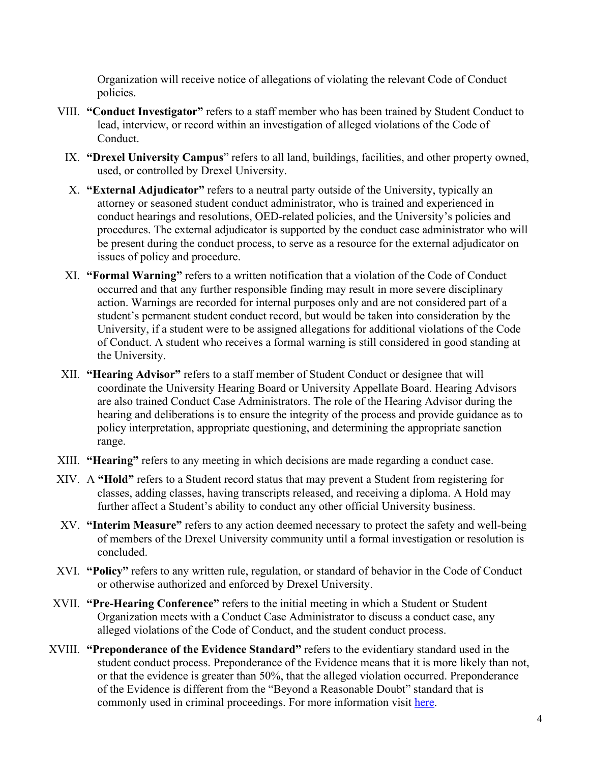Organization will receive notice of allegations of violating the relevant Code of Conduct policies.

VIII. **"Conduct Investigator"** refers to a staff member who has been trained by Student Conduct to lead, interview, or record within an investigation of alleged violations of the Code of Conduct.

IX. **"Drexel University Campus**" refers to all land, buildings, facilities, and other property owned, used, or controlled by Drexel University.

X. **"External Adjudicator"** refers to a neutral party outside of the University, typically an attorney or seasoned student conduct administrator, who is trained and experienced in conduct hearings and resolutions, OED-related policies, and the University's policies and procedures. The external adjudicator is supported by the conduct case administrator who will be present during the conduct process, to serve as a resource for the external adjudicator on issues of policy and procedure.

XI. **"Formal Warning"** refers to a written notification that a violation of the Code of Conduct occurred and that any further responsible finding may result in more severe disciplinary action. Warnings are recorded for internal purposes only and are not considered part of a student's permanent student conduct record, but would be taken into consideration by the University, if a student were to be assigned allegations for additional violations of the Code of Conduct. A student who receives a formal warning is still considered in good standing at the University.

XII. **"Hearing Advisor"** refers to a staff member of Student Conduct or designee that will coordinate the University Hearing Board or University Appellate Board. Hearing Advisors are also trained Conduct Case Administrators. The role of the Hearing Advisor during the hearing and deliberations is to ensure the integrity of the process and provide guidance as to policy interpretation, appropriate questioning, and determining the appropriate sanction range.

XIII. **"Hearing"** refers to any meeting in which decisions are made regarding a conduct case.

XIV. A **"Hold"** refers to a Student record status that may prevent a Student from registering for classes, adding classes, having transcripts released, and receiving a diploma. A Hold may further affect a Student's ability to conduct any other official University business.

XV. **"Interim Measure"** refers to any action deemed necessary to protect the safety and well-being of members of the Drexel University community until a formal investigation or resolution is concluded.

XVI. **"Policy"** refers to any written rule, regulation, or standard of behavior in the Code of Conduct or otherwise authorized and enforced by Drexel University.

XVII. **"Pre-Hearing Conference"** refers to the initial meeting in which a Student or Student Organization meets with a Conduct Case Administrator to discuss a conduct case, any alleged violations of the Code of Conduct, and the student conduct process.

XVIII. **"Preponderance of the Evidence Standard"** refers to the evidentiary standard used in the student conduct process. Preponderance of the Evidence means that it is more likely than not, or that the evidence is greater than 50%, that the alleged violation occurred. Preponderance of the Evidence is different from the "Beyond a Reasonable Doubt" standard that is commonly used in criminal proceedings. For more information visit here.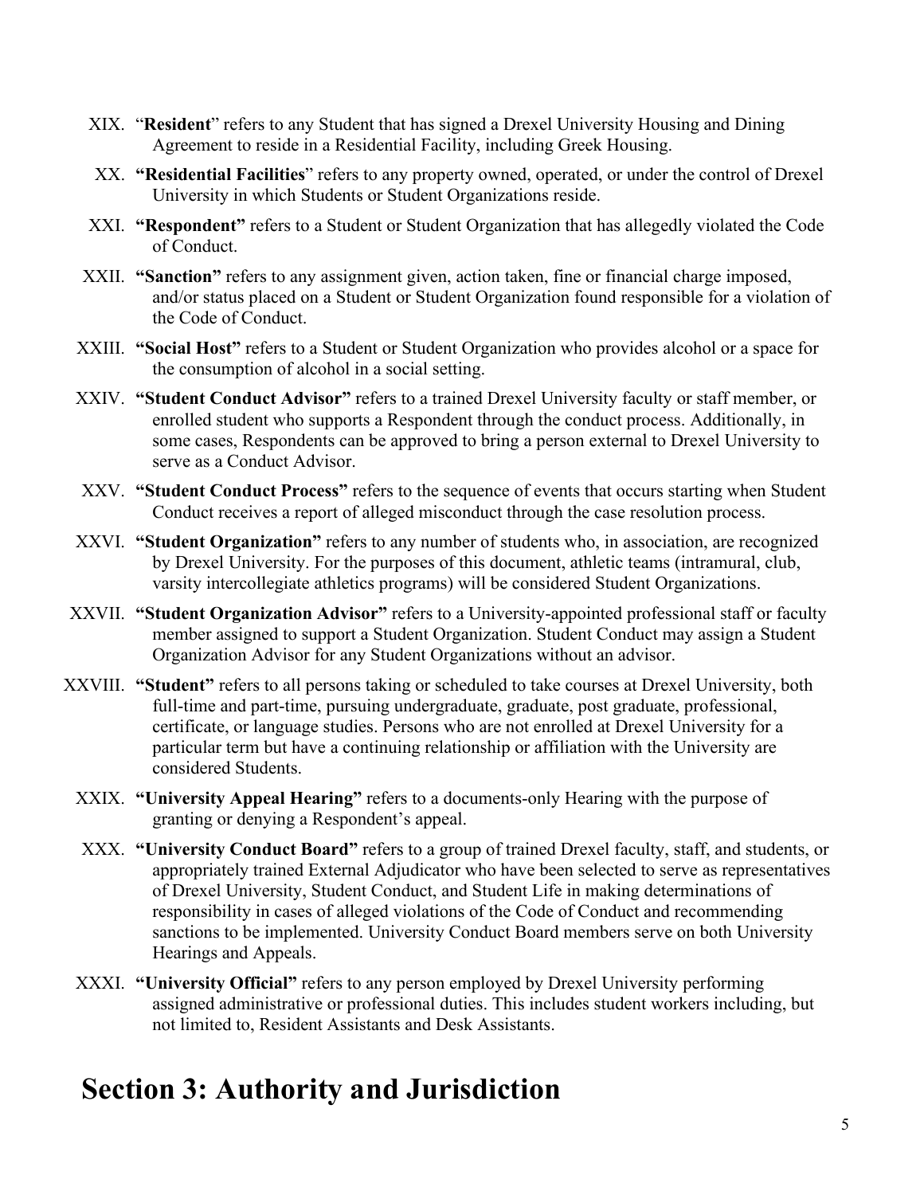XIX. "**Resident**" refers to any Student that has signed a Drexel University Housing and Dining Agreement to reside in a Residential Facility, including Greek Housing.

XX. **"Residential Facilities**" refers to any property owned, operated, or under the control of Drexel University in which Students or Student Organizations reside.

XXI. **"Respondent"** refers to a Student or Student Organization that has allegedly violated the Code of Conduct.

XXII. **"Sanction"** refers to any assignment given, action taken, fine or financial charge imposed, and/or status placed on a Student or Student Organization found responsible for a violation of the Code of Conduct.

XXIII. **"Social Host"** refers to a Student or Student Organization who provides alcohol or a space for the consumption of alcohol in a social setting.

XXIV. **"Student Conduct Advisor"** refers to a trained Drexel University faculty or staff member, or enrolled student who supports a Respondent through the conduct process. Additionally, in some cases, Respondents can be approved to bring a person external to Drexel University to serve as a Conduct Advisor.

XXV. **"Student Conduct Process"** refers to the sequence of events that occurs starting when Student Conduct receives a report of alleged misconduct through the case resolution process.

XXVI. **"Student Organization"** refers to any number of students who, in association, are recognized by Drexel University. For the purposes of this document, athletic teams (intramural, club, varsity intercollegiate athletics programs) will be considered Student Organizations.

XXVII. **"Student Organization Advisor"** refers to a University-appointed professional staff or faculty member assigned to support a Student Organization. Student Conduct may assign a Student Organization Advisor for any Student Organizations without an advisor.

XXVIII. **"Student"** refers to all persons taking or scheduled to take courses at Drexel University, both full-time and part-time, pursuing undergraduate, graduate, post graduate, professional, certificate, or language studies. Persons who are not enrolled at Drexel University for a particular term but have a continuing relationship or affiliation with the University are considered Students.

XXIX. **"University Appeal Hearing"** refers to a documents-only Hearing with the purpose of granting or denying a Respondent's appeal.

XXX. **"University Conduct Board"** refers to a group of trained Drexel faculty, staff, and students, or appropriately trained External Adjudicator who have been selected to serve as representatives of Drexel University, Student Conduct, and Student Life in making determinations of responsibility in cases of alleged violations of the Code of Conduct and recommending sanctions to be implemented. University Conduct Board members serve on both University Hearings and Appeals.

XXXI. **"University Official"** refers to any person employed by Drexel University performing assigned administrative or professional duties. This includes student workers including, but not limited to, Resident Assistants and Desk Assistants.

# Section 3: Authority and Jurisdiction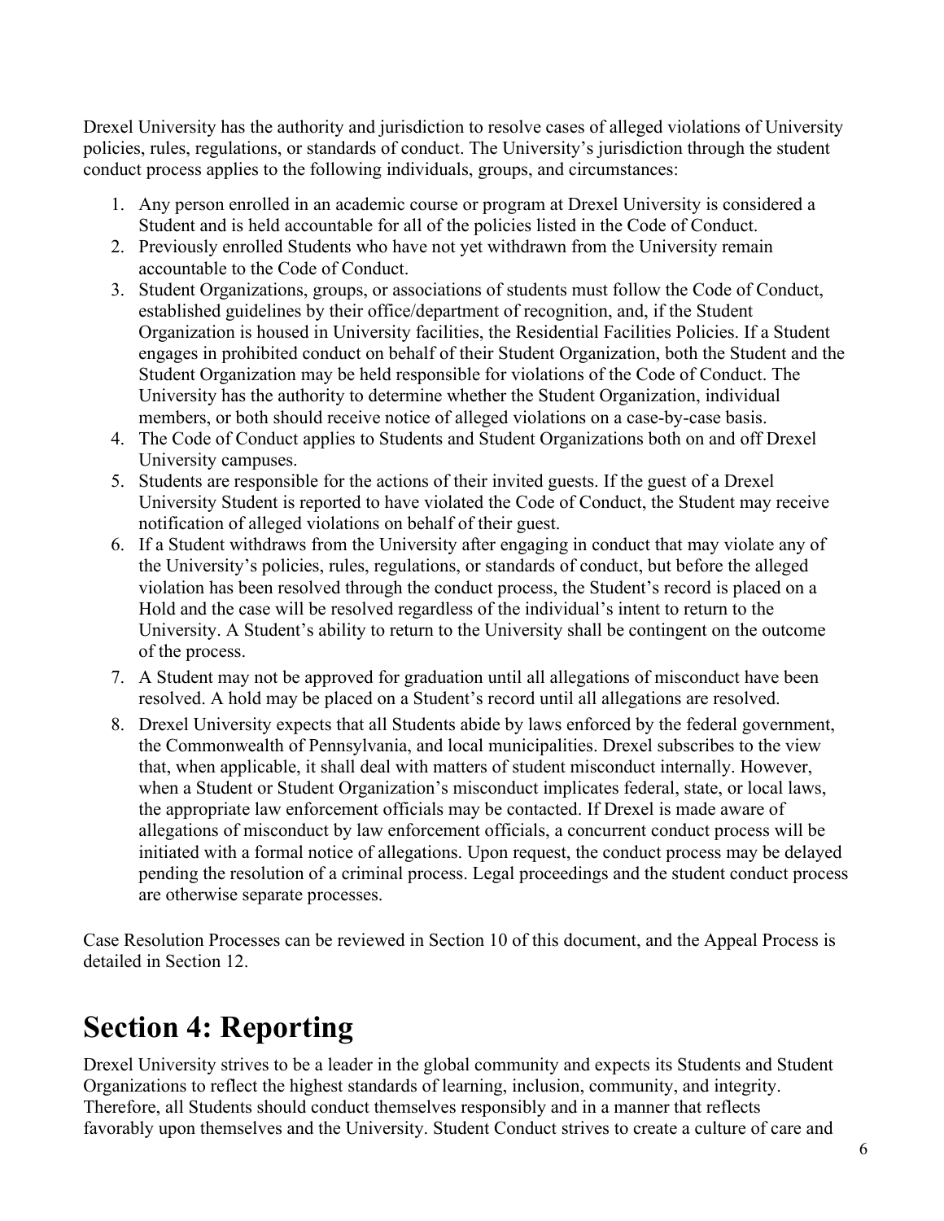Drexel University has the authority and jurisdiction to resolve cases of alleged violations of University policies, rules, regulations, or standards of conduct. The University's jurisdiction through the student conduct process applies to the following individuals, groups, and circumstances:

1. Any person enrolled in an academic course or program at Drexel University is considered a Student and is held accountable for all of the policies listed in the Code of Conduct.
2. Previously enrolled Students who have not yet withdrawn from the University remain accountable to the Code of Conduct.
3. Student Organizations, groups, or associations of students must follow the Code of Conduct, established guidelines by their office/department of recognition, and, if the Student Organization is housed in University facilities, the Residential Facilities Policies. If a Student engages in prohibited conduct on behalf of their Student Organization, both the Student and the Student Organization may be held responsible for violations of the Code of Conduct. The University has the authority to determine whether the Student Organization, individual members, or both should receive notice of alleged violations on a case-by-case basis.
4. The Code of Conduct applies to Students and Student Organizations both on and off Drexel University campuses.
5. Students are responsible for the actions of their invited guests. If the guest of a Drexel University Student is reported to have violated the Code of Conduct, the Student may receive notification of alleged violations on behalf of their guest.
6. If a Student withdraws from the University after engaging in conduct that may violate any of the University's policies, rules, regulations, or standards of conduct, but before the alleged violation has been resolved through the conduct process, the Student's record is placed on a Hold and the case will be resolved regardless of the individual's intent to return to the University. A Student's ability to return to the University shall be contingent on the outcome of the process.
7. A Student may not be approved for graduation until all allegations of misconduct have been resolved. A hold may be placed on a Student's record until all allegations are resolved.
8. Drexel University expects that all Students abide by laws enforced by the federal government, the Commonwealth of Pennsylvania, and local municipalities. Drexel subscribes to the view that, when applicable, it shall deal with matters of student misconduct internally. However, when a Student or Student Organization's misconduct implicates federal, state, or local laws, the appropriate law enforcement officials may be contacted. If Drexel is made aware of allegations of misconduct by law enforcement officials, a concurrent conduct process will be initiated with a formal notice of allegations. Upon request, the conduct process may be delayed pending the resolution of a criminal process. Legal proceedings and the student conduct process are otherwise separate processes.

Case Resolution Processes can be reviewed in Section 10 of this document, and the Appeal Process is detailed in Section 12.

# Section 4: Reporting

Drexel University strives to be a leader in the global community and expects its Students and Student Organizations to reflect the highest standards of learning, inclusion, community, and integrity. Therefore, all Students should conduct themselves responsibly and in a manner that reflects favorably upon themselves and the University. Student Conduct strives to create a culture of care and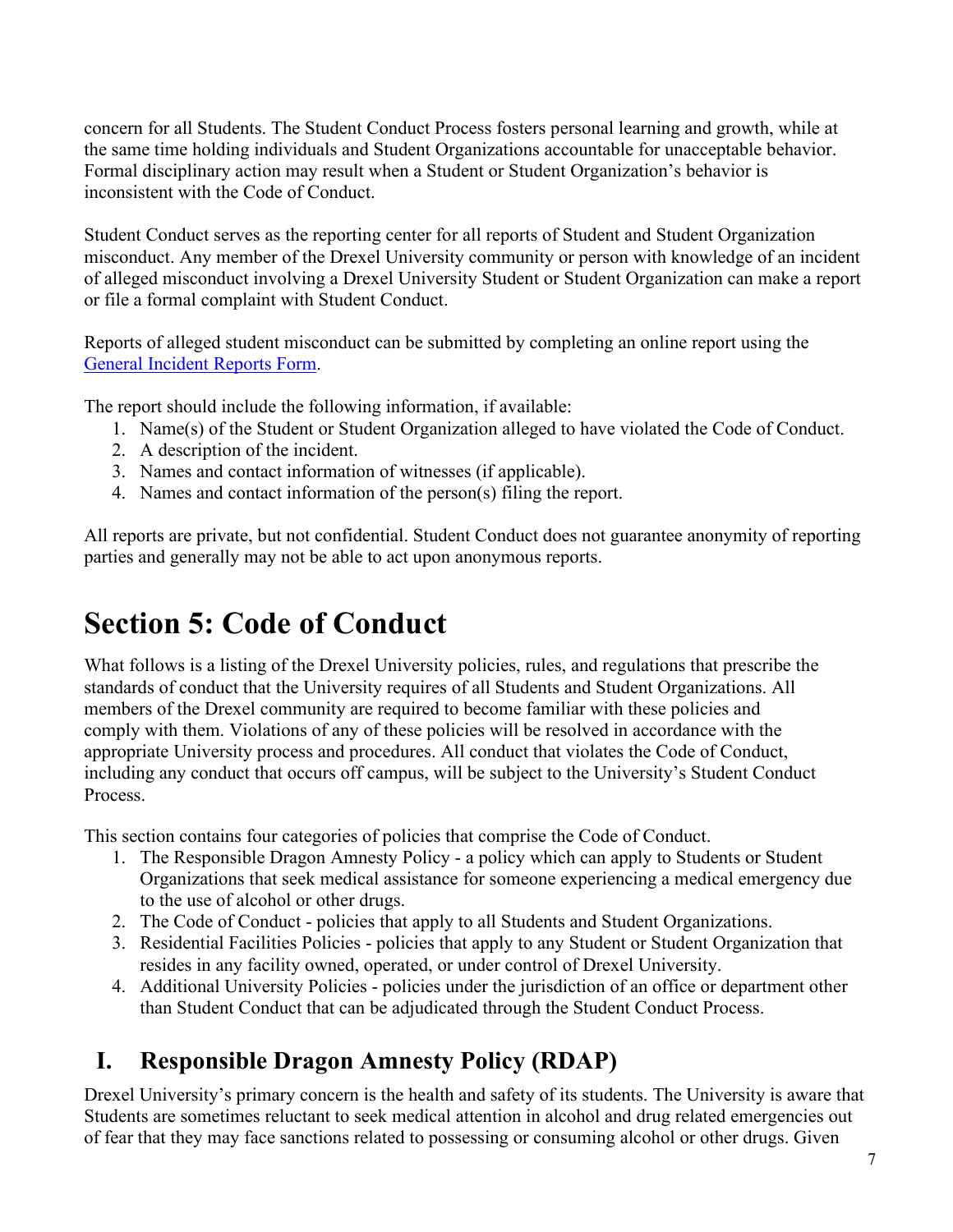concern for all Students. The Student Conduct Process fosters personal learning and growth, while at the same time holding individuals and Student Organizations accountable for unacceptable behavior. Formal disciplinary action may result when a Student or Student Organization's behavior is inconsistent with the Code of Conduct.

Student Conduct serves as the reporting center for all reports of Student and Student Organization misconduct. Any member of the Drexel University community or person with knowledge of an incident of alleged misconduct involving a Drexel University Student or Student Organization can make a report or file a formal complaint with Student Conduct.

Reports of alleged student misconduct can be submitted by completing an online report using the [General Incident Reports Form](#).

The report should include the following information, if available:

1. Name(s) of the Student or Student Organization alleged to have violated the Code of Conduct.
2. A description of the incident.
3. Names and contact information of witnesses (if applicable).
4. Names and contact information of the person(s) filing the report.

All reports are private, but not confidential. Student Conduct does not guarantee anonymity of reporting parties and generally may not be able to act upon anonymous reports.

# Section 5: Code of Conduct

What follows is a listing of the Drexel University policies, rules, and regulations that prescribe the standards of conduct that the University requires of all Students and Student Organizations. All members of the Drexel community are required to become familiar with these policies and comply with them. Violations of any of these policies will be resolved in accordance with the appropriate University process and procedures. All conduct that violates the Code of Conduct, including any conduct that occurs off campus, will be subject to the University's Student Conduct Process.

This section contains four categories of policies that comprise the Code of Conduct.

1. The Responsible Dragon Amnesty Policy - a policy which can apply to Students or Student Organizations that seek medical assistance for someone experiencing a medical emergency due to the use of alcohol or other drugs.
2. The Code of Conduct - policies that apply to all Students and Student Organizations.
3. Residential Facilities Policies - policies that apply to any Student or Student Organization that resides in any facility owned, operated, or under control of Drexel University.
4. Additional University Policies - policies under the jurisdiction of an office or department other than Student Conduct that can be adjudicated through the Student Conduct Process.

## I. Responsible Dragon Amnesty Policy (RDAP)

Drexel University's primary concern is the health and safety of its students. The University is aware that Students are sometimes reluctant to seek medical attention in alcohol and drug related emergencies out of fear that they may face sanctions related to possessing or consuming alcohol or other drugs. Given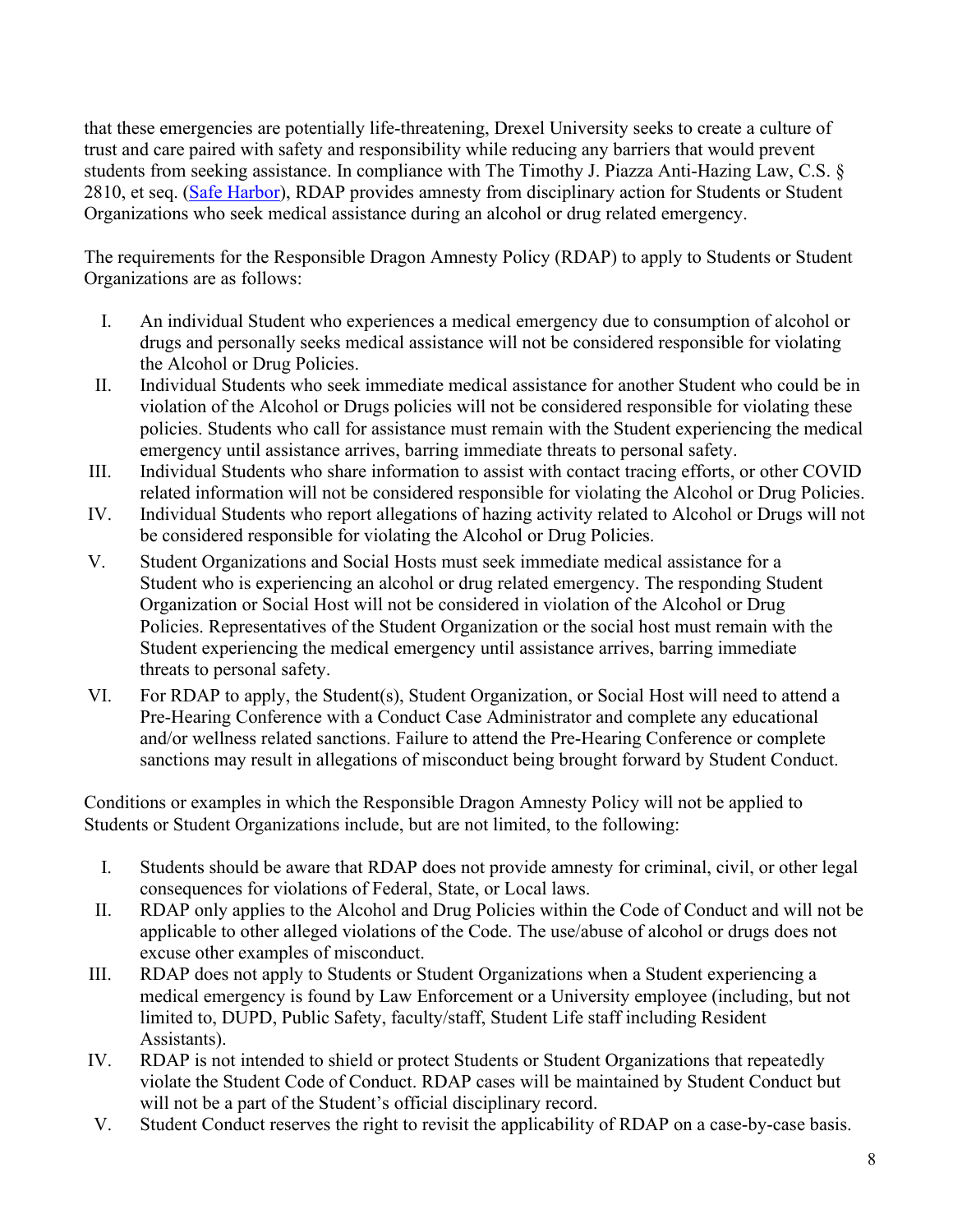that these emergencies are potentially life-threatening, Drexel University seeks to create a culture of trust and care paired with safety and responsibility while reducing any barriers that would prevent students from seeking assistance. In compliance with The Timothy J. Piazza Anti-Hazing Law, C.S. § 2810, et seq. (Safe Harbor), RDAP provides amnesty from disciplinary action for Students or Student Organizations who seek medical assistance during an alcohol or drug related emergency.

The requirements for the Responsible Dragon Amnesty Policy (RDAP) to apply to Students or Student Organizations are as follows:

I. An individual Student who experiences a medical emergency due to consumption of alcohol or drugs and personally seeks medical assistance will not be considered responsible for violating the Alcohol or Drug Policies.
II. Individual Students who seek immediate medical assistance for another Student who could be in violation of the Alcohol or Drugs policies will not be considered responsible for violating these policies. Students who call for assistance must remain with the Student experiencing the medical emergency until assistance arrives, barring immediate threats to personal safety.
III. Individual Students who share information to assist with contact tracing efforts, or other COVID related information will not be considered responsible for violating the Alcohol or Drug Policies.
IV. Individual Students who report allegations of hazing activity related to Alcohol or Drugs will not be considered responsible for violating the Alcohol or Drug Policies.
V. Student Organizations and Social Hosts must seek immediate medical assistance for a Student who is experiencing an alcohol or drug related emergency. The responding Student Organization or Social Host will not be considered in violation of the Alcohol or Drug Policies. Representatives of the Student Organization or the social host must remain with the Student experiencing the medical emergency until assistance arrives, barring immediate threats to personal safety.
VI. For RDAP to apply, the Student(s), Student Organization, or Social Host will need to attend a Pre-Hearing Conference with a Conduct Case Administrator and complete any educational and/or wellness related sanctions. Failure to attend the Pre-Hearing Conference or complete sanctions may result in allegations of misconduct being brought forward by Student Conduct.

Conditions or examples in which the Responsible Dragon Amnesty Policy will not be applied to Students or Student Organizations include, but are not limited, to the following:

I. Students should be aware that RDAP does not provide amnesty for criminal, civil, or other legal consequences for violations of Federal, State, or Local laws.
II. RDAP only applies to the Alcohol and Drug Policies within the Code of Conduct and will not be applicable to other alleged violations of the Code. The use/abuse of alcohol or drugs does not excuse other examples of misconduct.
III. RDAP does not apply to Students or Student Organizations when a Student experiencing a medical emergency is found by Law Enforcement or a University employee (including, but not limited to, DUPD, Public Safety, faculty/staff, Student Life staff including Resident Assistants).
IV. RDAP is not intended to shield or protect Students or Student Organizations that repeatedly violate the Student Code of Conduct. RDAP cases will be maintained by Student Conduct but will not be a part of the Student's official disciplinary record.
V. Student Conduct reserves the right to revisit the applicability of RDAP on a case-by-case basis.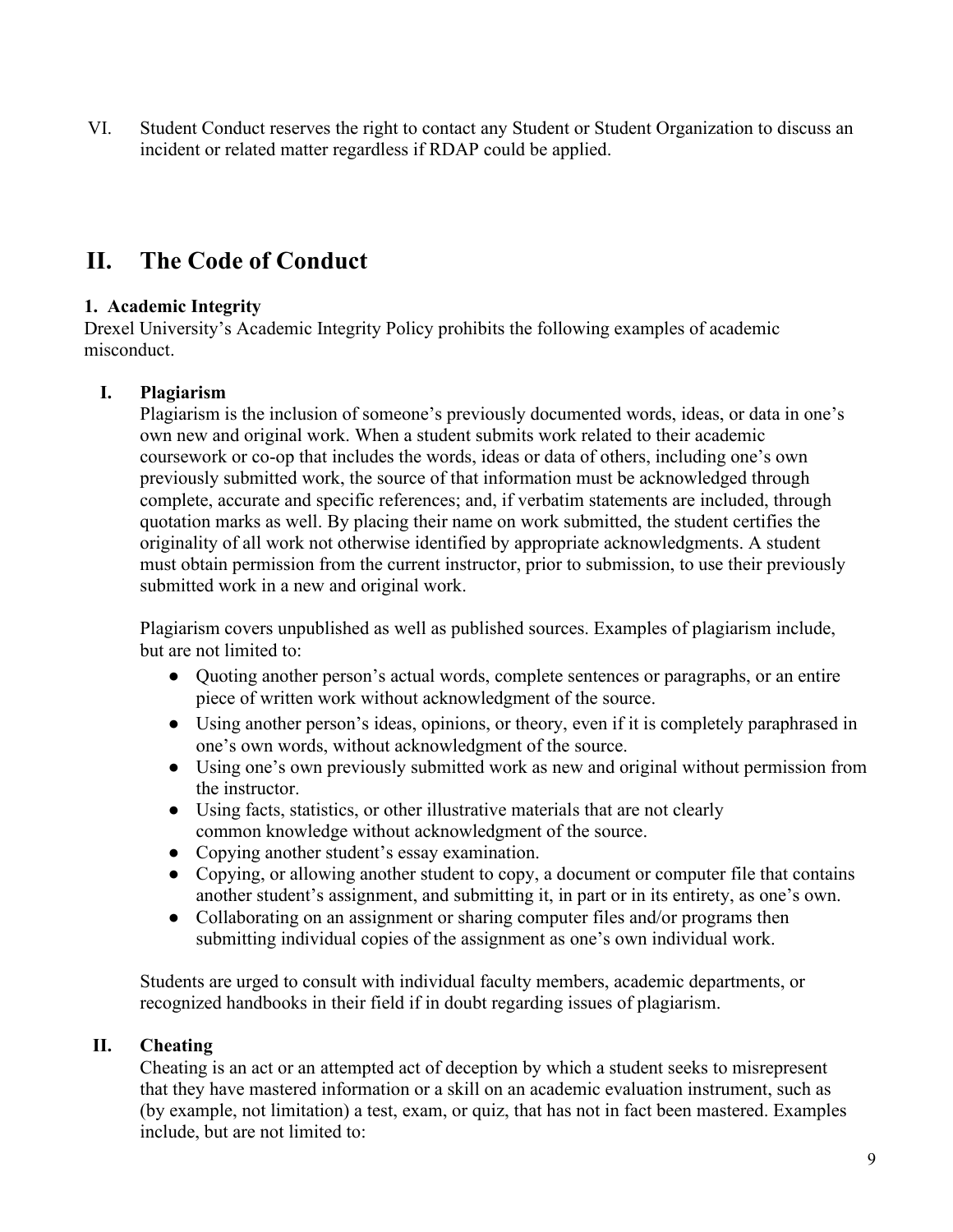VI. Student Conduct reserves the right to contact any Student or Student Organization to discuss an incident or related matter regardless if RDAP could be applied.

# II. The Code of Conduct

### 1. Academic Integrity

Drexel University's Academic Integrity Policy prohibits the following examples of academic misconduct.

#### I. Plagiarism

Plagiarism is the inclusion of someone's previously documented words, ideas, or data in one's own new and original work. When a student submits work related to their academic coursework or co-op that includes the words, ideas or data of others, including one's own previously submitted work, the source of that information must be acknowledged through complete, accurate and specific references; and, if verbatim statements are included, through quotation marks as well. By placing their name on work submitted, the student certifies the originality of all work not otherwise identified by appropriate acknowledgments. A student must obtain permission from the current instructor, prior to submission, to use their previously submitted work in a new and original work.

Plagiarism covers unpublished as well as published sources. Examples of plagiarism include, but are not limited to:

- Quoting another person's actual words, complete sentences or paragraphs, or an entire piece of written work without acknowledgment of the source.
- Using another person's ideas, opinions, or theory, even if it is completely paraphrased in one's own words, without acknowledgment of the source.
- Using one's own previously submitted work as new and original without permission from the instructor.
- Using facts, statistics, or other illustrative materials that are not clearly common knowledge without acknowledgment of the source.
- Copying another student's essay examination.
- Copying, or allowing another student to copy, a document or computer file that contains another student's assignment, and submitting it, in part or in its entirety, as one's own.
- Collaborating on an assignment or sharing computer files and/or programs then submitting individual copies of the assignment as one's own individual work.

Students are urged to consult with individual faculty members, academic departments, or recognized handbooks in their field if in doubt regarding issues of plagiarism.

#### II. Cheating

Cheating is an act or an attempted act of deception by which a student seeks to misrepresent that they have mastered information or a skill on an academic evaluation instrument, such as (by example, not limitation) a test, exam, or quiz, that has not in fact been mastered. Examples include, but are not limited to: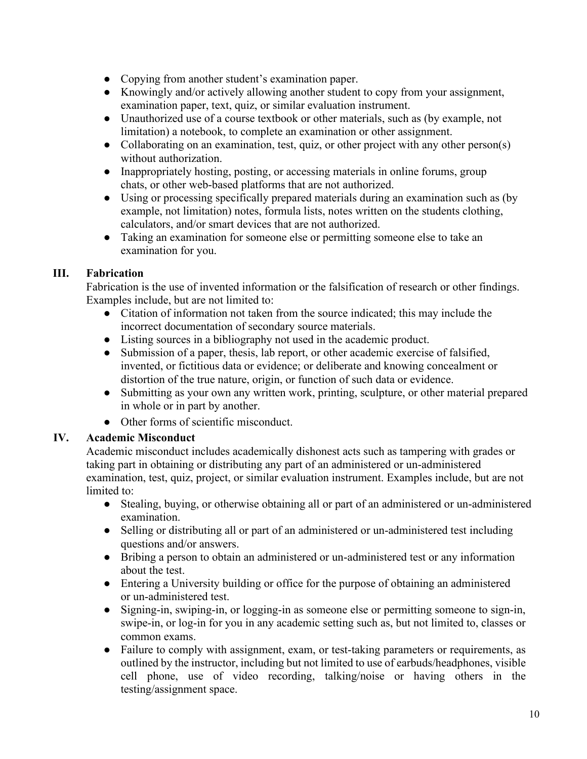- Copying from another student's examination paper.
- Knowingly and/or actively allowing another student to copy from your assignment, examination paper, text, quiz, or similar evaluation instrument.
- Unauthorized use of a course textbook or other materials, such as (by example, not limitation) a notebook, to complete an examination or other assignment.
- Collaborating on an examination, test, quiz, or other project with any other person(s) without authorization.
- Inappropriately hosting, posting, or accessing materials in online forums, group chats, or other web-based platforms that are not authorized.
- Using or processing specifically prepared materials during an examination such as (by example, not limitation) notes, formula lists, notes written on the students clothing, calculators, and/or smart devices that are not authorized.
- Taking an examination for someone else or permitting someone else to take an examination for you.

## III. Fabrication

Fabrication is the use of invented information or the falsification of research or other findings. Examples include, but are not limited to:

- Citation of information not taken from the source indicated; this may include the incorrect documentation of secondary source materials.
- Listing sources in a bibliography not used in the academic product.
- Submission of a paper, thesis, lab report, or other academic exercise of falsified, invented, or fictitious data or evidence; or deliberate and knowing concealment or distortion of the true nature, origin, or function of such data or evidence.
- Submitting as your own any written work, printing, sculpture, or other material prepared in whole or in part by another.
- Other forms of scientific misconduct.

## IV. Academic Misconduct

Academic misconduct includes academically dishonest acts such as tampering with grades or taking part in obtaining or distributing any part of an administered or un-administered examination, test, quiz, project, or similar evaluation instrument. Examples include, but are not limited to:

- Stealing, buying, or otherwise obtaining all or part of an administered or un-administered examination.
- Selling or distributing all or part of an administered or un-administered test including questions and/or answers.
- Bribing a person to obtain an administered or un-administered test or any information about the test.
- Entering a University building or office for the purpose of obtaining an administered or un-administered test.
- Signing-in, swiping-in, or logging-in as someone else or permitting someone to sign-in, swipe-in, or log-in for you in any academic setting such as, but not limited to, classes or common exams.
- Failure to comply with assignment, exam, or test-taking parameters or requirements, as outlined by the instructor, including but not limited to use of earbuds/headphones, visible cell phone, use of video recording, talking/noise or having others in the testing/assignment space.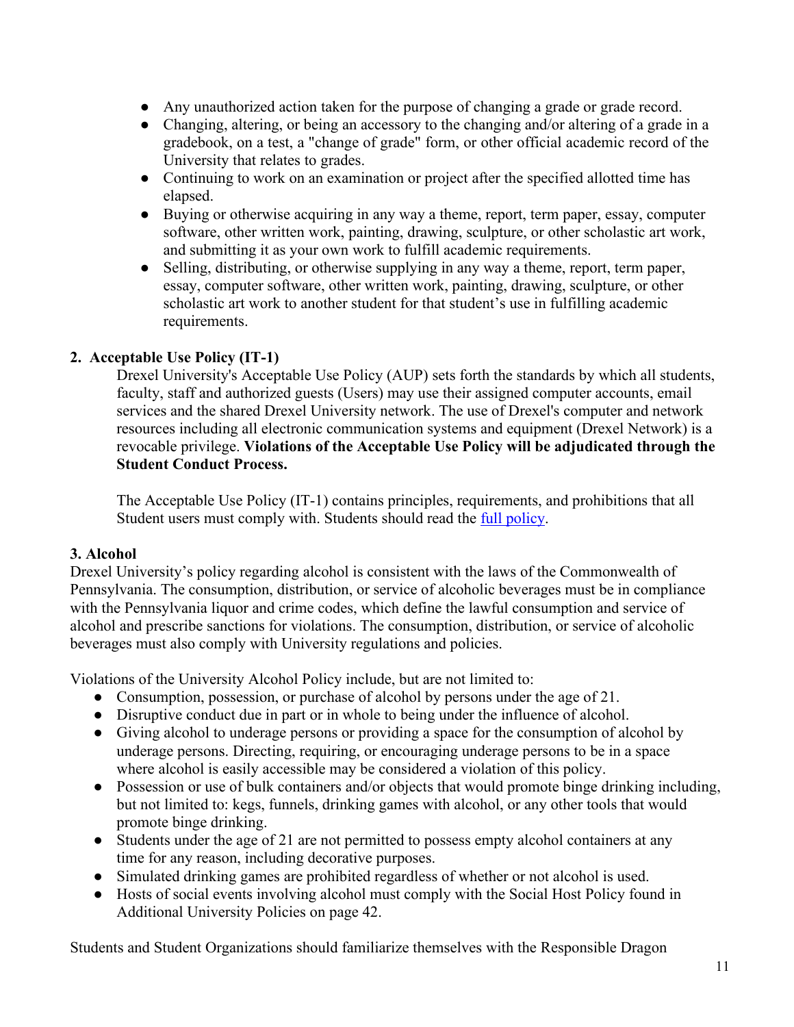- Any unauthorized action taken for the purpose of changing a grade or grade record.
- Changing, altering, or being an accessory to the changing and/or altering of a grade in a gradebook, on a test, a "change of grade" form, or other official academic record of the University that relates to grades.
- Continuing to work on an examination or project after the specified allotted time has elapsed.
- Buying or otherwise acquiring in any way a theme, report, term paper, essay, computer software, other written work, painting, drawing, sculpture, or other scholastic art work, and submitting it as your own work to fulfill academic requirements.
- Selling, distributing, or otherwise supplying in any way a theme, report, term paper, essay, computer software, other written work, painting, drawing, sculpture, or other scholastic art work to another student for that student's use in fulfilling academic requirements.

### 2. Acceptable Use Policy (IT-1)

Drexel University's Acceptable Use Policy (AUP) sets forth the standards by which all students, faculty, staff and authorized guests (Users) may use their assigned computer accounts, email services and the shared Drexel University network. The use of Drexel's computer and network resources including all electronic communication systems and equipment (Drexel Network) is a revocable privilege. **Violations of the Acceptable Use Policy will be adjudicated through the Student Conduct Process.**

The Acceptable Use Policy (IT-1) contains principles, requirements, and prohibitions that all Student users must comply with. Students should read the [full policy](full policy).

### 3. Alcohol

Drexel University's policy regarding alcohol is consistent with the laws of the Commonwealth of Pennsylvania. The consumption, distribution, or service of alcoholic beverages must be in compliance with the Pennsylvania liquor and crime codes, which define the lawful consumption and service of alcohol and prescribe sanctions for violations. The consumption, distribution, or service of alcoholic beverages must also comply with University regulations and policies.

Violations of the University Alcohol Policy include, but are not limited to:

- Consumption, possession, or purchase of alcohol by persons under the age of 21.
- Disruptive conduct due in part or in whole to being under the influence of alcohol.
- Giving alcohol to underage persons or providing a space for the consumption of alcohol by underage persons. Directing, requiring, or encouraging underage persons to be in a space where alcohol is easily accessible may be considered a violation of this policy.
- Possession or use of bulk containers and/or objects that would promote binge drinking including, but not limited to: kegs, funnels, drinking games with alcohol, or any other tools that would promote binge drinking.
- Students under the age of 21 are not permitted to possess empty alcohol containers at any time for any reason, including decorative purposes.
- Simulated drinking games are prohibited regardless of whether or not alcohol is used.
- Hosts of social events involving alcohol must comply with the Social Host Policy found in Additional University Policies on page 42.

Students and Student Organizations should familiarize themselves with the Responsible Dragon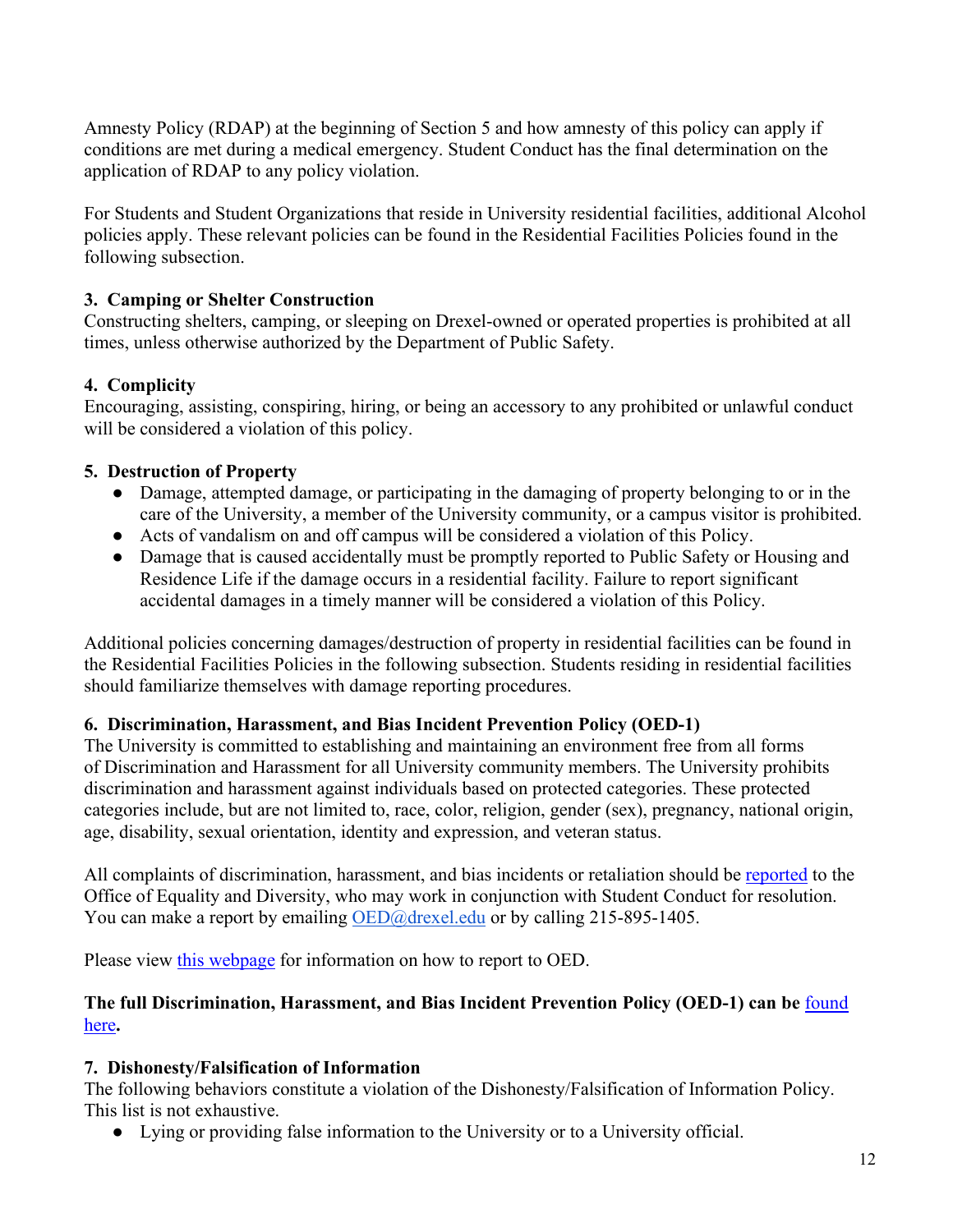Amnesty Policy (RDAP) at the beginning of Section 5 and how amnesty of this policy can apply if conditions are met during a medical emergency. Student Conduct has the final determination on the application of RDAP to any policy violation.

For Students and Student Organizations that reside in University residential facilities, additional Alcohol policies apply. These relevant policies can be found in the Residential Facilities Policies found in the following subsection.

### 3. Camping or Shelter Construction

Constructing shelters, camping, or sleeping on Drexel-owned or operated properties is prohibited at all times, unless otherwise authorized by the Department of Public Safety.

### 4. Complicity

Encouraging, assisting, conspiring, hiring, or being an accessory to any prohibited or unlawful conduct will be considered a violation of this policy.

### 5. Destruction of Property

- Damage, attempted damage, or participating in the damaging of property belonging to or in the care of the University, a member of the University community, or a campus visitor is prohibited.
- Acts of vandalism on and off campus will be considered a violation of this Policy.
- Damage that is caused accidentally must be promptly reported to Public Safety or Housing and Residence Life if the damage occurs in a residential facility. Failure to report significant accidental damages in a timely manner will be considered a violation of this Policy.

Additional policies concerning damages/destruction of property in residential facilities can be found in the Residential Facilities Policies in the following subsection. Students residing in residential facilities should familiarize themselves with damage reporting procedures.

### 6. Discrimination, Harassment, and Bias Incident Prevention Policy (OED-1)

The University is committed to establishing and maintaining an environment free from all forms of Discrimination and Harassment for all University community members. The University prohibits discrimination and harassment against individuals based on protected categories. These protected categories include, but are not limited to, race, color, religion, gender (sex), pregnancy, national origin, age, disability, sexual orientation, identity and expression, and veteran status.

All complaints of discrimination, harassment, and bias incidents or retaliation should be reported to the Office of Equality and Diversity, who may work in conjunction with Student Conduct for resolution. You can make a report by emailing OED@drexel.edu or by calling 215-895-1405.

Please view this webpage for information on how to report to OED.

**The full Discrimination, Harassment, and Bias Incident Prevention Policy (OED-1) can be found here.**

### 7. Dishonesty/Falsification of Information

The following behaviors constitute a violation of the Dishonesty/Falsification of Information Policy. This list is not exhaustive.

- Lying or providing false information to the University or to a University official.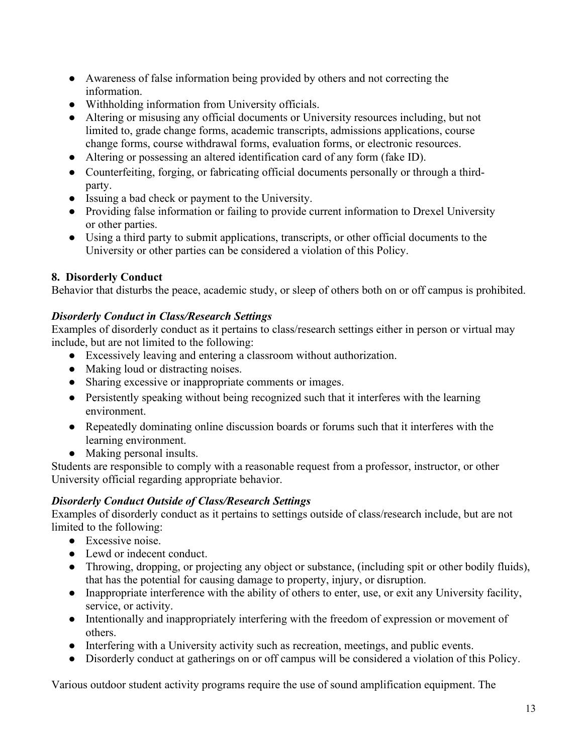- Awareness of false information being provided by others and not correcting the information.
- Withholding information from University officials.
- Altering or misusing any official documents or University resources including, but not limited to, grade change forms, academic transcripts, admissions applications, course change forms, course withdrawal forms, evaluation forms, or electronic resources.
- Altering or possessing an altered identification card of any form (fake ID).
- Counterfeiting, forging, or fabricating official documents personally or through a third-party.
- Issuing a bad check or payment to the University.
- Providing false information or failing to provide current information to Drexel University or other parties.
- Using a third party to submit applications, transcripts, or other official documents to the University or other parties can be considered a violation of this Policy.

**8. Disorderly Conduct**

Behavior that disturbs the peace, academic study, or sleep of others both on or off campus is prohibited.

***Disorderly Conduct in Class/Research Settings***

Examples of disorderly conduct as it pertains to class/research settings either in person or virtual may include, but are not limited to the following:

- Excessively leaving and entering a classroom without authorization.
- Making loud or distracting noises.
- Sharing excessive or inappropriate comments or images.
- Persistently speaking without being recognized such that it interferes with the learning environment.
- Repeatedly dominating online discussion boards or forums such that it interferes with the learning environment.
- Making personal insults.

Students are responsible to comply with a reasonable request from a professor, instructor, or other University official regarding appropriate behavior.

***Disorderly Conduct Outside of Class/Research Settings***

Examples of disorderly conduct as it pertains to settings outside of class/research include, but are not limited to the following:

- Excessive noise.
- Lewd or indecent conduct.
- Throwing, dropping, or projecting any object or substance, (including spit or other bodily fluids), that has the potential for causing damage to property, injury, or disruption.
- Inappropriate interference with the ability of others to enter, use, or exit any University facility, service, or activity.
- Intentionally and inappropriately interfering with the freedom of expression or movement of others.
- Interfering with a University activity such as recreation, meetings, and public events.
- Disorderly conduct at gatherings on or off campus will be considered a violation of this Policy.

Various outdoor student activity programs require the use of sound amplification equipment. The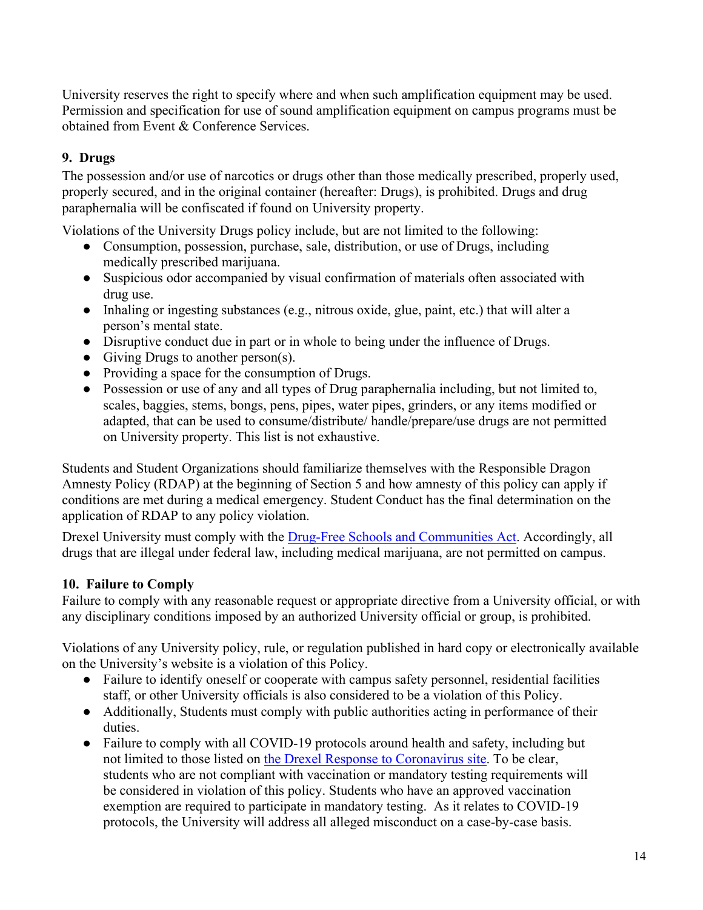University reserves the right to specify where and when such amplification equipment may be used. Permission and specification for use of sound amplification equipment on campus programs must be obtained from Event & Conference Services.

### 9. Drugs

The possession and/or use of narcotics or drugs other than those medically prescribed, properly used, properly secured, and in the original container (hereafter: Drugs), is prohibited. Drugs and drug paraphernalia will be confiscated if found on University property.

Violations of the University Drugs policy include, but are not limited to the following:

- Consumption, possession, purchase, sale, distribution, or use of Drugs, including medically prescribed marijuana.
- Suspicious odor accompanied by visual confirmation of materials often associated with drug use.
- Inhaling or ingesting substances (e.g., nitrous oxide, glue, paint, etc.) that will alter a person's mental state.
- Disruptive conduct due in part or in whole to being under the influence of Drugs.
- Giving Drugs to another person(s).
- Providing a space for the consumption of Drugs.
- Possession or use of any and all types of Drug paraphernalia including, but not limited to, scales, baggies, stems, bongs, pens, pipes, water pipes, grinders, or any items modified or adapted, that can be used to consume/distribute/ handle/prepare/use drugs are not permitted on University property. This list is not exhaustive.

Students and Student Organizations should familiarize themselves with the Responsible Dragon Amnesty Policy (RDAP) at the beginning of Section 5 and how amnesty of this policy can apply if conditions are met during a medical emergency. Student Conduct has the final determination on the application of RDAP to any policy violation.

Drexel University must comply with the [Drug-Free Schools and Communities Act](). Accordingly, all drugs that are illegal under federal law, including medical marijuana, are not permitted on campus.

### 10. Failure to Comply

Failure to comply with any reasonable request or appropriate directive from a University official, or with any disciplinary conditions imposed by an authorized University official or group, is prohibited.

Violations of any University policy, rule, or regulation published in hard copy or electronically available on the University's website is a violation of this Policy.

- Failure to identify oneself or cooperate with campus safety personnel, residential facilities staff, or other University officials is also considered to be a violation of this Policy.
- Additionally, Students must comply with public authorities acting in performance of their duties.
- Failure to comply with all COVID-19 protocols around health and safety, including but not limited to those listed on [the Drexel Response to Coronavirus site](). To be clear, students who are not compliant with vaccination or mandatory testing requirements will be considered in violation of this policy. Students who have an approved vaccination exemption are required to participate in mandatory testing. As it relates to COVID-19 protocols, the University will address all alleged misconduct on a case-by-case basis.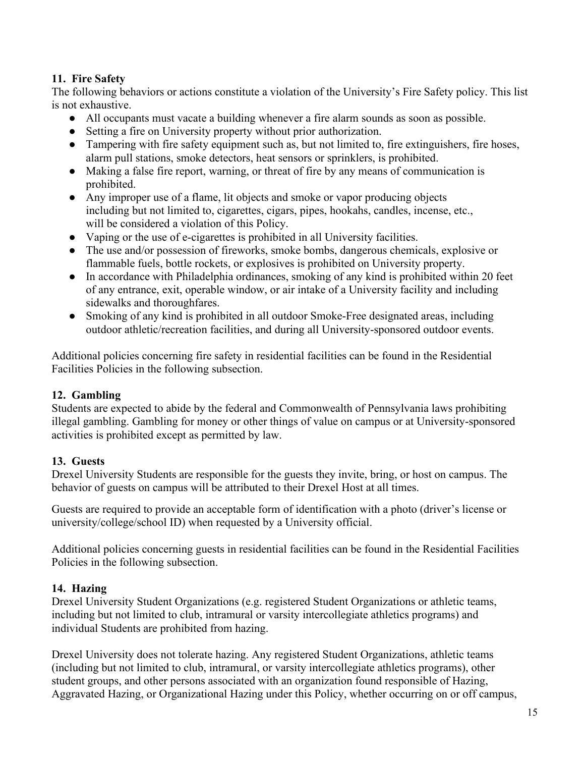### 11. Fire Safety

The following behaviors or actions constitute a violation of the University's Fire Safety policy. This list is not exhaustive.

- All occupants must vacate a building whenever a fire alarm sounds as soon as possible.
- Setting a fire on University property without prior authorization.
- Tampering with fire safety equipment such as, but not limited to, fire extinguishers, fire hoses, alarm pull stations, smoke detectors, heat sensors or sprinklers, is prohibited.
- Making a false fire report, warning, or threat of fire by any means of communication is prohibited.
- Any improper use of a flame, lit objects and smoke or vapor producing objects including but not limited to, cigarettes, cigars, pipes, hookahs, candles, incense, etc., will be considered a violation of this Policy.
- Vaping or the use of e-cigarettes is prohibited in all University facilities.
- The use and/or possession of fireworks, smoke bombs, dangerous chemicals, explosive or flammable fuels, bottle rockets, or explosives is prohibited on University property.
- In accordance with Philadelphia ordinances, smoking of any kind is prohibited within 20 feet of any entrance, exit, operable window, or air intake of a University facility and including sidewalks and thoroughfares.
- Smoking of any kind is prohibited in all outdoor Smoke-Free designated areas, including outdoor athletic/recreation facilities, and during all University-sponsored outdoor events.

Additional policies concerning fire safety in residential facilities can be found in the Residential Facilities Policies in the following subsection.

### 12. Gambling

Students are expected to abide by the federal and Commonwealth of Pennsylvania laws prohibiting illegal gambling. Gambling for money or other things of value on campus or at University-sponsored activities is prohibited except as permitted by law.

### 13. Guests

Drexel University Students are responsible for the guests they invite, bring, or host on campus. The behavior of guests on campus will be attributed to their Drexel Host at all times.

Guests are required to provide an acceptable form of identification with a photo (driver's license or university/college/school ID) when requested by a University official.

Additional policies concerning guests in residential facilities can be found in the Residential Facilities Policies in the following subsection.

### 14. Hazing

Drexel University Student Organizations (e.g. registered Student Organizations or athletic teams, including but not limited to club, intramural or varsity intercollegiate athletics programs) and individual Students are prohibited from hazing.

Drexel University does not tolerate hazing. Any registered Student Organizations, athletic teams (including but not limited to club, intramural, or varsity intercollegiate athletics programs), other student groups, and other persons associated with an organization found responsible of Hazing, Aggravated Hazing, or Organizational Hazing under this Policy, whether occurring on or off campus,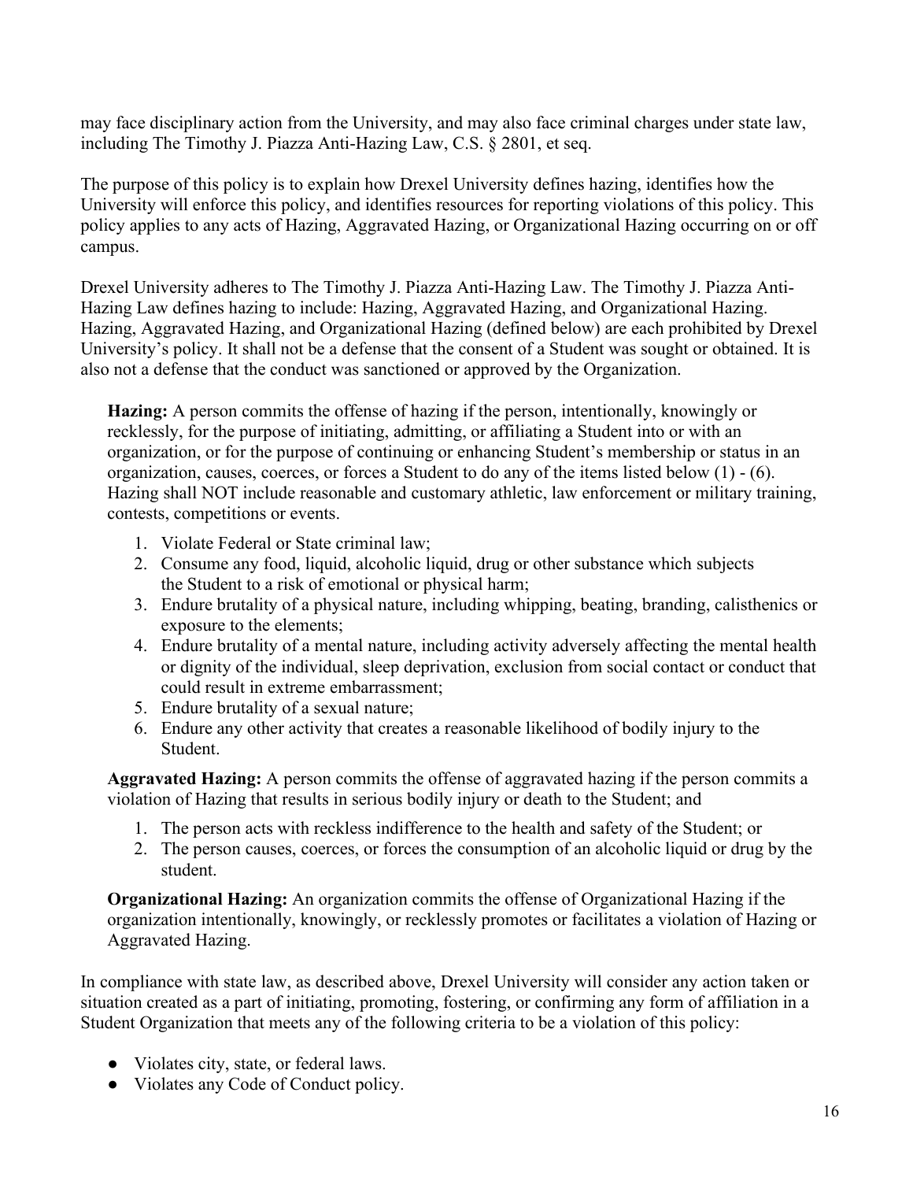may face disciplinary action from the University, and may also face criminal charges under state law, including The Timothy J. Piazza Anti-Hazing Law, C.S. § 2801, et seq.

The purpose of this policy is to explain how Drexel University defines hazing, identifies how the University will enforce this policy, and identifies resources for reporting violations of this policy. This policy applies to any acts of Hazing, Aggravated Hazing, or Organizational Hazing occurring on or off campus.

Drexel University adheres to The Timothy J. Piazza Anti-Hazing Law. The Timothy J. Piazza Anti-Hazing Law defines hazing to include: Hazing, Aggravated Hazing, and Organizational Hazing. Hazing, Aggravated Hazing, and Organizational Hazing (defined below) are each prohibited by Drexel University's policy. It shall not be a defense that the consent of a Student was sought or obtained. It is also not a defense that the conduct was sanctioned or approved by the Organization.

**Hazing:** A person commits the offense of hazing if the person, intentionally, knowingly or recklessly, for the purpose of initiating, admitting, or affiliating a Student into or with an organization, or for the purpose of continuing or enhancing Student's membership or status in an organization, causes, coerces, or forces a Student to do any of the items listed below (1) - (6). Hazing shall NOT include reasonable and customary athletic, law enforcement or military training, contests, competitions or events.

1. Violate Federal or State criminal law;
2. Consume any food, liquid, alcoholic liquid, drug or other substance which subjects the Student to a risk of emotional or physical harm;
3. Endure brutality of a physical nature, including whipping, beating, branding, calisthenics or exposure to the elements;
4. Endure brutality of a mental nature, including activity adversely affecting the mental health or dignity of the individual, sleep deprivation, exclusion from social contact or conduct that could result in extreme embarrassment;
5. Endure brutality of a sexual nature;
6. Endure any other activity that creates a reasonable likelihood of bodily injury to the Student.

**Aggravated Hazing:** A person commits the offense of aggravated hazing if the person commits a violation of Hazing that results in serious bodily injury or death to the Student; and

1. The person acts with reckless indifference to the health and safety of the Student; or
2. The person causes, coerces, or forces the consumption of an alcoholic liquid or drug by the student.

**Organizational Hazing:** An organization commits the offense of Organizational Hazing if the organization intentionally, knowingly, or recklessly promotes or facilitates a violation of Hazing or Aggravated Hazing.

In compliance with state law, as described above, Drexel University will consider any action taken or situation created as a part of initiating, promoting, fostering, or confirming any form of affiliation in a Student Organization that meets any of the following criteria to be a violation of this policy:

- Violates city, state, or federal laws.
- Violates any Code of Conduct policy.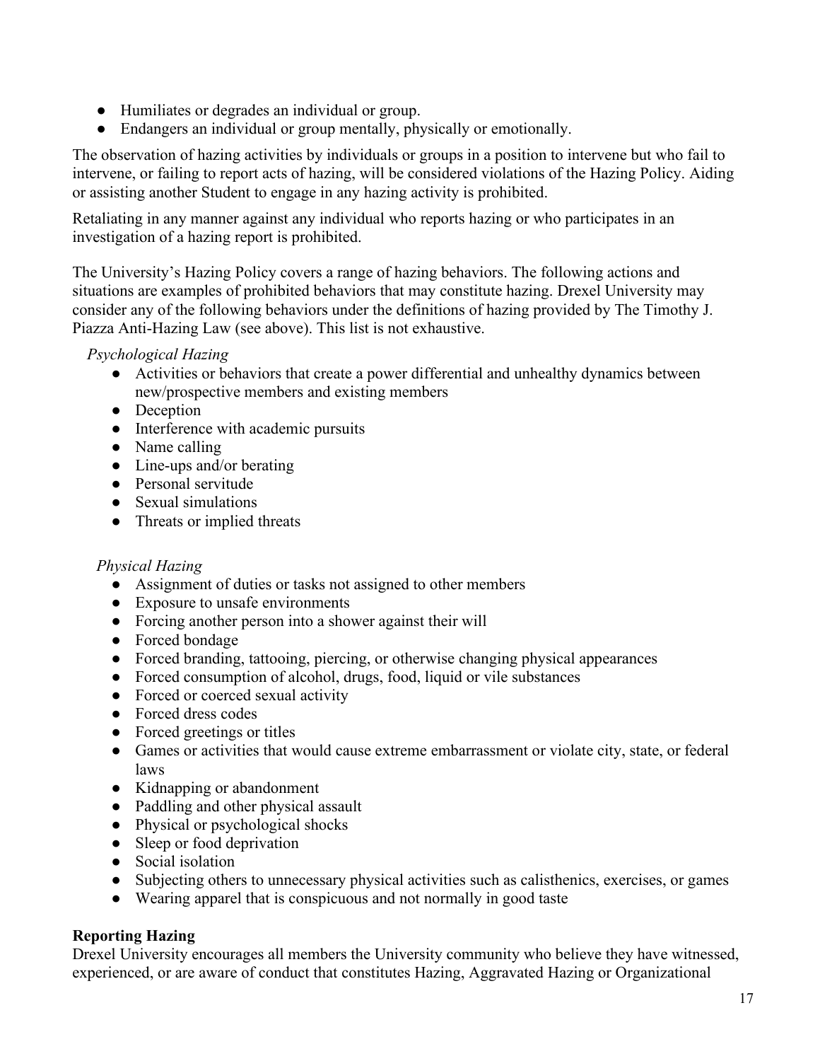- Humiliates or degrades an individual or group.
- Endangers an individual or group mentally, physically or emotionally.

The observation of hazing activities by individuals or groups in a position to intervene but who fail to intervene, or failing to report acts of hazing, will be considered violations of the Hazing Policy. Aiding or assisting another Student to engage in any hazing activity is prohibited.

Retaliating in any manner against any individual who reports hazing or who participates in an investigation of a hazing report is prohibited.

The University's Hazing Policy covers a range of hazing behaviors. The following actions and situations are examples of prohibited behaviors that may constitute hazing. Drexel University may consider any of the following behaviors under the definitions of hazing provided by The Timothy J. Piazza Anti-Hazing Law (see above). This list is not exhaustive.

*Psychological Hazing*

- Activities or behaviors that create a power differential and unhealthy dynamics between new/prospective members and existing members
- Deception
- Interference with academic pursuits
- Name calling
- Line-ups and/or berating
- Personal servitude
- Sexual simulations
- Threats or implied threats

*Physical Hazing*

- Assignment of duties or tasks not assigned to other members
- Exposure to unsafe environments
- Forcing another person into a shower against their will
- Forced bondage
- Forced branding, tattooing, piercing, or otherwise changing physical appearances
- Forced consumption of alcohol, drugs, food, liquid or vile substances
- Forced or coerced sexual activity
- Forced dress codes
- Forced greetings or titles
- Games or activities that would cause extreme embarrassment or violate city, state, or federal laws
- Kidnapping or abandonment
- Paddling and other physical assault
- Physical or psychological shocks
- Sleep or food deprivation
- Social isolation
- Subjecting others to unnecessary physical activities such as calisthenics, exercises, or games
- Wearing apparel that is conspicuous and not normally in good taste

**Reporting Hazing**

Drexel University encourages all members the University community who believe they have witnessed, experienced, or are aware of conduct that constitutes Hazing, Aggravated Hazing or Organizational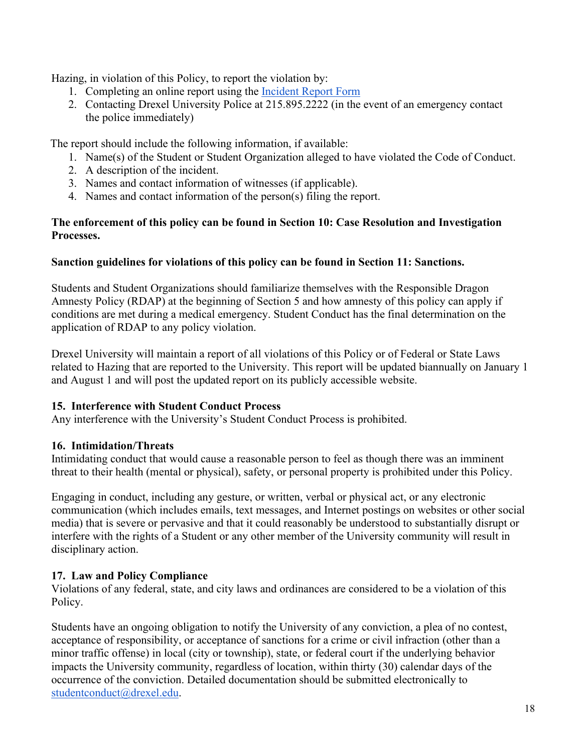Hazing, in violation of this Policy, to report the violation by:

1. Completing an online report using the [Incident Report Form]()
2. Contacting Drexel University Police at 215.895.2222 (in the event of an emergency contact the police immediately)

The report should include the following information, if available:

1. Name(s) of the Student or Student Organization alleged to have violated the Code of Conduct.
2. A description of the incident.
3. Names and contact information of witnesses (if applicable).
4. Names and contact information of the person(s) filing the report.

**The enforcement of this policy can be found in Section 10: Case Resolution and Investigation Processes.**

**Sanction guidelines for violations of this policy can be found in Section 11: Sanctions.**

Students and Student Organizations should familiarize themselves with the Responsible Dragon Amnesty Policy (RDAP) at the beginning of Section 5 and how amnesty of this policy can apply if conditions are met during a medical emergency. Student Conduct has the final determination on the application of RDAP to any policy violation.

Drexel University will maintain a report of all violations of this Policy or of Federal or State Laws related to Hazing that are reported to the University. This report will be updated biannually on January 1 and August 1 and will post the updated report on its publicly accessible website.

### 15. Interference with Student Conduct Process

Any interference with the University's Student Conduct Process is prohibited.

### 16. Intimidation/Threats

Intimidating conduct that would cause a reasonable person to feel as though there was an imminent threat to their health (mental or physical), safety, or personal property is prohibited under this Policy.

Engaging in conduct, including any gesture, or written, verbal or physical act, or any electronic communication (which includes emails, text messages, and Internet postings on websites or other social media) that is severe or pervasive and that it could reasonably be understood to substantially disrupt or interfere with the rights of a Student or any other member of the University community will result in disciplinary action.

### 17. Law and Policy Compliance

Violations of any federal, state, and city laws and ordinances are considered to be a violation of this Policy.

Students have an ongoing obligation to notify the University of any conviction, a plea of no contest, acceptance of responsibility, or acceptance of sanctions for a crime or civil infraction (other than a minor traffic offense) in local (city or township), state, or federal court if the underlying behavior impacts the University community, regardless of location, within thirty (30) calendar days of the occurrence of the conviction. Detailed documentation should be submitted electronically to [studentconduct@drexel.edu](mailto:studentconduct@drexel.edu).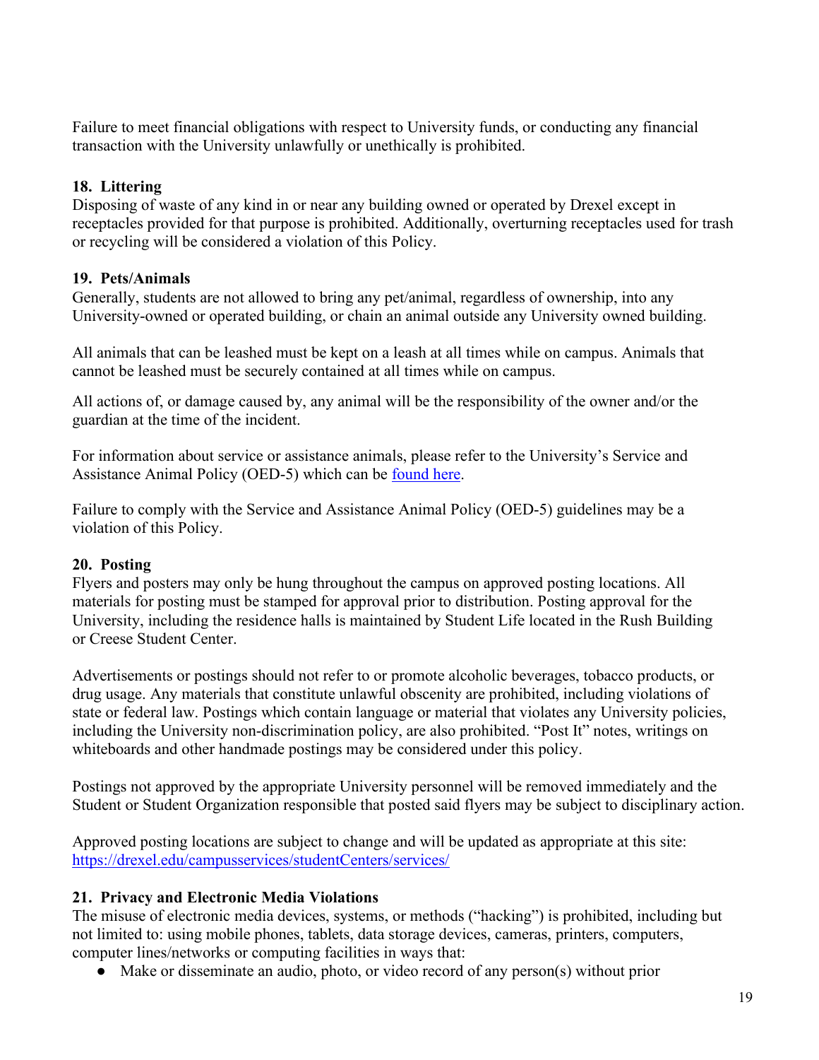Failure to meet financial obligations with respect to University funds, or conducting any financial transaction with the University unlawfully or unethically is prohibited.

### 18. Littering

Disposing of waste of any kind in or near any building owned or operated by Drexel except in receptacles provided for that purpose is prohibited. Additionally, overturning receptacles used for trash or recycling will be considered a violation of this Policy.

### 19. Pets/Animals

Generally, students are not allowed to bring any pet/animal, regardless of ownership, into any University-owned or operated building, or chain an animal outside any University owned building.

All animals that can be leashed must be kept on a leash at all times while on campus. Animals that cannot be leashed must be securely contained at all times while on campus.

All actions of, or damage caused by, any animal will be the responsibility of the owner and/or the guardian at the time of the incident.

For information about service or assistance animals, please refer to the University's Service and Assistance Animal Policy (OED-5) which can be found here.

Failure to comply with the Service and Assistance Animal Policy (OED-5) guidelines may be a violation of this Policy.

### 20. Posting

Flyers and posters may only be hung throughout the campus on approved posting locations. All materials for posting must be stamped for approval prior to distribution. Posting approval for the University, including the residence halls is maintained by Student Life located in the Rush Building or Creese Student Center.

Advertisements or postings should not refer to or promote alcoholic beverages, tobacco products, or drug usage. Any materials that constitute unlawful obscenity are prohibited, including violations of state or federal law. Postings which contain language or material that violates any University policies, including the University non-discrimination policy, are also prohibited. "Post It" notes, writings on whiteboards and other handmade postings may be considered under this policy.

Postings not approved by the appropriate University personnel will be removed immediately and the Student or Student Organization responsible that posted said flyers may be subject to disciplinary action.

Approved posting locations are subject to change and will be updated as appropriate at this site: https://drexel.edu/campusservices/studentCenters/services/

### 21. Privacy and Electronic Media Violations

The misuse of electronic media devices, systems, or methods ("hacking") is prohibited, including but not limited to: using mobile phones, tablets, data storage devices, cameras, printers, computers, computer lines/networks or computing facilities in ways that:

- Make or disseminate an audio, photo, or video record of any person(s) without prior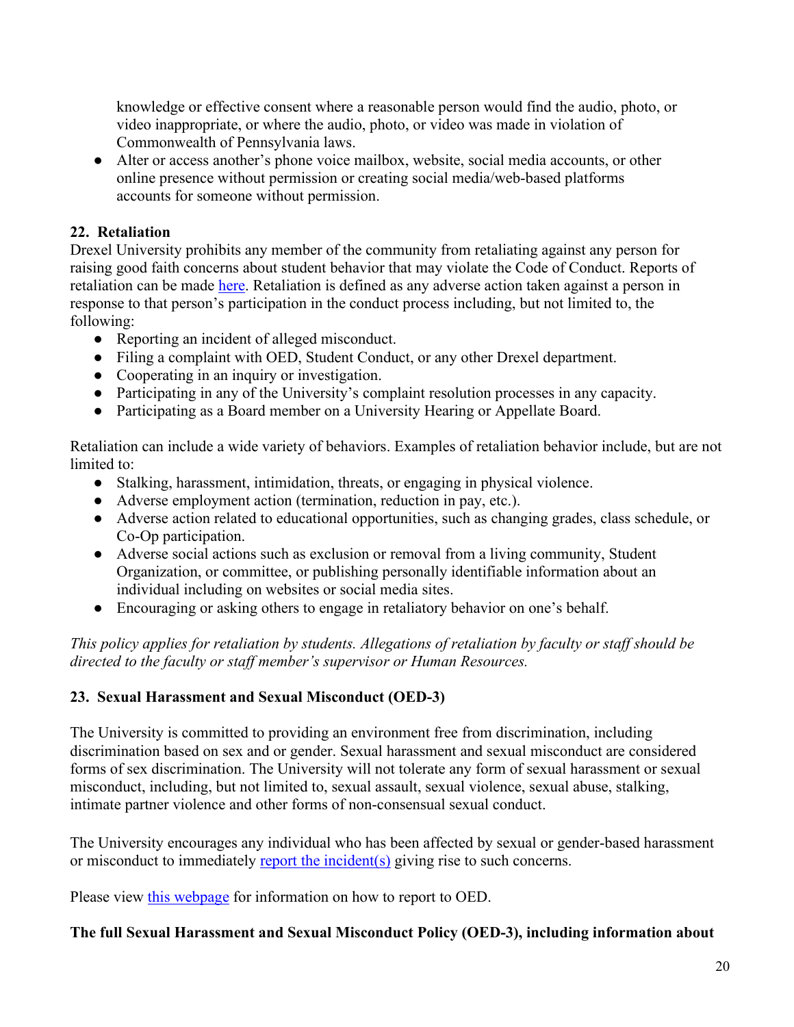knowledge or effective consent where a reasonable person would find the audio, photo, or video inappropriate, or where the audio, photo, or video was made in violation of Commonwealth of Pennsylvania laws.

- Alter or access another's phone voice mailbox, website, social media accounts, or other online presence without permission or creating social media/web-based platforms accounts for someone without permission.

### 22. Retaliation

Drexel University prohibits any member of the community from retaliating against any person for raising good faith concerns about student behavior that may violate the Code of Conduct. Reports of retaliation can be made here. Retaliation is defined as any adverse action taken against a person in response to that person's participation in the conduct process including, but not limited to, the following:

- Reporting an incident of alleged misconduct.
- Filing a complaint with OED, Student Conduct, or any other Drexel department.
- Cooperating in an inquiry or investigation.
- Participating in any of the University's complaint resolution processes in any capacity.
- Participating as a Board member on a University Hearing or Appellate Board.

Retaliation can include a wide variety of behaviors. Examples of retaliation behavior include, but are not limited to:

- Stalking, harassment, intimidation, threats, or engaging in physical violence.
- Adverse employment action (termination, reduction in pay, etc.).
- Adverse action related to educational opportunities, such as changing grades, class schedule, or Co-Op participation.
- Adverse social actions such as exclusion or removal from a living community, Student Organization, or committee, or publishing personally identifiable information about an individual including on websites or social media sites.
- Encouraging or asking others to engage in retaliatory behavior on one's behalf.

*This policy applies for retaliation by students. Allegations of retaliation by faculty or staff should be directed to the faculty or staff member's supervisor or Human Resources.*

### 23. Sexual Harassment and Sexual Misconduct (OED-3)

The University is committed to providing an environment free from discrimination, including discrimination based on sex and or gender. Sexual harassment and sexual misconduct are considered forms of sex discrimination. The University will not tolerate any form of sexual harassment or sexual misconduct, including, but not limited to, sexual assault, sexual violence, sexual abuse, stalking, intimate partner violence and other forms of non-consensual sexual conduct.

The University encourages any individual who has been affected by sexual or gender-based harassment or misconduct to immediately report the incident(s) giving rise to such concerns.

Please view this webpage for information on how to report to OED.

**The full Sexual Harassment and Sexual Misconduct Policy (OED-3), including information about**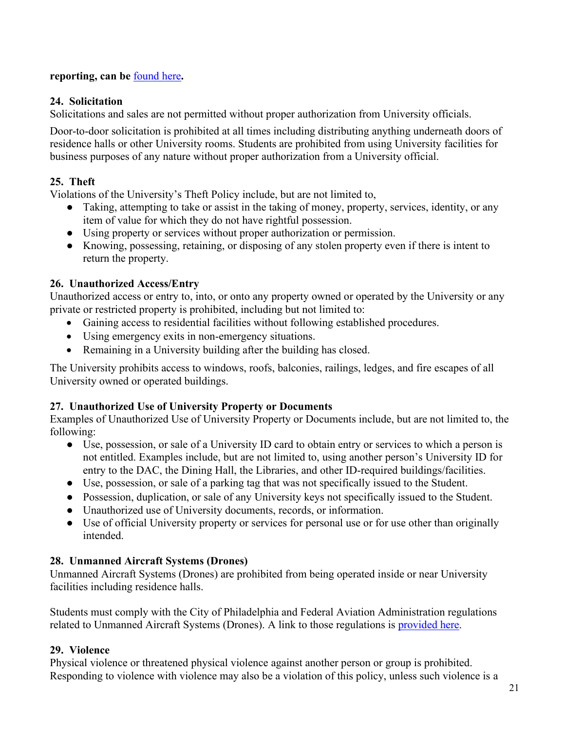**reporting, can be [found here](#).**

### 24. Solicitation

Solicitations and sales are not permitted without proper authorization from University officials.

Door-to-door solicitation is prohibited at all times including distributing anything underneath doors of residence halls or other University rooms. Students are prohibited from using University facilities for business purposes of any nature without proper authorization from a University official.

### 25. Theft

Violations of the University's Theft Policy include, but are not limited to,

- Taking, attempting to take or assist in the taking of money, property, services, identity, or any item of value for which they do not have rightful possession.
- Using property or services without proper authorization or permission.
- Knowing, possessing, retaining, or disposing of any stolen property even if there is intent to return the property.

### 26. Unauthorized Access/Entry

Unauthorized access or entry to, into, or onto any property owned or operated by the University or any private or restricted property is prohibited, including but not limited to:

- Gaining access to residential facilities without following established procedures.
- Using emergency exits in non-emergency situations.
- Remaining in a University building after the building has closed.

The University prohibits access to windows, roofs, balconies, railings, ledges, and fire escapes of all University owned or operated buildings.

### 27. Unauthorized Use of University Property or Documents

Examples of Unauthorized Use of University Property or Documents include, but are not limited to, the following:

- Use, possession, or sale of a University ID card to obtain entry or services to which a person is not entitled. Examples include, but are not limited to, using another person's University ID for entry to the DAC, the Dining Hall, the Libraries, and other ID-required buildings/facilities.
- Use, possession, or sale of a parking tag that was not specifically issued to the Student.
- Possession, duplication, or sale of any University keys not specifically issued to the Student.
- Unauthorized use of University documents, records, or information.
- Use of official University property or services for personal use or for use other than originally intended.

### 28. Unmanned Aircraft Systems (Drones)

Unmanned Aircraft Systems (Drones) are prohibited from being operated inside or near University facilities including residence halls.

Students must comply with the City of Philadelphia and Federal Aviation Administration regulations related to Unmanned Aircraft Systems (Drones). A link to those regulations is [provided here](#).

### 29. Violence

Physical violence or threatened physical violence against another person or group is prohibited. Responding to violence with violence may also be a violation of this policy, unless such violence is a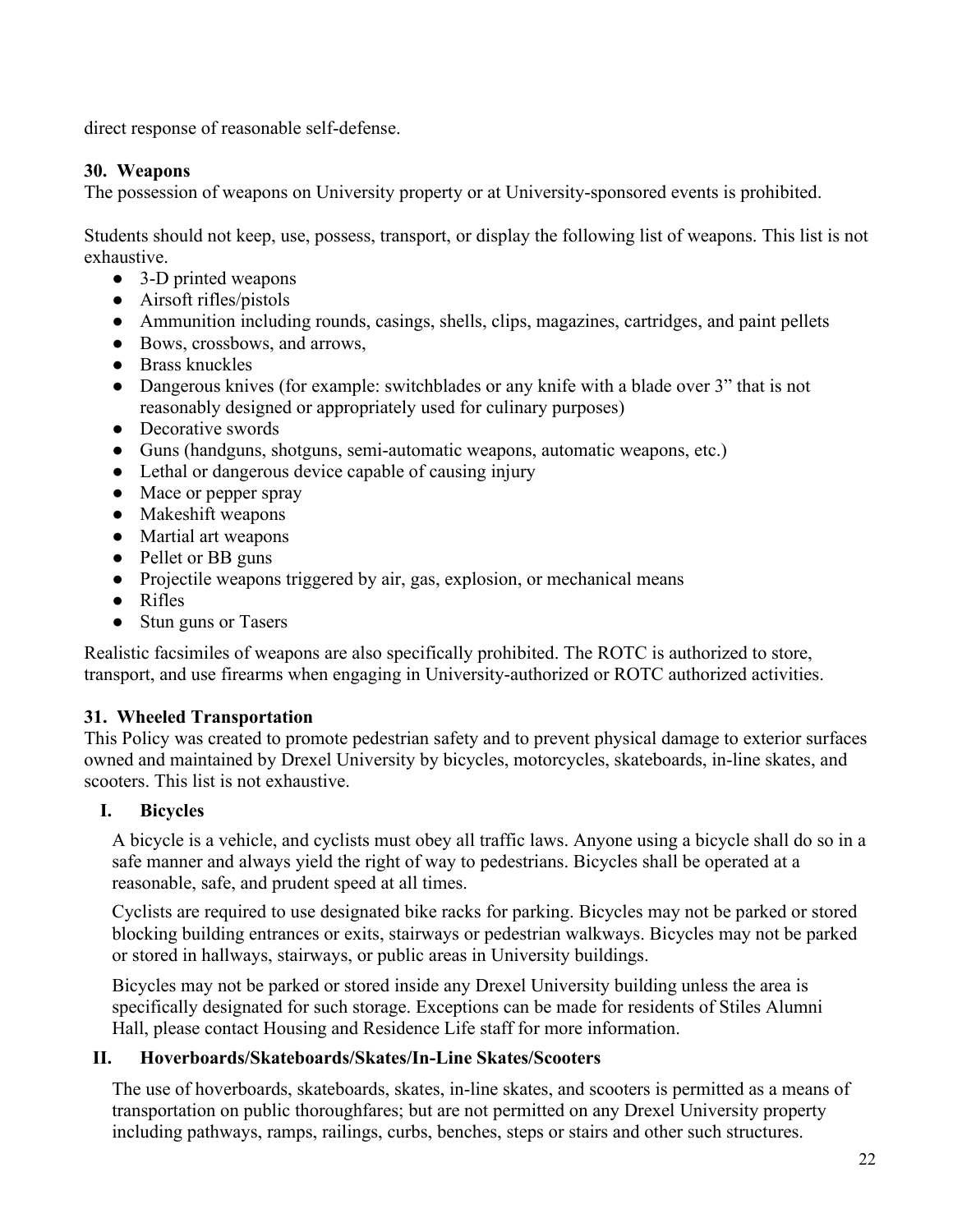direct response of reasonable self-defense.

### 30. Weapons

The possession of weapons on University property or at University-sponsored events is prohibited.

Students should not keep, use, possess, transport, or display the following list of weapons. This list is not exhaustive.

- 3-D printed weapons
- Airsoft rifles/pistols
- Ammunition including rounds, casings, shells, clips, magazines, cartridges, and paint pellets
- Bows, crossbows, and arrows,
- Brass knuckles
- Dangerous knives (for example: switchblades or any knife with a blade over 3" that is not reasonably designed or appropriately used for culinary purposes)
- Decorative swords
- Guns (handguns, shotguns, semi-automatic weapons, automatic weapons, etc.)
- Lethal or dangerous device capable of causing injury
- Mace or pepper spray
- Makeshift weapons
- Martial art weapons
- Pellet or BB guns
- Projectile weapons triggered by air, gas, explosion, or mechanical means
- Rifles
- Stun guns or Tasers

Realistic facsimiles of weapons are also specifically prohibited. The ROTC is authorized to store, transport, and use firearms when engaging in University-authorized or ROTC authorized activities.

### 31. Wheeled Transportation

This Policy was created to promote pedestrian safety and to prevent physical damage to exterior surfaces owned and maintained by Drexel University by bicycles, motorcycles, skateboards, in-line skates, and scooters. This list is not exhaustive.

#### I. Bicycles

A bicycle is a vehicle, and cyclists must obey all traffic laws. Anyone using a bicycle shall do so in a safe manner and always yield the right of way to pedestrians. Bicycles shall be operated at a reasonable, safe, and prudent speed at all times.

Cyclists are required to use designated bike racks for parking. Bicycles may not be parked or stored blocking building entrances or exits, stairways or pedestrian walkways. Bicycles may not be parked or stored in hallways, stairways, or public areas in University buildings.

Bicycles may not be parked or stored inside any Drexel University building unless the area is specifically designated for such storage. Exceptions can be made for residents of Stiles Alumni Hall, please contact Housing and Residence Life staff for more information.

#### II. Hoverboards/Skateboards/Skates/In-Line Skates/Scooters

The use of hoverboards, skateboards, skates, in-line skates, and scooters is permitted as a means of transportation on public thoroughfares; but are not permitted on any Drexel University property including pathways, ramps, railings, curbs, benches, steps or stairs and other such structures.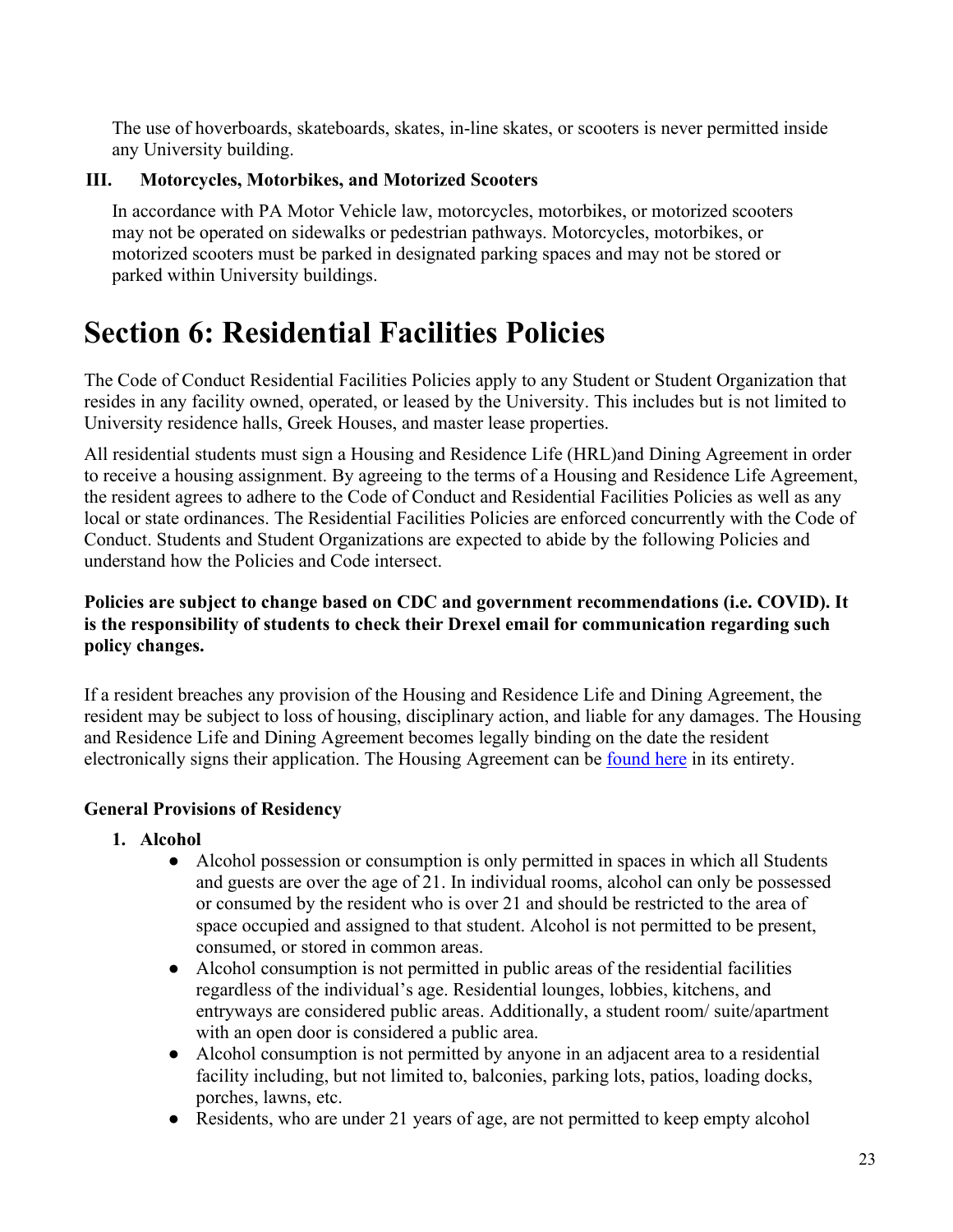The use of hoverboards, skateboards, skates, in-line skates, or scooters is never permitted inside any University building.

### III. Motorcycles, Motorbikes, and Motorized Scooters

In accordance with PA Motor Vehicle law, motorcycles, motorbikes, or motorized scooters may not be operated on sidewalks or pedestrian pathways. Motorcycles, motorbikes, or motorized scooters must be parked in designated parking spaces and may not be stored or parked within University buildings.

# Section 6: Residential Facilities Policies

The Code of Conduct Residential Facilities Policies apply to any Student or Student Organization that resides in any facility owned, operated, or leased by the University. This includes but is not limited to University residence halls, Greek Houses, and master lease properties.

All residential students must sign a Housing and Residence Life (HRL)and Dining Agreement in order to receive a housing assignment. By agreeing to the terms of a Housing and Residence Life Agreement, the resident agrees to adhere to the Code of Conduct and Residential Facilities Policies as well as any local or state ordinances. The Residential Facilities Policies are enforced concurrently with the Code of Conduct. Students and Student Organizations are expected to abide by the following Policies and understand how the Policies and Code intersect.

**Policies are subject to change based on CDC and government recommendations (i.e. COVID). It is the responsibility of students to check their Drexel email for communication regarding such policy changes.**

If a resident breaches any provision of the Housing and Residence Life and Dining Agreement, the resident may be subject to loss of housing, disciplinary action, and liable for any damages. The Housing and Residence Life and Dining Agreement becomes legally binding on the date the resident electronically signs their application. The Housing Agreement can be found here in its entirety.

**General Provisions of Residency**

1. **Alcohol**
   - Alcohol possession or consumption is only permitted in spaces in which all Students and guests are over the age of 21. In individual rooms, alcohol can only be possessed or consumed by the resident who is over 21 and should be restricted to the area of space occupied and assigned to that student. Alcohol is not permitted to be present, consumed, or stored in common areas.
   - Alcohol consumption is not permitted in public areas of the residential facilities regardless of the individual's age. Residential lounges, lobbies, kitchens, and entryways are considered public areas. Additionally, a student room/ suite/apartment with an open door is considered a public area.
   - Alcohol consumption is not permitted by anyone in an adjacent area to a residential facility including, but not limited to, balconies, parking lots, patios, loading docks, porches, lawns, etc.
   - Residents, who are under 21 years of age, are not permitted to keep empty alcohol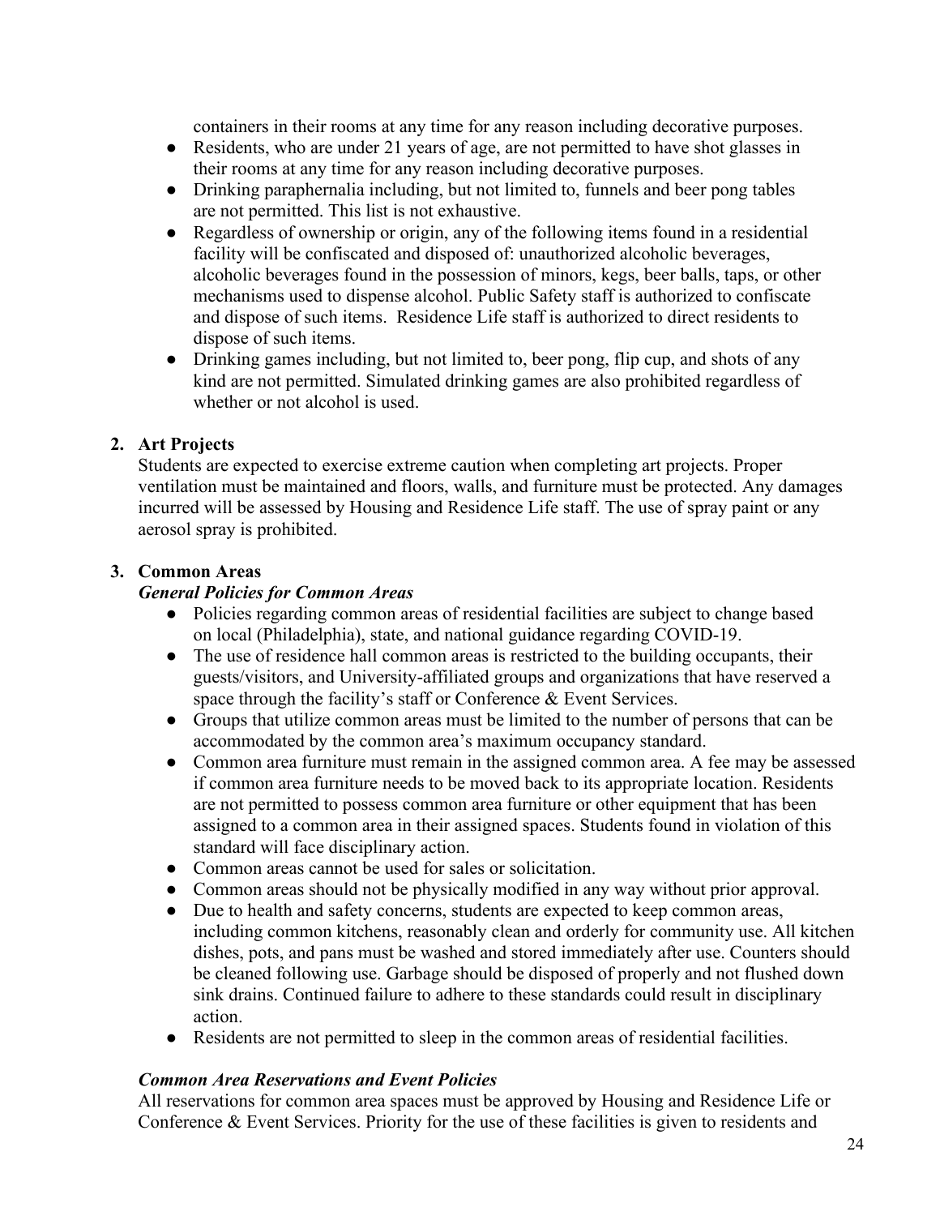containers in their rooms at any time for any reason including decorative purposes.

- Residents, who are under 21 years of age, are not permitted to have shot glasses in their rooms at any time for any reason including decorative purposes.
- Drinking paraphernalia including, but not limited to, funnels and beer pong tables are not permitted. This list is not exhaustive.
- Regardless of ownership or origin, any of the following items found in a residential facility will be confiscated and disposed of: unauthorized alcoholic beverages, alcoholic beverages found in the possession of minors, kegs, beer balls, taps, or other mechanisms used to dispense alcohol. Public Safety staff is authorized to confiscate and dispose of such items. Residence Life staff is authorized to direct residents to dispose of such items.
- Drinking games including, but not limited to, beer pong, flip cup, and shots of any kind are not permitted. Simulated drinking games are also prohibited regardless of whether or not alcohol is used.

**2. Art Projects**

Students are expected to exercise extreme caution when completing art projects. Proper ventilation must be maintained and floors, walls, and furniture must be protected. Any damages incurred will be assessed by Housing and Residence Life staff. The use of spray paint or any aerosol spray is prohibited.

**3. Common Areas**

***General Policies for Common Areas***

- Policies regarding common areas of residential facilities are subject to change based on local (Philadelphia), state, and national guidance regarding COVID-19.
- The use of residence hall common areas is restricted to the building occupants, their guests/visitors, and University-affiliated groups and organizations that have reserved a space through the facility's staff or Conference & Event Services.
- Groups that utilize common areas must be limited to the number of persons that can be accommodated by the common area's maximum occupancy standard.
- Common area furniture must remain in the assigned common area. A fee may be assessed if common area furniture needs to be moved back to its appropriate location. Residents are not permitted to possess common area furniture or other equipment that has been assigned to a common area in their assigned spaces. Students found in violation of this standard will face disciplinary action.
- Common areas cannot be used for sales or solicitation.
- Common areas should not be physically modified in any way without prior approval.
- Due to health and safety concerns, students are expected to keep common areas, including common kitchens, reasonably clean and orderly for community use. All kitchen dishes, pots, and pans must be washed and stored immediately after use. Counters should be cleaned following use. Garbage should be disposed of properly and not flushed down sink drains. Continued failure to adhere to these standards could result in disciplinary action.
- Residents are not permitted to sleep in the common areas of residential facilities.

***Common Area Reservations and Event Policies***

All reservations for common area spaces must be approved by Housing and Residence Life or Conference & Event Services. Priority for the use of these facilities is given to residents and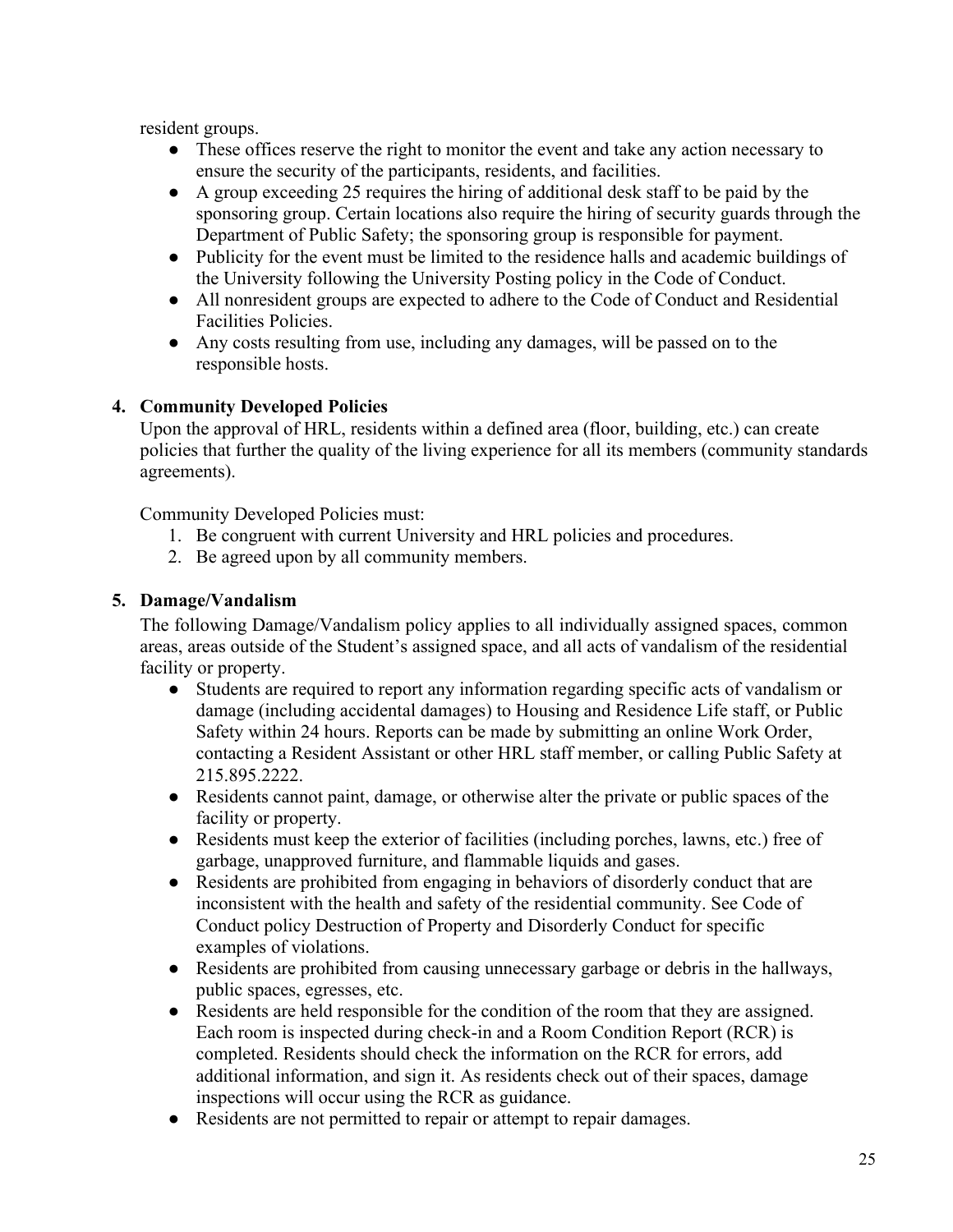resident groups.

- These offices reserve the right to monitor the event and take any action necessary to ensure the security of the participants, residents, and facilities.
- A group exceeding 25 requires the hiring of additional desk staff to be paid by the sponsoring group. Certain locations also require the hiring of security guards through the Department of Public Safety; the sponsoring group is responsible for payment.
- Publicity for the event must be limited to the residence halls and academic buildings of the University following the University Posting policy in the Code of Conduct.
- All nonresident groups are expected to adhere to the Code of Conduct and Residential Facilities Policies.
- Any costs resulting from use, including any damages, will be passed on to the responsible hosts.

**4. Community Developed Policies**

Upon the approval of HRL, residents within a defined area (floor, building, etc.) can create policies that further the quality of the living experience for all its members (community standards agreements).

Community Developed Policies must:

1. Be congruent with current University and HRL policies and procedures.
2. Be agreed upon by all community members.

**5. Damage/Vandalism**

The following Damage/Vandalism policy applies to all individually assigned spaces, common areas, areas outside of the Student's assigned space, and all acts of vandalism of the residential facility or property.

- Students are required to report any information regarding specific acts of vandalism or damage (including accidental damages) to Housing and Residence Life staff, or Public Safety within 24 hours. Reports can be made by submitting an online Work Order, contacting a Resident Assistant or other HRL staff member, or calling Public Safety at 215.895.2222.
- Residents cannot paint, damage, or otherwise alter the private or public spaces of the facility or property.
- Residents must keep the exterior of facilities (including porches, lawns, etc.) free of garbage, unapproved furniture, and flammable liquids and gases.
- Residents are prohibited from engaging in behaviors of disorderly conduct that are inconsistent with the health and safety of the residential community. See Code of Conduct policy Destruction of Property and Disorderly Conduct for specific examples of violations.
- Residents are prohibited from causing unnecessary garbage or debris in the hallways, public spaces, egresses, etc.
- Residents are held responsible for the condition of the room that they are assigned. Each room is inspected during check-in and a Room Condition Report (RCR) is completed. Residents should check the information on the RCR for errors, add additional information, and sign it. As residents check out of their spaces, damage inspections will occur using the RCR as guidance.
- Residents are not permitted to repair or attempt to repair damages.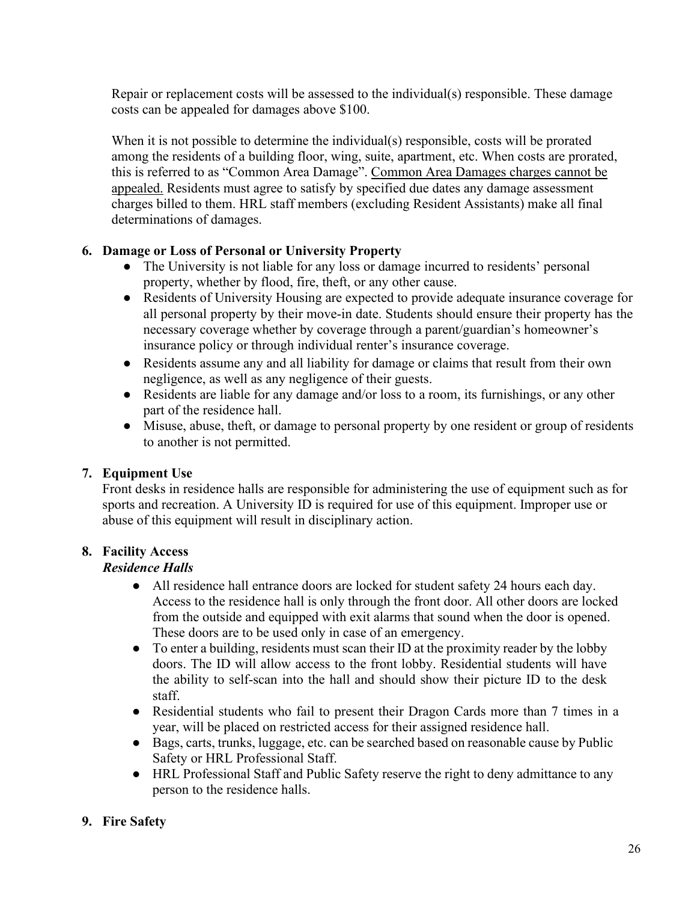Repair or replacement costs will be assessed to the individual(s) responsible. These damage costs can be appealed for damages above $100.

When it is not possible to determine the individual(s) responsible, costs will be prorated among the residents of a building floor, wing, suite, apartment, etc. When costs are prorated, this is referred to as "Common Area Damage". <u>Common Area Damages charges cannot be appealed.</u> Residents must agree to satisfy by specified due dates any damage assessment charges billed to them. HRL staff members (excluding Resident Assistants) make all final determinations of damages.

**6. Damage or Loss of Personal or University Property**

- The University is not liable for any loss or damage incurred to residents' personal property, whether by flood, fire, theft, or any other cause.
- Residents of University Housing are expected to provide adequate insurance coverage for all personal property by their move-in date. Students should ensure their property has the necessary coverage whether by coverage through a parent/guardian's homeowner's insurance policy or through individual renter's insurance coverage.
- Residents assume any and all liability for damage or claims that result from their own negligence, as well as any negligence of their guests.
- Residents are liable for any damage and/or loss to a room, its furnishings, or any other part of the residence hall.
- Misuse, abuse, theft, or damage to personal property by one resident or group of residents to another is not permitted.

**7. Equipment Use**

Front desks in residence halls are responsible for administering the use of equipment such as for sports and recreation. A University ID is required for use of this equipment. Improper use or abuse of this equipment will result in disciplinary action.

**8. Facility Access**

***Residence Halls***

- All residence hall entrance doors are locked for student safety 24 hours each day. Access to the residence hall is only through the front door. All other doors are locked from the outside and equipped with exit alarms that sound when the door is opened. These doors are to be used only in case of an emergency.
- To enter a building, residents must scan their ID at the proximity reader by the lobby doors. The ID will allow access to the front lobby. Residential students will have the ability to self-scan into the hall and should show their picture ID to the desk staff.
- Residential students who fail to present their Dragon Cards more than 7 times in a year, will be placed on restricted access for their assigned residence hall.
- Bags, carts, trunks, luggage, etc. can be searched based on reasonable cause by Public Safety or HRL Professional Staff.
- HRL Professional Staff and Public Safety reserve the right to deny admittance to any person to the residence halls.

**9. Fire Safety**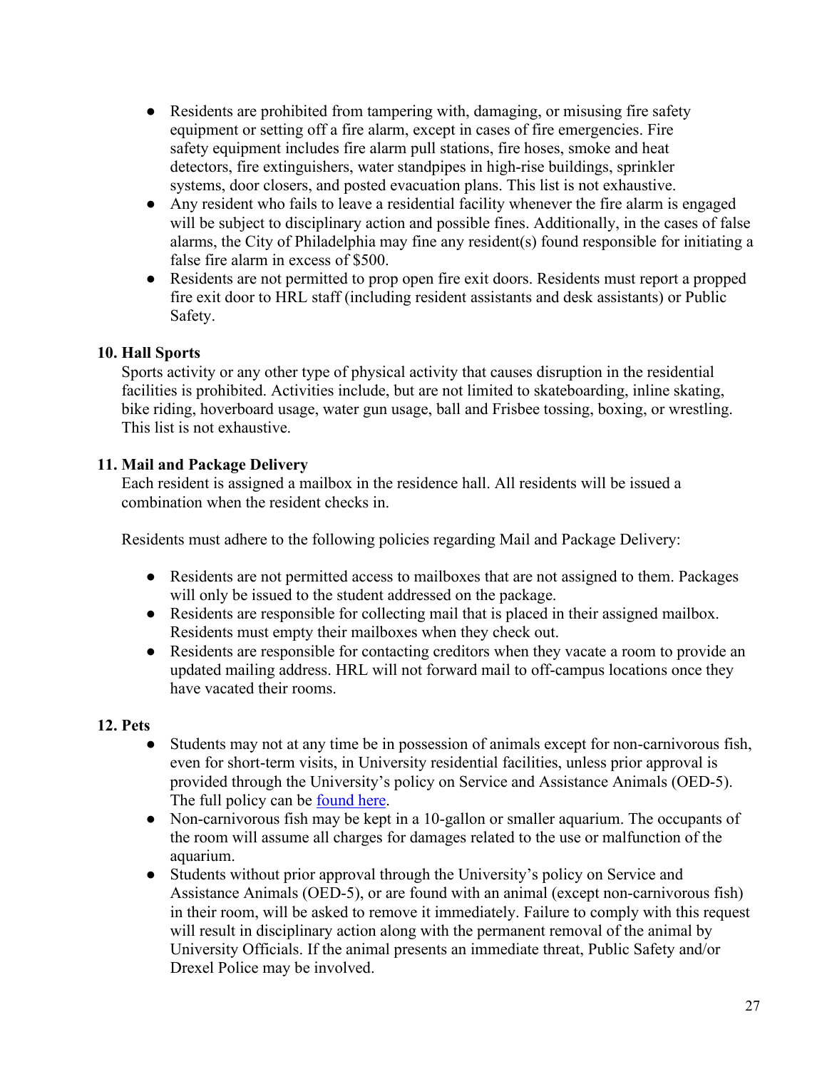- Residents are prohibited from tampering with, damaging, or misusing fire safety equipment or setting off a fire alarm, except in cases of fire emergencies. Fire safety equipment includes fire alarm pull stations, fire hoses, smoke and heat detectors, fire extinguishers, water standpipes in high-rise buildings, sprinkler systems, door closers, and posted evacuation plans. This list is not exhaustive.
- Any resident who fails to leave a residential facility whenever the fire alarm is engaged will be subject to disciplinary action and possible fines. Additionally, in the cases of false alarms, the City of Philadelphia may fine any resident(s) found responsible for initiating a false fire alarm in excess of $500.
- Residents are not permitted to prop open fire exit doors. Residents must report a propped fire exit door to HRL staff (including resident assistants and desk assistants) or Public Safety.

**10. Hall Sports**

Sports activity or any other type of physical activity that causes disruption in the residential facilities is prohibited. Activities include, but are not limited to skateboarding, inline skating, bike riding, hoverboard usage, water gun usage, ball and Frisbee tossing, boxing, or wrestling. This list is not exhaustive.

**11. Mail and Package Delivery**

Each resident is assigned a mailbox in the residence hall. All residents will be issued a combination when the resident checks in.

Residents must adhere to the following policies regarding Mail and Package Delivery:

- Residents are not permitted access to mailboxes that are not assigned to them. Packages will only be issued to the student addressed on the package.
- Residents are responsible for collecting mail that is placed in their assigned mailbox. Residents must empty their mailboxes when they check out.
- Residents are responsible for contacting creditors when they vacate a room to provide an updated mailing address. HRL will not forward mail to off-campus locations once they have vacated their rooms.

**12. Pets**

- Students may not at any time be in possession of animals except for non-carnivorous fish, even for short-term visits, in University residential facilities, unless prior approval is provided through the University's policy on Service and Assistance Animals (OED-5). The full policy can be found here.
- Non-carnivorous fish may be kept in a 10-gallon or smaller aquarium. The occupants of the room will assume all charges for damages related to the use or malfunction of the aquarium.
- Students without prior approval through the University's policy on Service and Assistance Animals (OED-5), or are found with an animal (except non-carnivorous fish) in their room, will be asked to remove it immediately. Failure to comply with this request will result in disciplinary action along with the permanent removal of the animal by University Officials. If the animal presents an immediate threat, Public Safety and/or Drexel Police may be involved.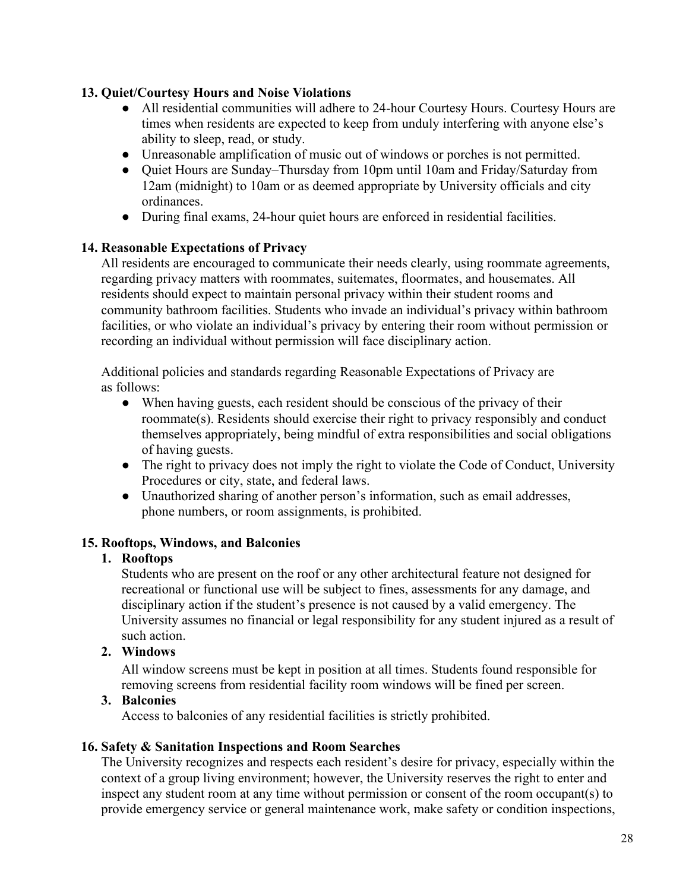**13. Quiet/Courtesy Hours and Noise Violations**

- All residential communities will adhere to 24-hour Courtesy Hours. Courtesy Hours are times when residents are expected to keep from unduly interfering with anyone else's ability to sleep, read, or study.
- Unreasonable amplification of music out of windows or porches is not permitted.
- Quiet Hours are Sunday–Thursday from 10pm until 10am and Friday/Saturday from 12am (midnight) to 10am or as deemed appropriate by University officials and city ordinances.
- During final exams, 24-hour quiet hours are enforced in residential facilities.

**14. Reasonable Expectations of Privacy**

All residents are encouraged to communicate their needs clearly, using roommate agreements, regarding privacy matters with roommates, suitemates, floormates, and housemates. All residents should expect to maintain personal privacy within their student rooms and community bathroom facilities. Students who invade an individual's privacy within bathroom facilities, or who violate an individual's privacy by entering their room without permission or recording an individual without permission will face disciplinary action.

Additional policies and standards regarding Reasonable Expectations of Privacy are as follows:

- When having guests, each resident should be conscious of the privacy of their roommate(s). Residents should exercise their right to privacy responsibly and conduct themselves appropriately, being mindful of extra responsibilities and social obligations of having guests.
- The right to privacy does not imply the right to violate the Code of Conduct, University Procedures or city, state, and federal laws.
- Unauthorized sharing of another person's information, such as email addresses, phone numbers, or room assignments, is prohibited.

**15. Rooftops, Windows, and Balconies**

1. **Rooftops**

   Students who are present on the roof or any other architectural feature not designed for recreational or functional use will be subject to fines, assessments for any damage, and disciplinary action if the student's presence is not caused by a valid emergency. The University assumes no financial or legal responsibility for any student injured as a result of such action.

2. **Windows**

   All window screens must be kept in position at all times. Students found responsible for removing screens from residential facility room windows will be fined per screen.

3. **Balconies**

   Access to balconies of any residential facilities is strictly prohibited.

**16. Safety & Sanitation Inspections and Room Searches**

The University recognizes and respects each resident's desire for privacy, especially within the context of a group living environment; however, the University reserves the right to enter and inspect any student room at any time without permission or consent of the room occupant(s) to provide emergency service or general maintenance work, make safety or condition inspections,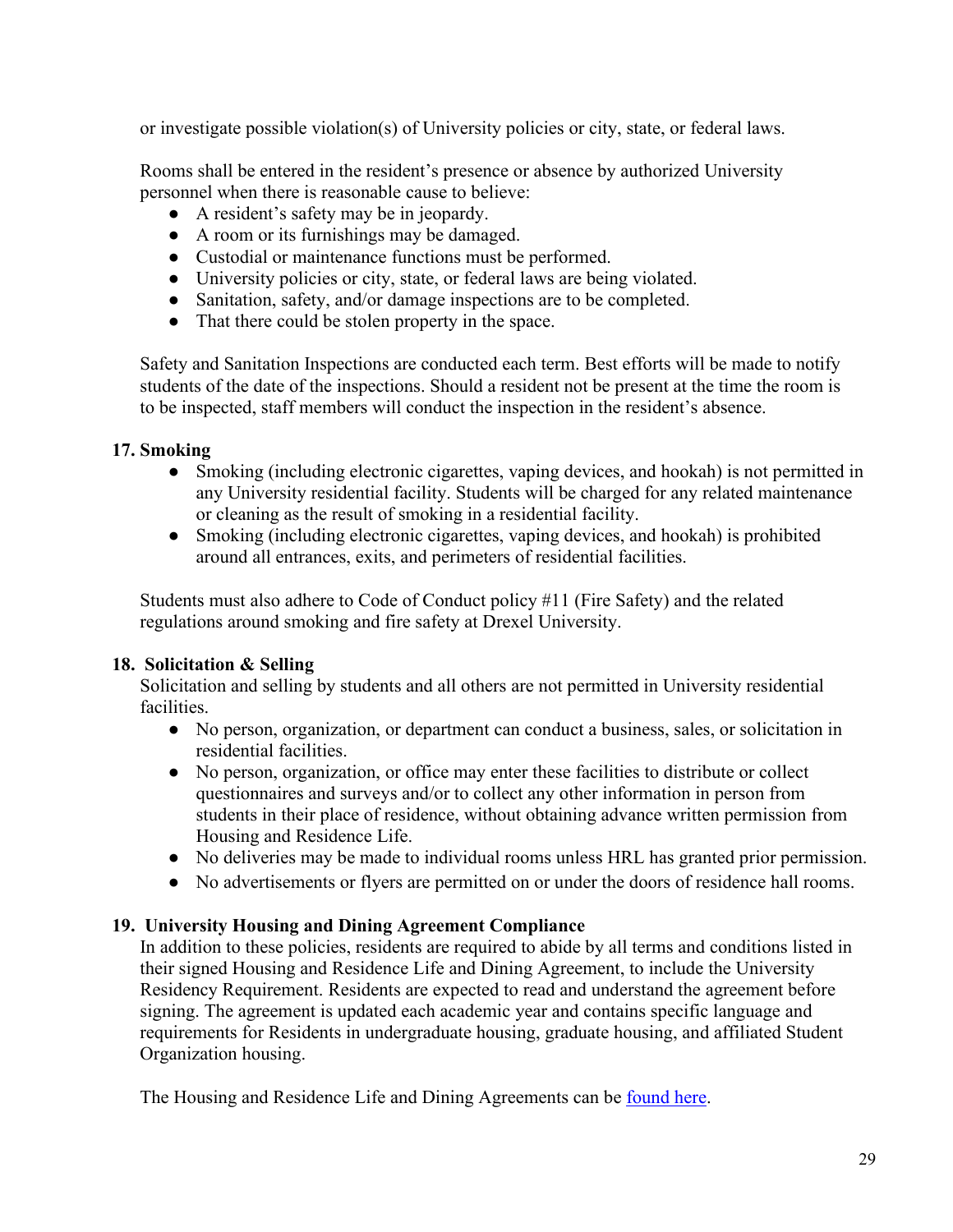or investigate possible violation(s) of University policies or city, state, or federal laws.

Rooms shall be entered in the resident's presence or absence by authorized University personnel when there is reasonable cause to believe:

- A resident's safety may be in jeopardy.
- A room or its furnishings may be damaged.
- Custodial or maintenance functions must be performed.
- University policies or city, state, or federal laws are being violated.
- Sanitation, safety, and/or damage inspections are to be completed.
- That there could be stolen property in the space.

Safety and Sanitation Inspections are conducted each term. Best efforts will be made to notify students of the date of the inspections. Should a resident not be present at the time the room is to be inspected, staff members will conduct the inspection in the resident's absence.

**17. Smoking**

- Smoking (including electronic cigarettes, vaping devices, and hookah) is not permitted in any University residential facility. Students will be charged for any related maintenance or cleaning as the result of smoking in a residential facility.
- Smoking (including electronic cigarettes, vaping devices, and hookah) is prohibited around all entrances, exits, and perimeters of residential facilities.

Students must also adhere to Code of Conduct policy #11 (Fire Safety) and the related regulations around smoking and fire safety at Drexel University.

**18. Solicitation & Selling**

Solicitation and selling by students and all others are not permitted in University residential facilities.

- No person, organization, or department can conduct a business, sales, or solicitation in residential facilities.
- No person, organization, or office may enter these facilities to distribute or collect questionnaires and surveys and/or to collect any other information in person from students in their place of residence, without obtaining advance written permission from Housing and Residence Life.
- No deliveries may be made to individual rooms unless HRL has granted prior permission.
- No advertisements or flyers are permitted on or under the doors of residence hall rooms.

**19. University Housing and Dining Agreement Compliance**

In addition to these policies, residents are required to abide by all terms and conditions listed in their signed Housing and Residence Life and Dining Agreement, to include the University Residency Requirement. Residents are expected to read and understand the agreement before signing. The agreement is updated each academic year and contains specific language and requirements for Residents in undergraduate housing, graduate housing, and affiliated Student Organization housing.

The Housing and Residence Life and Dining Agreements can be found here.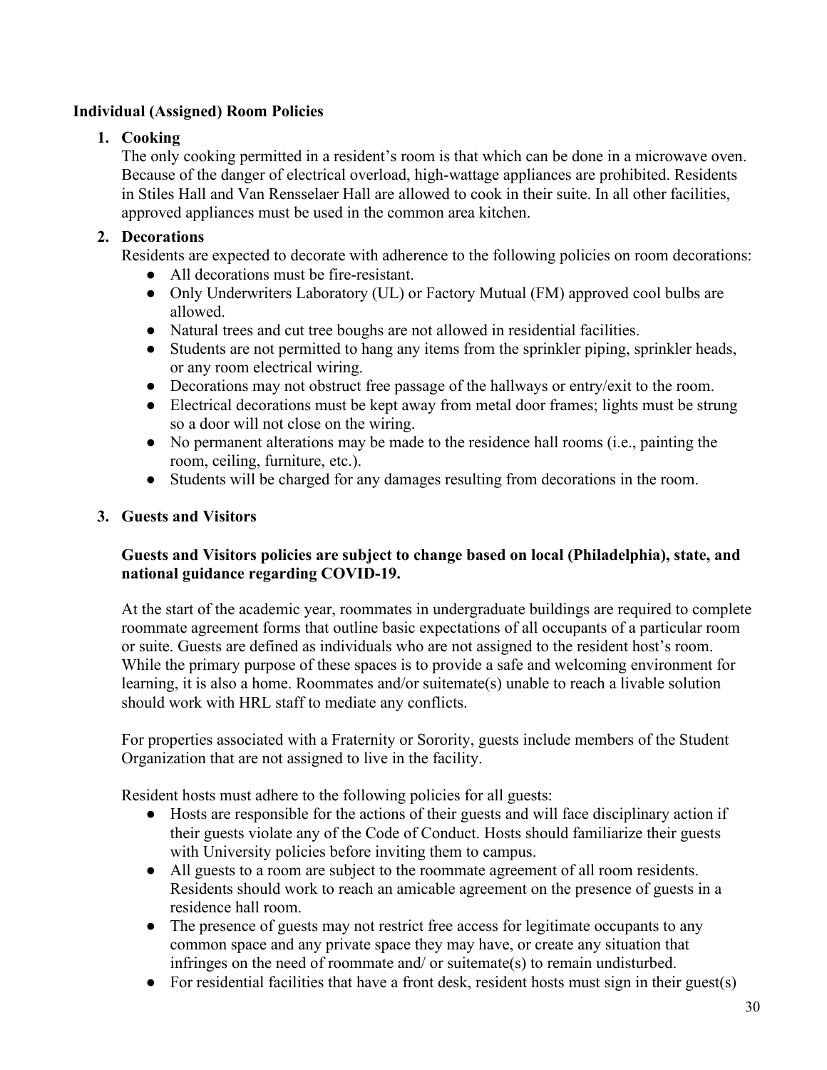**Individual (Assigned) Room Policies**

1. **Cooking**
   The only cooking permitted in a resident's room is that which can be done in a microwave oven. Because of the danger of electrical overload, high-wattage appliances are prohibited. Residents in Stiles Hall and Van Rensselaer Hall are allowed to cook in their suite. In all other facilities, approved appliances must be used in the common area kitchen.

2. **Decorations**
   Residents are expected to decorate with adherence to the following policies on room decorations:
   - All decorations must be fire-resistant.
   - Only Underwriters Laboratory (UL) or Factory Mutual (FM) approved cool bulbs are allowed.
   - Natural trees and cut tree boughs are not allowed in residential facilities.
   - Students are not permitted to hang any items from the sprinkler piping, sprinkler heads, or any room electrical wiring.
   - Decorations may not obstruct free passage of the hallways or entry/exit to the room.
   - Electrical decorations must be kept away from metal door frames; lights must be strung so a door will not close on the wiring.
   - No permanent alterations may be made to the residence hall rooms (i.e., painting the room, ceiling, furniture, etc.).
   - Students will be charged for any damages resulting from decorations in the room.

3. **Guests and Visitors**

   **Guests and Visitors policies are subject to change based on local (Philadelphia), state, and national guidance regarding COVID-19.**

   At the start of the academic year, roommates in undergraduate buildings are required to complete roommate agreement forms that outline basic expectations of all occupants of a particular room or suite. Guests are defined as individuals who are not assigned to the resident host's room. While the primary purpose of these spaces is to provide a safe and welcoming environment for learning, it is also a home. Roommates and/or suitemate(s) unable to reach a livable solution should work with HRL staff to mediate any conflicts.

   For properties associated with a Fraternity or Sorority, guests include members of the Student Organization that are not assigned to live in the facility.

   Resident hosts must adhere to the following policies for all guests:
   - Hosts are responsible for the actions of their guests and will face disciplinary action if their guests violate any of the Code of Conduct. Hosts should familiarize their guests with University policies before inviting them to campus.
   - All guests to a room are subject to the roommate agreement of all room residents. Residents should work to reach an amicable agreement on the presence of guests in a residence hall room.
   - The presence of guests may not restrict free access for legitimate occupants to any common space and any private space they may have, or create any situation that infringes on the need of roommate and/ or suitemate(s) to remain undisturbed.
   - For residential facilities that have a front desk, resident hosts must sign in their guest(s)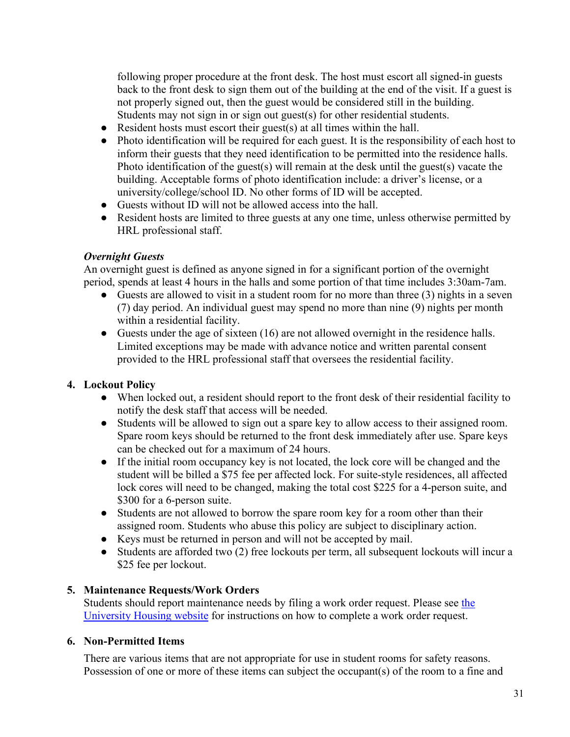following proper procedure at the front desk. The host must escort all signed-in guests back to the front desk to sign them out of the building at the end of the visit. If a guest is not properly signed out, then the guest would be considered still in the building. Students may not sign in or sign out guest(s) for other residential students.

- Resident hosts must escort their guest(s) at all times within the hall.
- Photo identification will be required for each guest. It is the responsibility of each host to inform their guests that they need identification to be permitted into the residence halls. Photo identification of the guest(s) will remain at the desk until the guest(s) vacate the building. Acceptable forms of photo identification include: a driver's license, or a university/college/school ID. No other forms of ID will be accepted.
- Guests without ID will not be allowed access into the hall.
- Resident hosts are limited to three guests at any one time, unless otherwise permitted by HRL professional staff.

***Overnight Guests***

An overnight guest is defined as anyone signed in for a significant portion of the overnight period, spends at least 4 hours in the halls and some portion of that time includes 3:30am-7am.

- Guests are allowed to visit in a student room for no more than three (3) nights in a seven (7) day period. An individual guest may spend no more than nine (9) nights per month within a residential facility.
- Guests under the age of sixteen (16) are not allowed overnight in the residence halls. Limited exceptions may be made with advance notice and written parental consent provided to the HRL professional staff that oversees the residential facility.

4. **Lockout Policy**
    - When locked out, a resident should report to the front desk of their residential facility to notify the desk staff that access will be needed.
    - Students will be allowed to sign out a spare key to allow access to their assigned room. Spare room keys should be returned to the front desk immediately after use. Spare keys can be checked out for a maximum of 24 hours.
    - If the initial room occupancy key is not located, the lock core will be changed and the student will be billed a $75 fee per affected lock. For suite-style residences, all affected lock cores will need to be changed, making the total cost $225 for a 4-person suite, and $300 for a 6-person suite.
    - Students are not allowed to borrow the spare room key for a room other than their assigned room. Students who abuse this policy are subject to disciplinary action.
    - Keys must be returned in person and will not be accepted by mail.
    - Students are afforded two (2) free lockouts per term, all subsequent lockouts will incur a $25 fee per lockout.

5. **Maintenance Requests/Work Orders**

    Students should report maintenance needs by filing a work order request. Please see the University Housing website for instructions on how to complete a work order request.

6. **Non-Permitted Items**

    There are various items that are not appropriate for use in student rooms for safety reasons. Possession of one or more of these items can subject the occupant(s) of the room to a fine and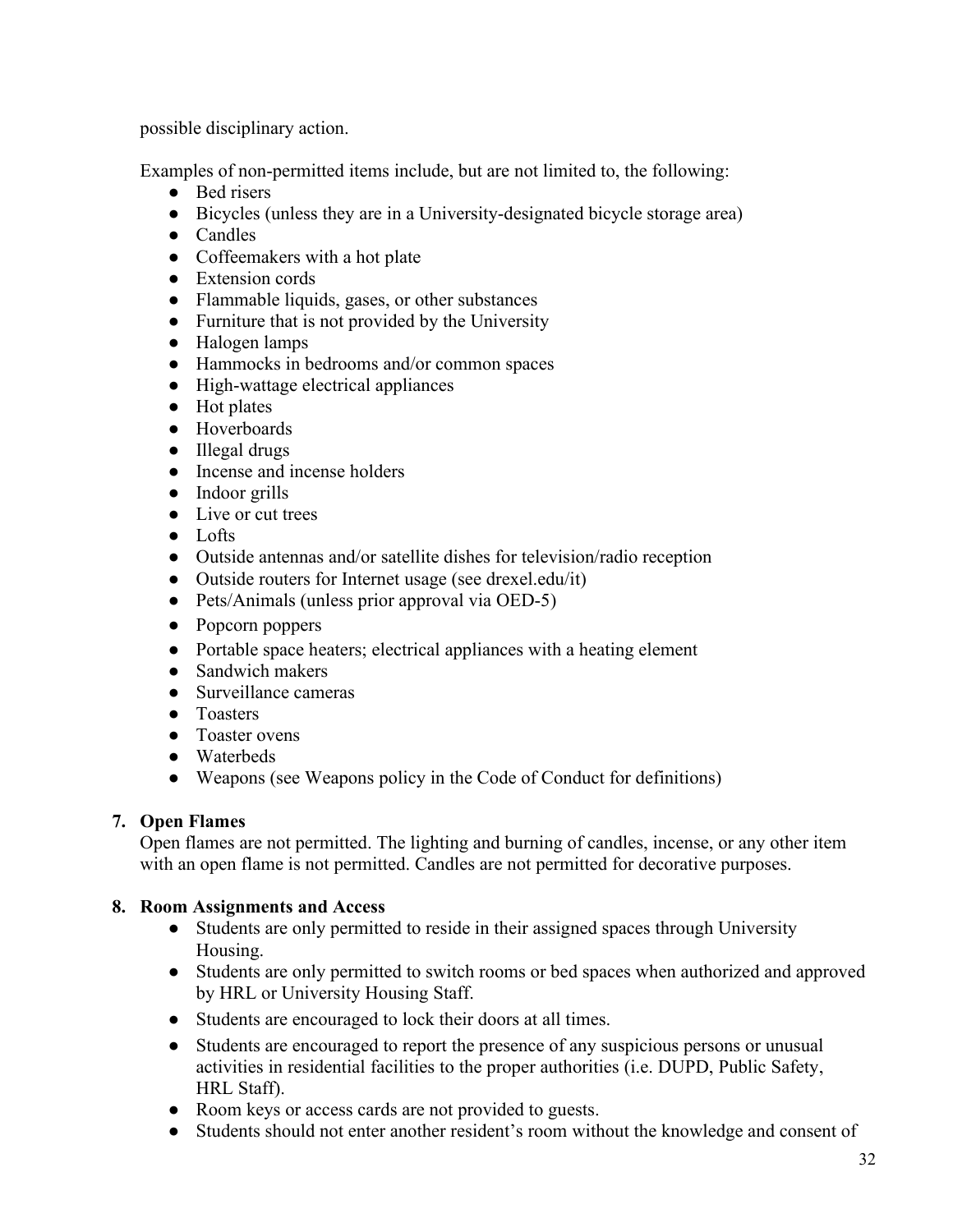possible disciplinary action.

Examples of non-permitted items include, but are not limited to, the following:

- Bed risers
- Bicycles (unless they are in a University-designated bicycle storage area)
- Candles
- Coffeemakers with a hot plate
- Extension cords
- Flammable liquids, gases, or other substances
- Furniture that is not provided by the University
- Halogen lamps
- Hammocks in bedrooms and/or common spaces
- High-wattage electrical appliances
- Hot plates
- Hoverboards
- Illegal drugs
- Incense and incense holders
- Indoor grills
- Live or cut trees
- Lofts
- Outside antennas and/or satellite dishes for television/radio reception
- Outside routers for Internet usage (see drexel.edu/it)
- Pets/Animals (unless prior approval via OED-5)
- Popcorn poppers
- Portable space heaters; electrical appliances with a heating element
- Sandwich makers
- Surveillance cameras
- Toasters
- Toaster ovens
- Waterbeds
- Weapons (see Weapons policy in the Code of Conduct for definitions)

**7. Open Flames**

Open flames are not permitted. The lighting and burning of candles, incense, or any other item with an open flame is not permitted. Candles are not permitted for decorative purposes.

**8. Room Assignments and Access**

- Students are only permitted to reside in their assigned spaces through University Housing.
- Students are only permitted to switch rooms or bed spaces when authorized and approved by HRL or University Housing Staff.
- Students are encouraged to lock their doors at all times.
- Students are encouraged to report the presence of any suspicious persons or unusual activities in residential facilities to the proper authorities (i.e. DUPD, Public Safety, HRL Staff).
- Room keys or access cards are not provided to guests.
- Students should not enter another resident's room without the knowledge and consent of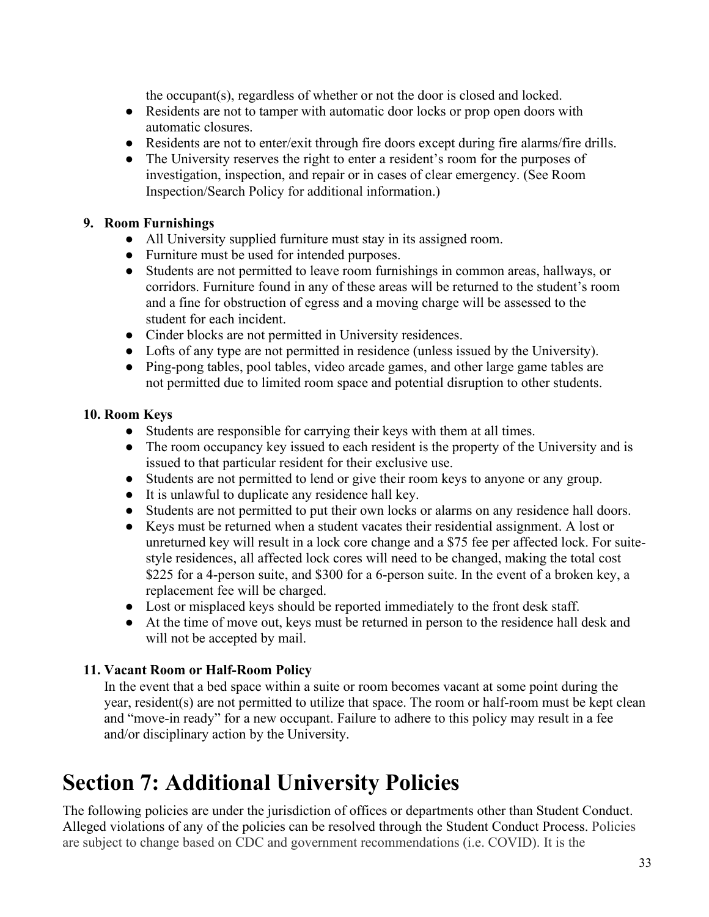the occupant(s), regardless of whether or not the door is closed and locked.

- Residents are not to tamper with automatic door locks or prop open doors with automatic closures.
- Residents are not to enter/exit through fire doors except during fire alarms/fire drills.
- The University reserves the right to enter a resident's room for the purposes of investigation, inspection, and repair or in cases of clear emergency. (See Room Inspection/Search Policy for additional information.)

**9. Room Furnishings**

- All University supplied furniture must stay in its assigned room.
- Furniture must be used for intended purposes.
- Students are not permitted to leave room furnishings in common areas, hallways, or corridors. Furniture found in any of these areas will be returned to the student's room and a fine for obstruction of egress and a moving charge will be assessed to the student for each incident.
- Cinder blocks are not permitted in University residences.
- Lofts of any type are not permitted in residence (unless issued by the University).
- Ping-pong tables, pool tables, video arcade games, and other large game tables are not permitted due to limited room space and potential disruption to other students.

**10. Room Keys**

- Students are responsible for carrying their keys with them at all times.
- The room occupancy key issued to each resident is the property of the University and is issued to that particular resident for their exclusive use.
- Students are not permitted to lend or give their room keys to anyone or any group.
- It is unlawful to duplicate any residence hall key.
- Students are not permitted to put their own locks or alarms on any residence hall doors.
- Keys must be returned when a student vacates their residential assignment. A lost or unreturned key will result in a lock core change and a $75 fee per affected lock. For suite-style residences, all affected lock cores will need to be changed, making the total cost $225 for a 4-person suite, and $300 for a 6-person suite. In the event of a broken key, a replacement fee will be charged.
- Lost or misplaced keys should be reported immediately to the front desk staff.
- At the time of move out, keys must be returned in person to the residence hall desk and will not be accepted by mail.

**11. Vacant Room or Half-Room Policy**

In the event that a bed space within a suite or room becomes vacant at some point during the year, resident(s) are not permitted to utilize that space. The room or half-room must be kept clean and "move-in ready" for a new occupant. Failure to adhere to this policy may result in a fee and/or disciplinary action by the University.

# Section 7: Additional University Policies

The following policies are under the jurisdiction of offices or departments other than Student Conduct. Alleged violations of any of the policies can be resolved through the Student Conduct Process. Policies are subject to change based on CDC and government recommendations (i.e. COVID). It is the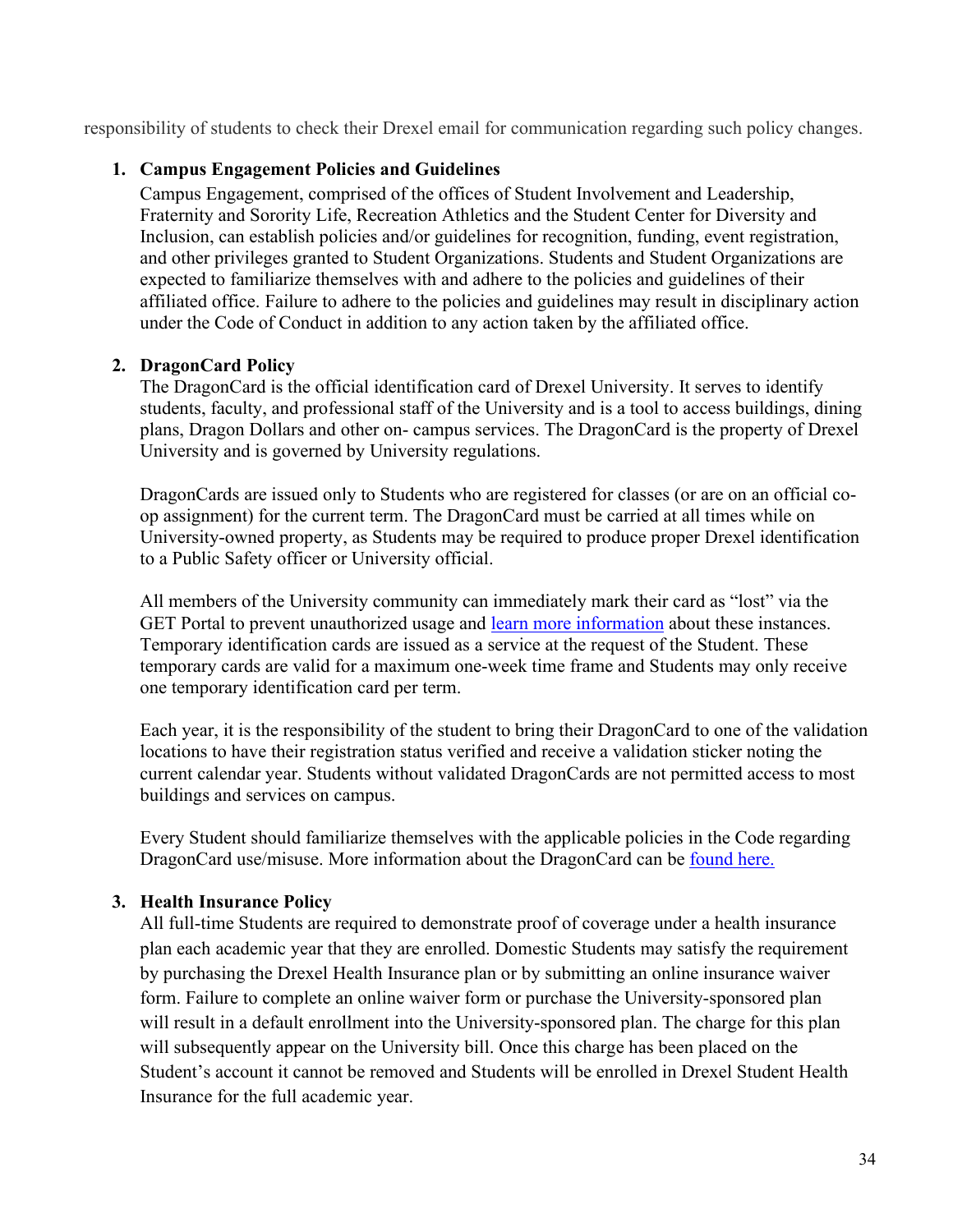responsibility of students to check their Drexel email for communication regarding such policy changes.

1. **Campus Engagement Policies and Guidelines**

   Campus Engagement, comprised of the offices of Student Involvement and Leadership, Fraternity and Sorority Life, Recreation Athletics and the Student Center for Diversity and Inclusion, can establish policies and/or guidelines for recognition, funding, event registration, and other privileges granted to Student Organizations. Students and Student Organizations are expected to familiarize themselves with and adhere to the policies and guidelines of their affiliated office. Failure to adhere to the policies and guidelines may result in disciplinary action under the Code of Conduct in addition to any action taken by the affiliated office.

2. **DragonCard Policy**

   The DragonCard is the official identification card of Drexel University. It serves to identify students, faculty, and professional staff of the University and is a tool to access buildings, dining plans, Dragon Dollars and other on- campus services. The DragonCard is the property of Drexel University and is governed by University regulations.

   DragonCards are issued only to Students who are registered for classes (or are on an official co-op assignment) for the current term. The DragonCard must be carried at all times while on University-owned property, as Students may be required to produce proper Drexel identification to a Public Safety officer or University official.

   All members of the University community can immediately mark their card as "lost" via the GET Portal to prevent unauthorized usage and learn more information about these instances. Temporary identification cards are issued as a service at the request of the Student. These temporary cards are valid for a maximum one-week time frame and Students may only receive one temporary identification card per term.

   Each year, it is the responsibility of the student to bring their DragonCard to one of the validation locations to have their registration status verified and receive a validation sticker noting the current calendar year. Students without validated DragonCards are not permitted access to most buildings and services on campus.

   Every Student should familiarize themselves with the applicable policies in the Code regarding DragonCard use/misuse. More information about the DragonCard can be found here.

3. **Health Insurance Policy**

   All full-time Students are required to demonstrate proof of coverage under a health insurance plan each academic year that they are enrolled. Domestic Students may satisfy the requirement by purchasing the Drexel Health Insurance plan or by submitting an online insurance waiver form. Failure to complete an online waiver form or purchase the University-sponsored plan will result in a default enrollment into the University-sponsored plan. The charge for this plan will subsequently appear on the University bill. Once this charge has been placed on the Student's account it cannot be removed and Students will be enrolled in Drexel Student Health Insurance for the full academic year.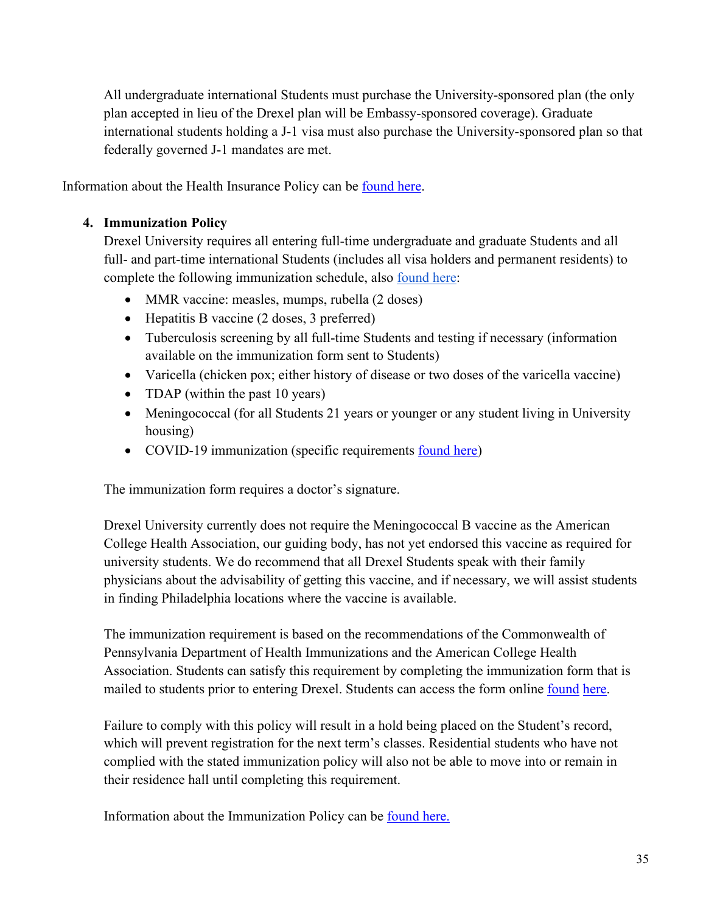All undergraduate international Students must purchase the University-sponsored plan (the only plan accepted in lieu of the Drexel plan will be Embassy-sponsored coverage). Graduate international students holding a J-1 visa must also purchase the University-sponsored plan so that federally governed J-1 mandates are met.

Information about the Health Insurance Policy can be found here.

4. **Immunization Policy**

Drexel University requires all entering full-time undergraduate and graduate Students and all full- and part-time international Students (includes all visa holders and permanent residents) to complete the following immunization schedule, also found here:

- MMR vaccine: measles, mumps, rubella (2 doses)
- Hepatitis B vaccine (2 doses, 3 preferred)
- Tuberculosis screening by all full-time Students and testing if necessary (information available on the immunization form sent to Students)
- Varicella (chicken pox; either history of disease or two doses of the varicella vaccine)
- TDAP (within the past 10 years)
- Meningococcal (for all Students 21 years or younger or any student living in University housing)
- COVID-19 immunization (specific requirements found here)

The immunization form requires a doctor's signature.

Drexel University currently does not require the Meningococcal B vaccine as the American College Health Association, our guiding body, has not yet endorsed this vaccine as required for university students. We do recommend that all Drexel Students speak with their family physicians about the advisability of getting this vaccine, and if necessary, we will assist students in finding Philadelphia locations where the vaccine is available.

The immunization requirement is based on the recommendations of the Commonwealth of Pennsylvania Department of Health Immunizations and the American College Health Association. Students can satisfy this requirement by completing the immunization form that is mailed to students prior to entering Drexel. Students can access the form online found here.

Failure to comply with this policy will result in a hold being placed on the Student's record, which will prevent registration for the next term's classes. Residential students who have not complied with the stated immunization policy will also not be able to move into or remain in their residence hall until completing this requirement.

Information about the Immunization Policy can be found here.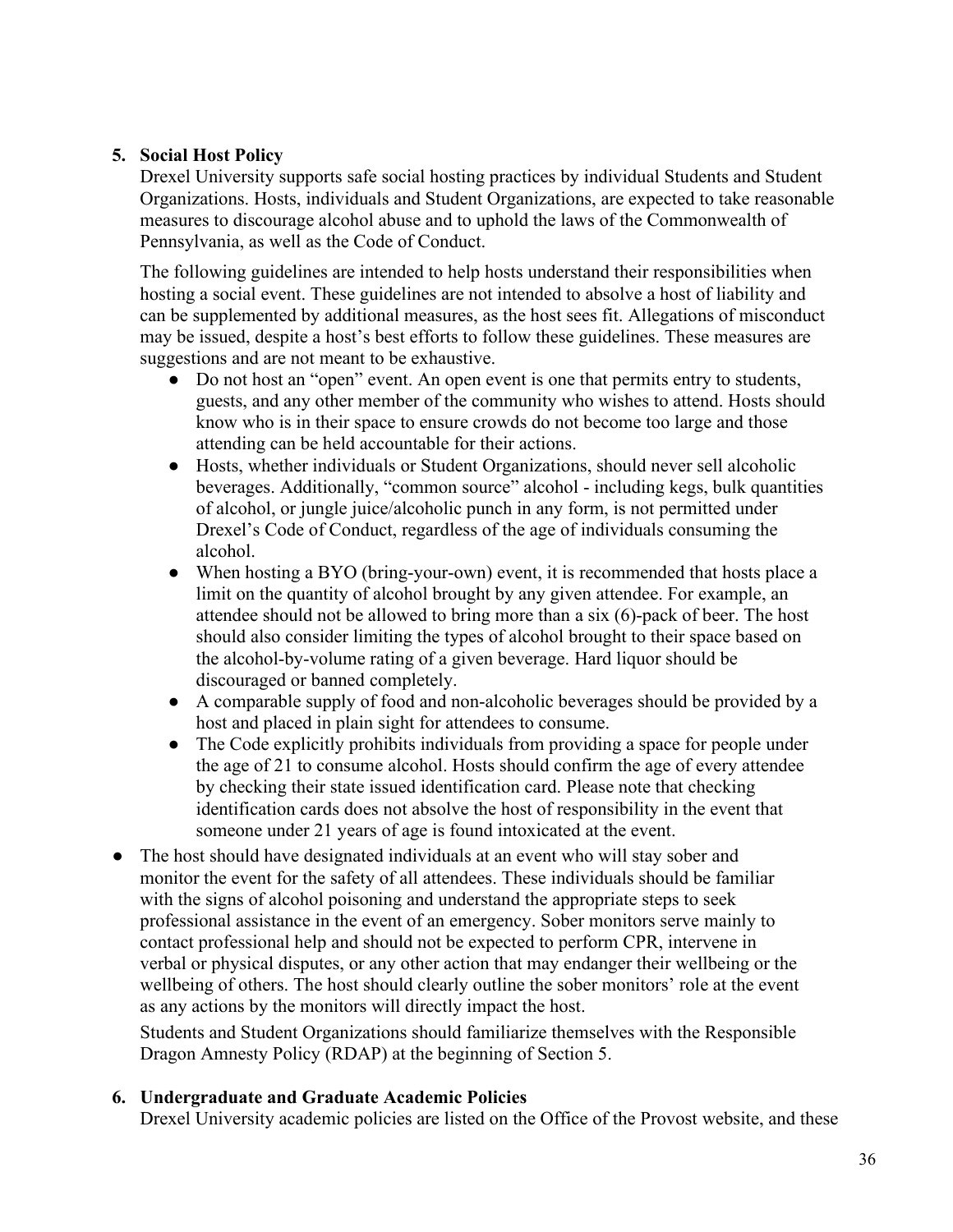5. **Social Host Policy**

Drexel University supports safe social hosting practices by individual Students and Student Organizations. Hosts, individuals and Student Organizations, are expected to take reasonable measures to discourage alcohol abuse and to uphold the laws of the Commonwealth of Pennsylvania, as well as the Code of Conduct.

The following guidelines are intended to help hosts understand their responsibilities when hosting a social event. These guidelines are not intended to absolve a host of liability and can be supplemented by additional measures, as the host sees fit. Allegations of misconduct may be issued, despite a host's best efforts to follow these guidelines. These measures are suggestions and are not meant to be exhaustive.

- Do not host an "open" event. An open event is one that permits entry to students, guests, and any other member of the community who wishes to attend. Hosts should know who is in their space to ensure crowds do not become too large and those attending can be held accountable for their actions.
- Hosts, whether individuals or Student Organizations, should never sell alcoholic beverages. Additionally, "common source" alcohol - including kegs, bulk quantities of alcohol, or jungle juice/alcoholic punch in any form, is not permitted under Drexel's Code of Conduct, regardless of the age of individuals consuming the alcohol.
- When hosting a BYO (bring-your-own) event, it is recommended that hosts place a limit on the quantity of alcohol brought by any given attendee. For example, an attendee should not be allowed to bring more than a six (6)-pack of beer. The host should also consider limiting the types of alcohol brought to their space based on the alcohol-by-volume rating of a given beverage. Hard liquor should be discouraged or banned completely.
- A comparable supply of food and non-alcoholic beverages should be provided by a host and placed in plain sight for attendees to consume.
- The Code explicitly prohibits individuals from providing a space for people under the age of 21 to consume alcohol. Hosts should confirm the age of every attendee by checking their state issued identification card. Please note that checking identification cards does not absolve the host of responsibility in the event that someone under 21 years of age is found intoxicated at the event.
- The host should have designated individuals at an event who will stay sober and monitor the event for the safety of all attendees. These individuals should be familiar with the signs of alcohol poisoning and understand the appropriate steps to seek professional assistance in the event of an emergency. Sober monitors serve mainly to contact professional help and should not be expected to perform CPR, intervene in verbal or physical disputes, or any other action that may endanger their wellbeing or the wellbeing of others. The host should clearly outline the sober monitors' role at the event as any actions by the monitors will directly impact the host.

Students and Student Organizations should familiarize themselves with the Responsible Dragon Amnesty Policy (RDAP) at the beginning of Section 5.

6. **Undergraduate and Graduate Academic Policies**

Drexel University academic policies are listed on the Office of the Provost website, and these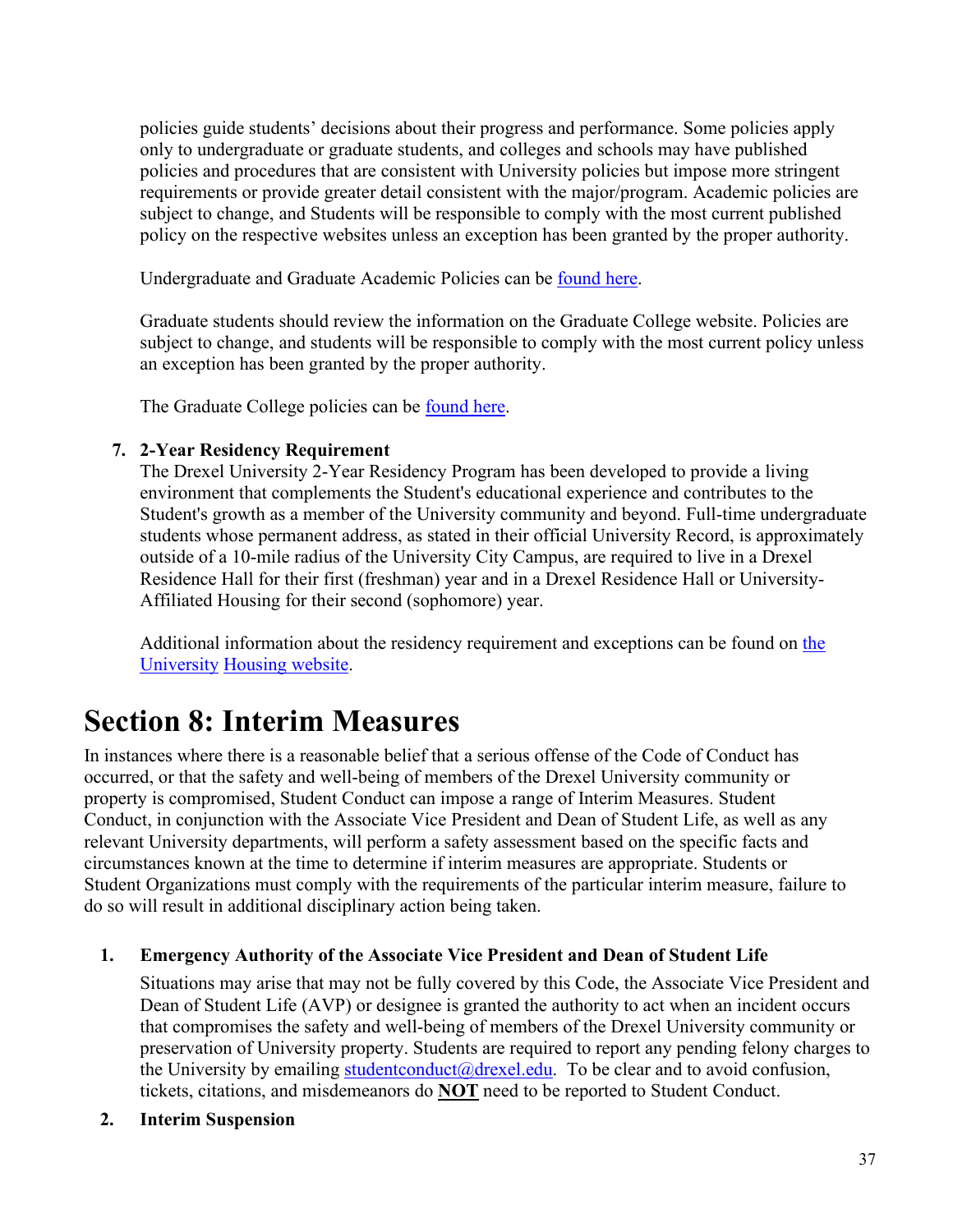policies guide students' decisions about their progress and performance. Some policies apply only to undergraduate or graduate students, and colleges and schools may have published policies and procedures that are consistent with University policies but impose more stringent requirements or provide greater detail consistent with the major/program. Academic policies are subject to change, and Students will be responsible to comply with the most current published policy on the respective websites unless an exception has been granted by the proper authority.

Undergraduate and Graduate Academic Policies can be found here.

Graduate students should review the information on the Graduate College website. Policies are subject to change, and students will be responsible to comply with the most current policy unless an exception has been granted by the proper authority.

The Graduate College policies can be found here.

7. **2-Year Residency Requirement**
   The Drexel University 2-Year Residency Program has been developed to provide a living environment that complements the Student's educational experience and contributes to the Student's growth as a member of the University community and beyond. Full-time undergraduate students whose permanent address, as stated in their official University Record, is approximately outside of a 10-mile radius of the University City Campus, are required to live in a Drexel Residence Hall for their first (freshman) year and in a Drexel Residence Hall or University-Affiliated Housing for their second (sophomore) year.

   Additional information about the residency requirement and exceptions can be found on the University Housing website.

# Section 8: Interim Measures

In instances where there is a reasonable belief that a serious offense of the Code of Conduct has occurred, or that the safety and well-being of members of the Drexel University community or property is compromised, Student Conduct can impose a range of Interim Measures. Student Conduct, in conjunction with the Associate Vice President and Dean of Student Life, as well as any relevant University departments, will perform a safety assessment based on the specific facts and circumstances known at the time to determine if interim measures are appropriate. Students or Student Organizations must comply with the requirements of the particular interim measure, failure to do so will result in additional disciplinary action being taken.

1. **Emergency Authority of the Associate Vice President and Dean of Student Life**

   Situations may arise that may not be fully covered by this Code, the Associate Vice President and Dean of Student Life (AVP) or designee is granted the authority to act when an incident occurs that compromises the safety and well-being of members of the Drexel University community or preservation of University property. Students are required to report any pending felony charges to the University by emailing studentconduct@drexel.edu. To be clear and to avoid confusion, tickets, citations, and misdemeanors do **NOT** need to be reported to Student Conduct.

2. **Interim Suspension**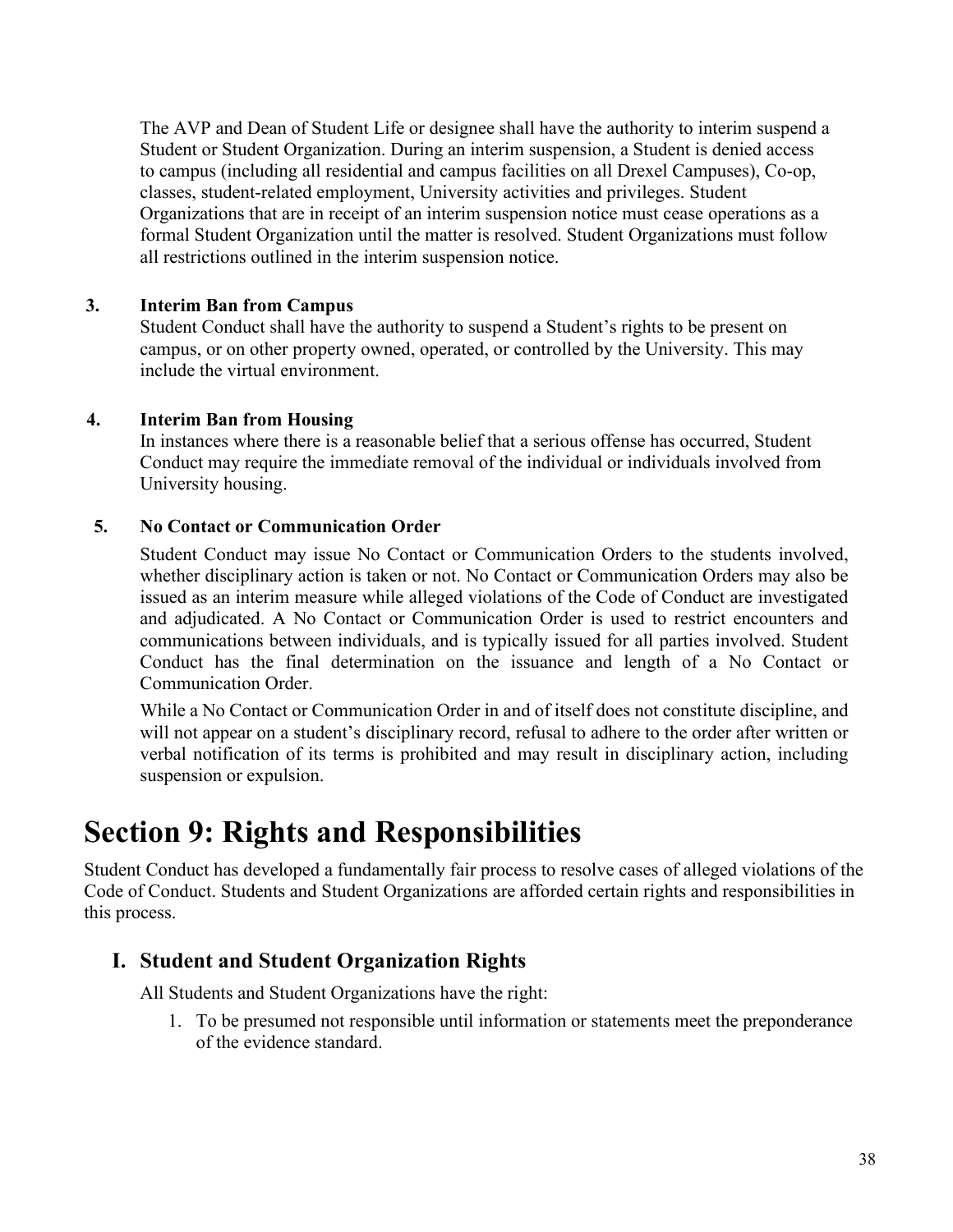The AVP and Dean of Student Life or designee shall have the authority to interim suspend a Student or Student Organization. During an interim suspension, a Student is denied access to campus (including all residential and campus facilities on all Drexel Campuses), Co-op, classes, student-related employment, University activities and privileges. Student Organizations that are in receipt of an interim suspension notice must cease operations as a formal Student Organization until the matter is resolved. Student Organizations must follow all restrictions outlined in the interim suspension notice.

**3. Interim Ban from Campus**

Student Conduct shall have the authority to suspend a Student's rights to be present on campus, or on other property owned, operated, or controlled by the University. This may include the virtual environment.

**4. Interim Ban from Housing**

In instances where there is a reasonable belief that a serious offense has occurred, Student Conduct may require the immediate removal of the individual or individuals involved from University housing.

**5. No Contact or Communication Order**

Student Conduct may issue No Contact or Communication Orders to the students involved, whether disciplinary action is taken or not. No Contact or Communication Orders may also be issued as an interim measure while alleged violations of the Code of Conduct are investigated and adjudicated. A No Contact or Communication Order is used to restrict encounters and communications between individuals, and is typically issued for all parties involved. Student Conduct has the final determination on the issuance and length of a No Contact or Communication Order.

While a No Contact or Communication Order in and of itself does not constitute discipline, and will not appear on a student's disciplinary record, refusal to adhere to the order after written or verbal notification of its terms is prohibited and may result in disciplinary action, including suspension or expulsion.

# Section 9: Rights and Responsibilities

Student Conduct has developed a fundamentally fair process to resolve cases of alleged violations of the Code of Conduct. Students and Student Organizations are afforded certain rights and responsibilities in this process.

## I. Student and Student Organization Rights

All Students and Student Organizations have the right:

1. To be presumed not responsible until information or statements meet the preponderance of the evidence standard.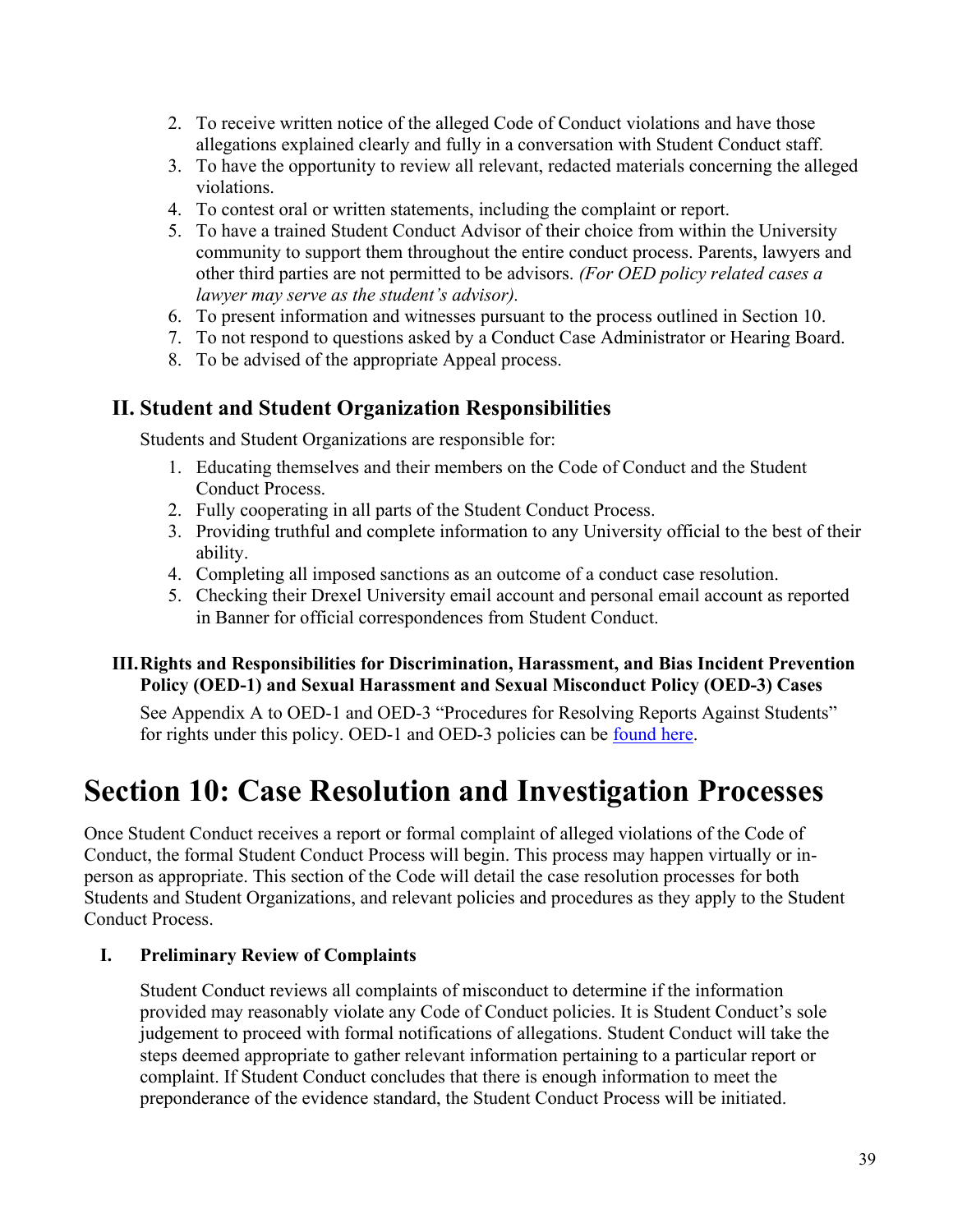2. To receive written notice of the alleged Code of Conduct violations and have those allegations explained clearly and fully in a conversation with Student Conduct staff.
3. To have the opportunity to review all relevant, redacted materials concerning the alleged violations.
4. To contest oral or written statements, including the complaint or report.
5. To have a trained Student Conduct Advisor of their choice from within the University community to support them throughout the entire conduct process. Parents, lawyers and other third parties are not permitted to be advisors. *(For OED policy related cases a lawyer may serve as the student's advisor).*
6. To present information and witnesses pursuant to the process outlined in Section 10.
7. To not respond to questions asked by a Conduct Case Administrator or Hearing Board.
8. To be advised of the appropriate Appeal process.

## II. Student and Student Organization Responsibilities

Students and Student Organizations are responsible for:

1. Educating themselves and their members on the Code of Conduct and the Student Conduct Process.
2. Fully cooperating in all parts of the Student Conduct Process.
3. Providing truthful and complete information to any University official to the best of their ability.
4. Completing all imposed sanctions as an outcome of a conduct case resolution.
5. Checking their Drexel University email account and personal email account as reported in Banner for official correspondences from Student Conduct.

### III. Rights and Responsibilities for Discrimination, Harassment, and Bias Incident Prevention Policy (OED-1) and Sexual Harassment and Sexual Misconduct Policy (OED-3) Cases

See Appendix A to OED-1 and OED-3 "Procedures for Resolving Reports Against Students" for rights under this policy. OED-1 and OED-3 policies can be found here.

# Section 10: Case Resolution and Investigation Processes

Once Student Conduct receives a report or formal complaint of alleged violations of the Code of Conduct, the formal Student Conduct Process will begin. This process may happen virtually or in-person as appropriate. This section of the Code will detail the case resolution processes for both Students and Student Organizations, and relevant policies and procedures as they apply to the Student Conduct Process.

### I. Preliminary Review of Complaints

Student Conduct reviews all complaints of misconduct to determine if the information provided may reasonably violate any Code of Conduct policies. It is Student Conduct's sole judgement to proceed with formal notifications of allegations. Student Conduct will take the steps deemed appropriate to gather relevant information pertaining to a particular report or complaint. If Student Conduct concludes that there is enough information to meet the preponderance of the evidence standard, the Student Conduct Process will be initiated.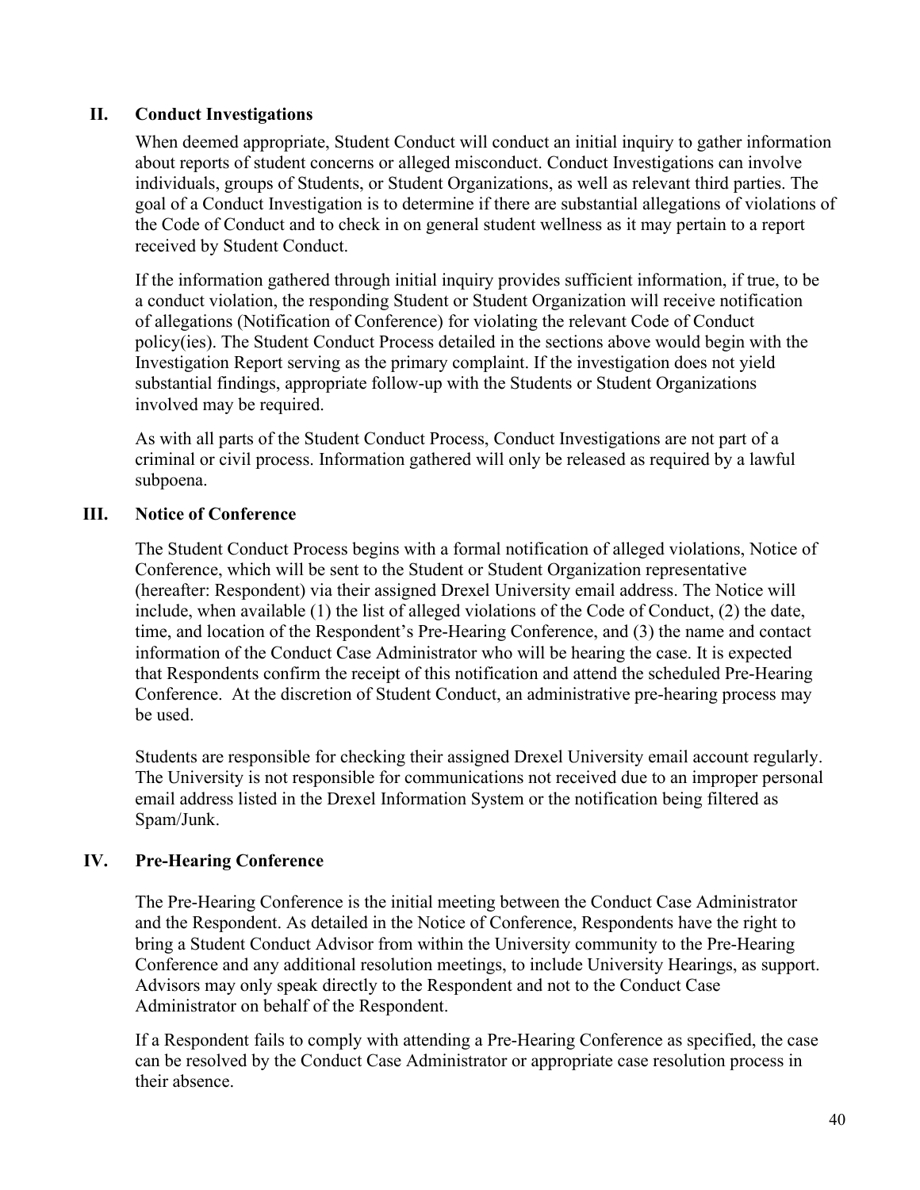## II. Conduct Investigations

When deemed appropriate, Student Conduct will conduct an initial inquiry to gather information about reports of student concerns or alleged misconduct. Conduct Investigations can involve individuals, groups of Students, or Student Organizations, as well as relevant third parties. The goal of a Conduct Investigation is to determine if there are substantial allegations of violations of the Code of Conduct and to check in on general student wellness as it may pertain to a report received by Student Conduct.

If the information gathered through initial inquiry provides sufficient information, if true, to be a conduct violation, the responding Student or Student Organization will receive notification of allegations (Notification of Conference) for violating the relevant Code of Conduct policy(ies). The Student Conduct Process detailed in the sections above would begin with the Investigation Report serving as the primary complaint. If the investigation does not yield substantial findings, appropriate follow-up with the Students or Student Organizations involved may be required.

As with all parts of the Student Conduct Process, Conduct Investigations are not part of a criminal or civil process. Information gathered will only be released as required by a lawful subpoena.

## III. Notice of Conference

The Student Conduct Process begins with a formal notification of alleged violations, Notice of Conference, which will be sent to the Student or Student Organization representative (hereafter: Respondent) via their assigned Drexel University email address. The Notice will include, when available (1) the list of alleged violations of the Code of Conduct, (2) the date, time, and location of the Respondent's Pre-Hearing Conference, and (3) the name and contact information of the Conduct Case Administrator who will be hearing the case. It is expected that Respondents confirm the receipt of this notification and attend the scheduled Pre-Hearing Conference. At the discretion of Student Conduct, an administrative pre-hearing process may be used.

Students are responsible for checking their assigned Drexel University email account regularly. The University is not responsible for communications not received due to an improper personal email address listed in the Drexel Information System or the notification being filtered as Spam/Junk.

## IV. Pre-Hearing Conference

The Pre-Hearing Conference is the initial meeting between the Conduct Case Administrator and the Respondent. As detailed in the Notice of Conference, Respondents have the right to bring a Student Conduct Advisor from within the University community to the Pre-Hearing Conference and any additional resolution meetings, to include University Hearings, as support. Advisors may only speak directly to the Respondent and not to the Conduct Case Administrator on behalf of the Respondent.

If a Respondent fails to comply with attending a Pre-Hearing Conference as specified, the case can be resolved by the Conduct Case Administrator or appropriate case resolution process in their absence.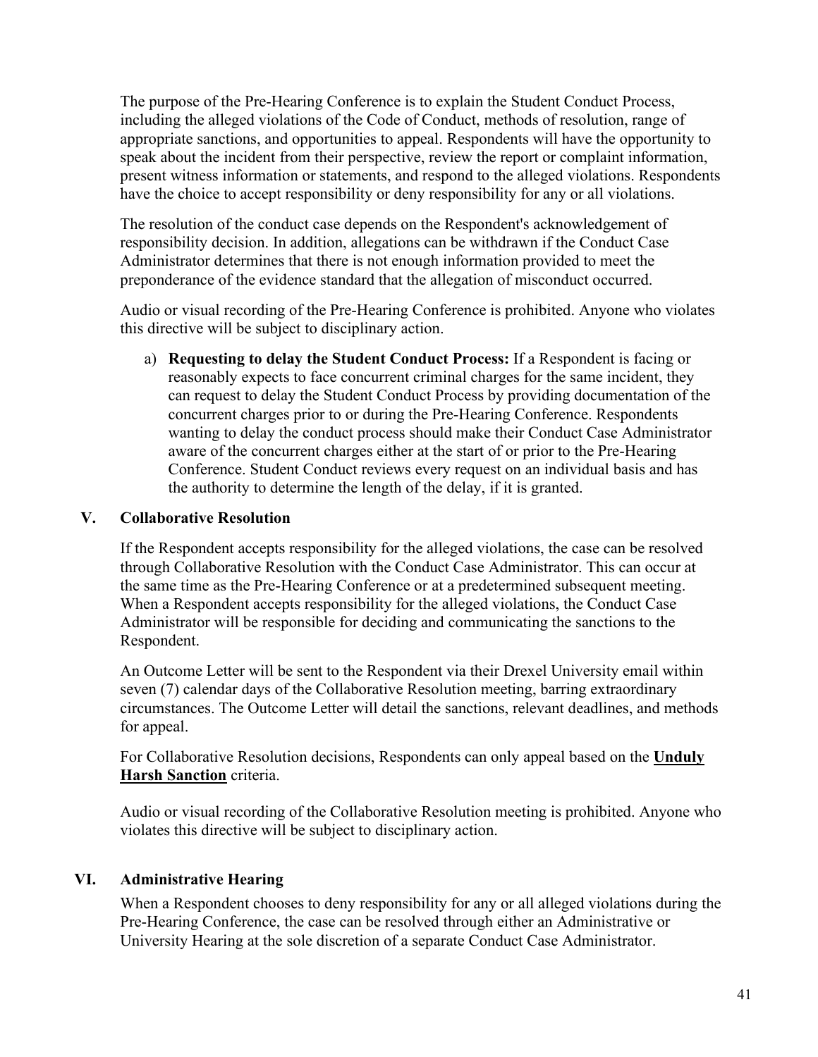The purpose of the Pre-Hearing Conference is to explain the Student Conduct Process, including the alleged violations of the Code of Conduct, methods of resolution, range of appropriate sanctions, and opportunities to appeal. Respondents will have the opportunity to speak about the incident from their perspective, review the report or complaint information, present witness information or statements, and respond to the alleged violations. Respondents have the choice to accept responsibility or deny responsibility for any or all violations.

The resolution of the conduct case depends on the Respondent's acknowledgement of responsibility decision. In addition, allegations can be withdrawn if the Conduct Case Administrator determines that there is not enough information provided to meet the preponderance of the evidence standard that the allegation of misconduct occurred.

Audio or visual recording of the Pre-Hearing Conference is prohibited. Anyone who violates this directive will be subject to disciplinary action.

a) **Requesting to delay the Student Conduct Process:** If a Respondent is facing or reasonably expects to face concurrent criminal charges for the same incident, they can request to delay the Student Conduct Process by providing documentation of the concurrent charges prior to or during the Pre-Hearing Conference. Respondents wanting to delay the conduct process should make their Conduct Case Administrator aware of the concurrent charges either at the start of or prior to the Pre-Hearing Conference. Student Conduct reviews every request on an individual basis and has the authority to determine the length of the delay, if it is granted.

## V. Collaborative Resolution

If the Respondent accepts responsibility for the alleged violations, the case can be resolved through Collaborative Resolution with the Conduct Case Administrator. This can occur at the same time as the Pre-Hearing Conference or at a predetermined subsequent meeting. When a Respondent accepts responsibility for the alleged violations, the Conduct Case Administrator will be responsible for deciding and communicating the sanctions to the Respondent.

An Outcome Letter will be sent to the Respondent via their Drexel University email within seven (7) calendar days of the Collaborative Resolution meeting, barring extraordinary circumstances. The Outcome Letter will detail the sanctions, relevant deadlines, and methods for appeal.

For Collaborative Resolution decisions, Respondents can only appeal based on the **Unduly Harsh Sanction** criteria.

Audio or visual recording of the Collaborative Resolution meeting is prohibited. Anyone who violates this directive will be subject to disciplinary action.

## VI. Administrative Hearing

When a Respondent chooses to deny responsibility for any or all alleged violations during the Pre-Hearing Conference, the case can be resolved through either an Administrative or University Hearing at the sole discretion of a separate Conduct Case Administrator.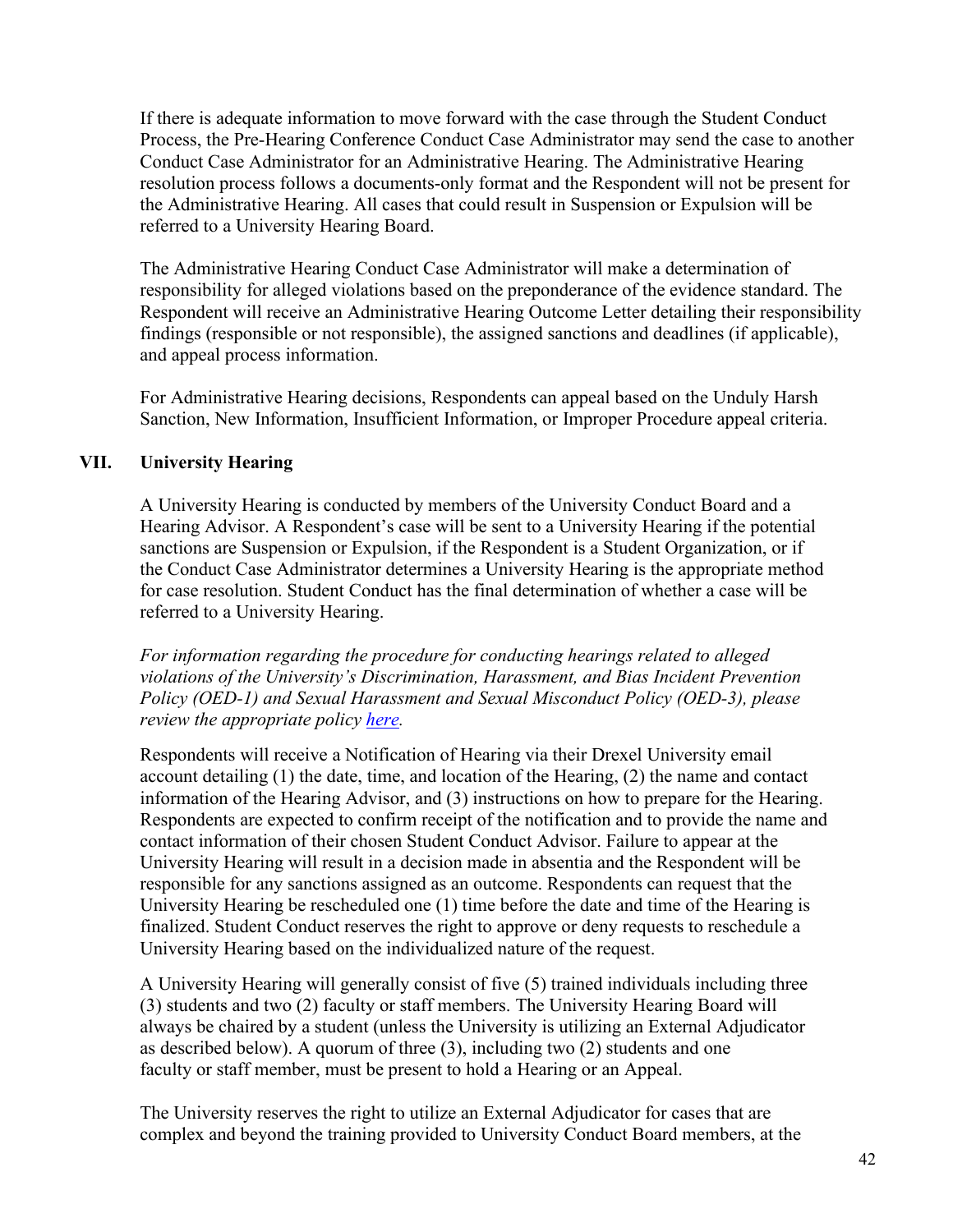If there is adequate information to move forward with the case through the Student Conduct Process, the Pre-Hearing Conference Conduct Case Administrator may send the case to another Conduct Case Administrator for an Administrative Hearing. The Administrative Hearing resolution process follows a documents-only format and the Respondent will not be present for the Administrative Hearing. All cases that could result in Suspension or Expulsion will be referred to a University Hearing Board.

The Administrative Hearing Conduct Case Administrator will make a determination of responsibility for alleged violations based on the preponderance of the evidence standard. The Respondent will receive an Administrative Hearing Outcome Letter detailing their responsibility findings (responsible or not responsible), the assigned sanctions and deadlines (if applicable), and appeal process information.

For Administrative Hearing decisions, Respondents can appeal based on the Unduly Harsh Sanction, New Information, Insufficient Information, or Improper Procedure appeal criteria.

## VII. University Hearing

A University Hearing is conducted by members of the University Conduct Board and a Hearing Advisor. A Respondent's case will be sent to a University Hearing if the potential sanctions are Suspension or Expulsion, if the Respondent is a Student Organization, or if the Conduct Case Administrator determines a University Hearing is the appropriate method for case resolution. Student Conduct has the final determination of whether a case will be referred to a University Hearing.

*For information regarding the procedure for conducting hearings related to alleged violations of the University's Discrimination, Harassment, and Bias Incident Prevention Policy (OED-1) and Sexual Harassment and Sexual Misconduct Policy (OED-3), please review the appropriate policy here.*

Respondents will receive a Notification of Hearing via their Drexel University email account detailing (1) the date, time, and location of the Hearing, (2) the name and contact information of the Hearing Advisor, and (3) instructions on how to prepare for the Hearing. Respondents are expected to confirm receipt of the notification and to provide the name and contact information of their chosen Student Conduct Advisor. Failure to appear at the University Hearing will result in a decision made in absentia and the Respondent will be responsible for any sanctions assigned as an outcome. Respondents can request that the University Hearing be rescheduled one (1) time before the date and time of the Hearing is finalized. Student Conduct reserves the right to approve or deny requests to reschedule a University Hearing based on the individualized nature of the request.

A University Hearing will generally consist of five (5) trained individuals including three (3) students and two (2) faculty or staff members. The University Hearing Board will always be chaired by a student (unless the University is utilizing an External Adjudicator as described below). A quorum of three (3), including two (2) students and one faculty or staff member, must be present to hold a Hearing or an Appeal.

The University reserves the right to utilize an External Adjudicator for cases that are complex and beyond the training provided to University Conduct Board members, at the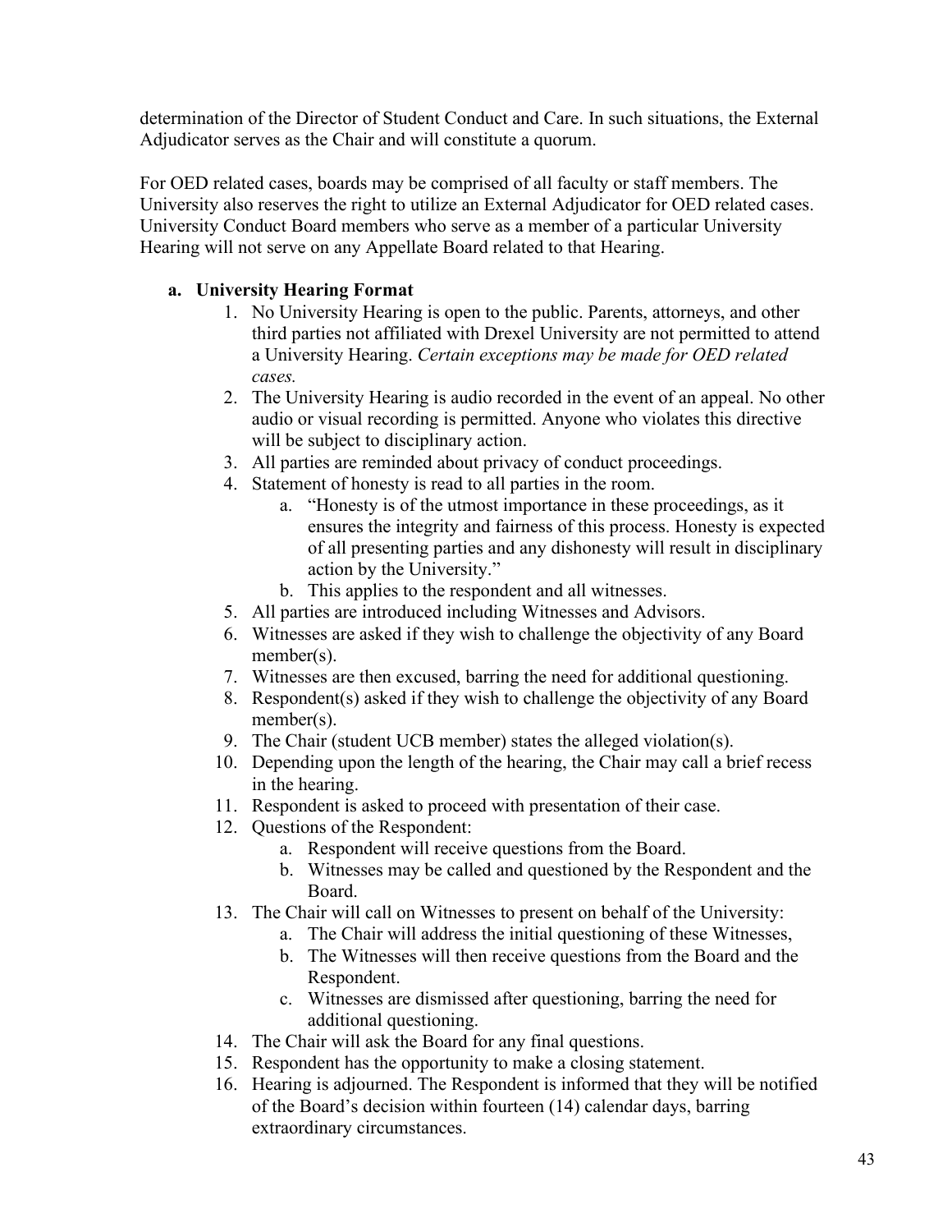determination of the Director of Student Conduct and Care. In such situations, the External Adjudicator serves as the Chair and will constitute a quorum.

For OED related cases, boards may be comprised of all faculty or staff members. The University also reserves the right to utilize an External Adjudicator for OED related cases. University Conduct Board members who serve as a member of a particular University Hearing will not serve on any Appellate Board related to that Hearing.

**a. University Hearing Format**

1. No University Hearing is open to the public. Parents, attorneys, and other third parties not affiliated with Drexel University are not permitted to attend a University Hearing. *Certain exceptions may be made for OED related cases.*
2. The University Hearing is audio recorded in the event of an appeal. No other audio or visual recording is permitted. Anyone who violates this directive will be subject to disciplinary action.
3. All parties are reminded about privacy of conduct proceedings.
4. Statement of honesty is read to all parties in the room.
   a. "Honesty is of the utmost importance in these proceedings, as it ensures the integrity and fairness of this process. Honesty is expected of all presenting parties and any dishonesty will result in disciplinary action by the University."
   b. This applies to the respondent and all witnesses.
5. All parties are introduced including Witnesses and Advisors.
6. Witnesses are asked if they wish to challenge the objectivity of any Board member(s).
7. Witnesses are then excused, barring the need for additional questioning.
8. Respondent(s) asked if they wish to challenge the objectivity of any Board member(s).
9. The Chair (student UCB member) states the alleged violation(s).
10. Depending upon the length of the hearing, the Chair may call a brief recess in the hearing.
11. Respondent is asked to proceed with presentation of their case.
12. Questions of the Respondent:
    a. Respondent will receive questions from the Board.
    b. Witnesses may be called and questioned by the Respondent and the Board.
13. The Chair will call on Witnesses to present on behalf of the University:
    a. The Chair will address the initial questioning of these Witnesses,
    b. The Witnesses will then receive questions from the Board and the Respondent.
    c. Witnesses are dismissed after questioning, barring the need for additional questioning.
14. The Chair will ask the Board for any final questions.
15. Respondent has the opportunity to make a closing statement.
16. Hearing is adjourned. The Respondent is informed that they will be notified of the Board's decision within fourteen (14) calendar days, barring extraordinary circumstances.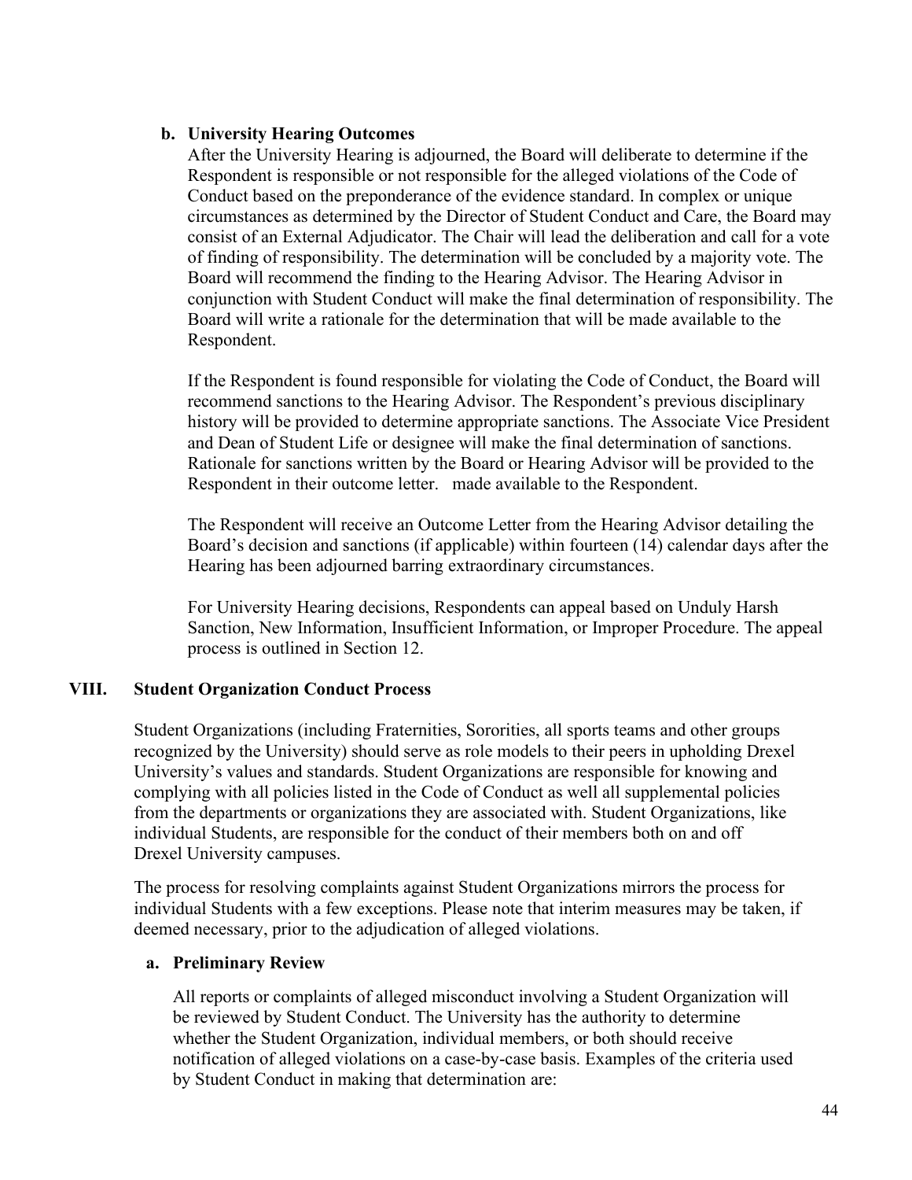**b. University Hearing Outcomes**

After the University Hearing is adjourned, the Board will deliberate to determine if the Respondent is responsible or not responsible for the alleged violations of the Code of Conduct based on the preponderance of the evidence standard. In complex or unique circumstances as determined by the Director of Student Conduct and Care, the Board may consist of an External Adjudicator. The Chair will lead the deliberation and call for a vote of finding of responsibility. The determination will be concluded by a majority vote. The Board will recommend the finding to the Hearing Advisor. The Hearing Advisor in conjunction with Student Conduct will make the final determination of responsibility. The Board will write a rationale for the determination that will be made available to the Respondent.

If the Respondent is found responsible for violating the Code of Conduct, the Board will recommend sanctions to the Hearing Advisor. The Respondent's previous disciplinary history will be provided to determine appropriate sanctions. The Associate Vice President and Dean of Student Life or designee will make the final determination of sanctions. Rationale for sanctions written by the Board or Hearing Advisor will be provided to the Respondent in their outcome letter.   made available to the Respondent.

The Respondent will receive an Outcome Letter from the Hearing Advisor detailing the Board's decision and sanctions (if applicable) within fourteen (14) calendar days after the Hearing has been adjourned barring extraordinary circumstances.

For University Hearing decisions, Respondents can appeal based on Unduly Harsh Sanction, New Information, Insufficient Information, or Improper Procedure. The appeal process is outlined in Section 12.

## VIII. Student Organization Conduct Process

Student Organizations (including Fraternities, Sororities, all sports teams and other groups recognized by the University) should serve as role models to their peers in upholding Drexel University's values and standards. Student Organizations are responsible for knowing and complying with all policies listed in the Code of Conduct as well all supplemental policies from the departments or organizations they are associated with. Student Organizations, like individual Students, are responsible for the conduct of their members both on and off Drexel University campuses.

The process for resolving complaints against Student Organizations mirrors the process for individual Students with a few exceptions. Please note that interim measures may be taken, if deemed necessary, prior to the adjudication of alleged violations.

**a. Preliminary Review**

All reports or complaints of alleged misconduct involving a Student Organization will be reviewed by Student Conduct. The University has the authority to determine whether the Student Organization, individual members, or both should receive notification of alleged violations on a case-by-case basis. Examples of the criteria used by Student Conduct in making that determination are: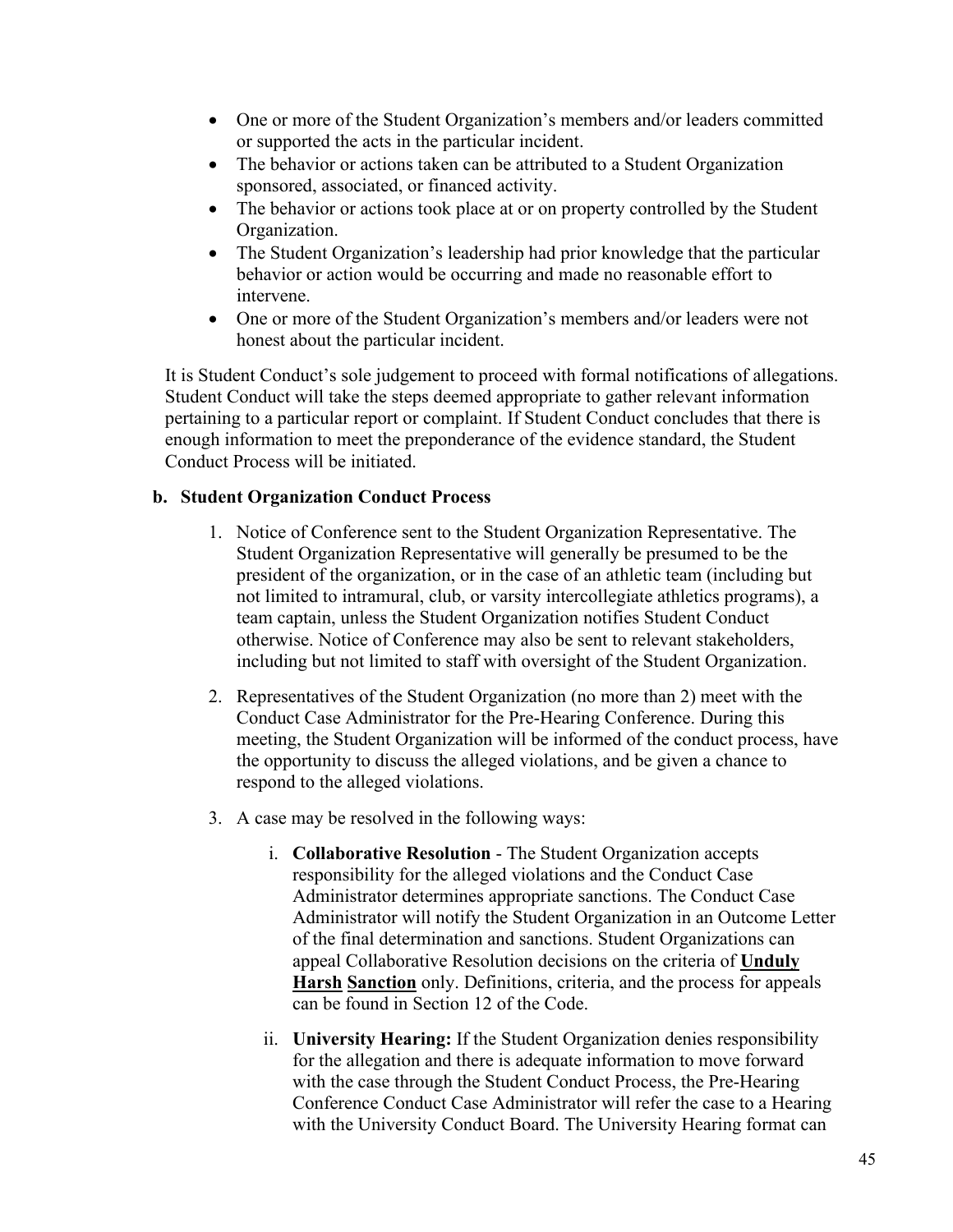- One or more of the Student Organization's members and/or leaders committed or supported the acts in the particular incident.
- The behavior or actions taken can be attributed to a Student Organization sponsored, associated, or financed activity.
- The behavior or actions took place at or on property controlled by the Student Organization.
- The Student Organization's leadership had prior knowledge that the particular behavior or action would be occurring and made no reasonable effort to intervene.
- One or more of the Student Organization's members and/or leaders were not honest about the particular incident.

It is Student Conduct's sole judgement to proceed with formal notifications of allegations. Student Conduct will take the steps deemed appropriate to gather relevant information pertaining to a particular report or complaint. If Student Conduct concludes that there is enough information to meet the preponderance of the evidence standard, the Student Conduct Process will be initiated.

**b. Student Organization Conduct Process**

1. Notice of Conference sent to the Student Organization Representative. The Student Organization Representative will generally be presumed to be the president of the organization, or in the case of an athletic team (including but not limited to intramural, club, or varsity intercollegiate athletics programs), a team captain, unless the Student Organization notifies Student Conduct otherwise. Notice of Conference may also be sent to relevant stakeholders, including but not limited to staff with oversight of the Student Organization.

2. Representatives of the Student Organization (no more than 2) meet with the Conduct Case Administrator for the Pre-Hearing Conference. During this meeting, the Student Organization will be informed of the conduct process, have the opportunity to discuss the alleged violations, and be given a chance to respond to the alleged violations.

3. A case may be resolved in the following ways:

   i. **Collaborative Resolution** - The Student Organization accepts responsibility for the alleged violations and the Conduct Case Administrator determines appropriate sanctions. The Conduct Case Administrator will notify the Student Organization in an Outcome Letter of the final determination and sanctions. Student Organizations can appeal Collaborative Resolution decisions on the criteria of **Unduly Harsh Sanction** only. Definitions, criteria, and the process for appeals can be found in Section 12 of the Code.

   ii. **University Hearing:** If the Student Organization denies responsibility for the allegation and there is adequate information to move forward with the case through the Student Conduct Process, the Pre-Hearing Conference Conduct Case Administrator will refer the case to a Hearing with the University Conduct Board. The University Hearing format can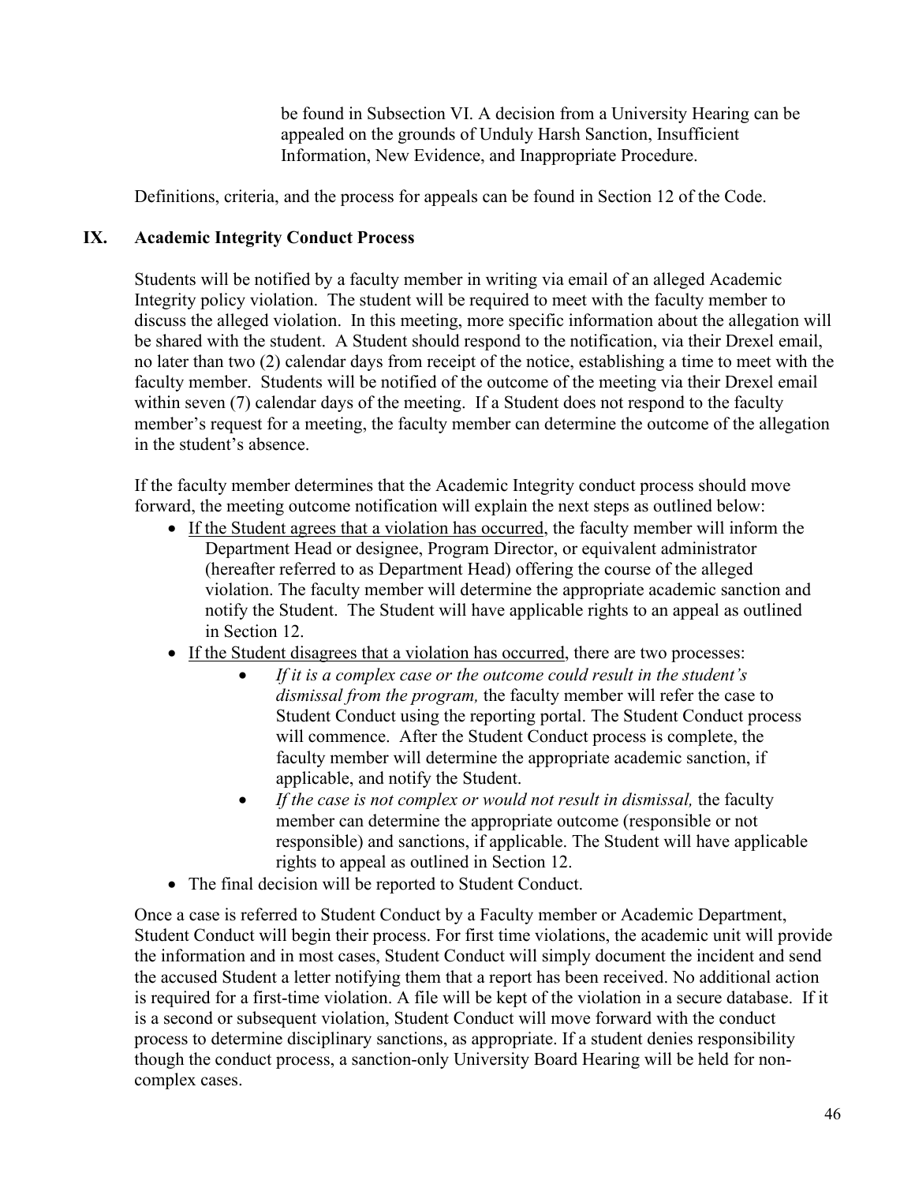be found in Subsection VI. A decision from a University Hearing can be appealed on the grounds of Unduly Harsh Sanction, Insufficient Information, New Evidence, and Inappropriate Procedure.

Definitions, criteria, and the process for appeals can be found in Section 12 of the Code.

## IX. Academic Integrity Conduct Process

Students will be notified by a faculty member in writing via email of an alleged Academic Integrity policy violation. The student will be required to meet with the faculty member to discuss the alleged violation. In this meeting, more specific information about the allegation will be shared with the student. A Student should respond to the notification, via their Drexel email, no later than two (2) calendar days from receipt of the notice, establishing a time to meet with the faculty member. Students will be notified of the outcome of the meeting via their Drexel email within seven (7) calendar days of the meeting. If a Student does not respond to the faculty member's request for a meeting, the faculty member can determine the outcome of the allegation in the student's absence.

If the faculty member determines that the Academic Integrity conduct process should move forward, the meeting outcome notification will explain the next steps as outlined below:

- <u>If the Student agrees that a violation has occurred</u>, the faculty member will inform the Department Head or designee, Program Director, or equivalent administrator (hereafter referred to as Department Head) offering the course of the alleged violation. The faculty member will determine the appropriate academic sanction and notify the Student. The Student will have applicable rights to an appeal as outlined in Section 12.
- <u>If the Student disagrees that a violation has occurred</u>, there are two processes:
    - *If it is a complex case or the outcome could result in the student's dismissal from the program,* the faculty member will refer the case to Student Conduct using the reporting portal. The Student Conduct process will commence. After the Student Conduct process is complete, the faculty member will determine the appropriate academic sanction, if applicable, and notify the Student.
    - *If the case is not complex or would not result in dismissal,* the faculty member can determine the appropriate outcome (responsible or not responsible) and sanctions, if applicable. The Student will have applicable rights to appeal as outlined in Section 12.
- The final decision will be reported to Student Conduct.

Once a case is referred to Student Conduct by a Faculty member or Academic Department, Student Conduct will begin their process. For first time violations, the academic unit will provide the information and in most cases, Student Conduct will simply document the incident and send the accused Student a letter notifying them that a report has been received. No additional action is required for a first-time violation. A file will be kept of the violation in a secure database. If it is a second or subsequent violation, Student Conduct will move forward with the conduct process to determine disciplinary sanctions, as appropriate. If a student denies responsibility though the conduct process, a sanction-only University Board Hearing will be held for non-complex cases.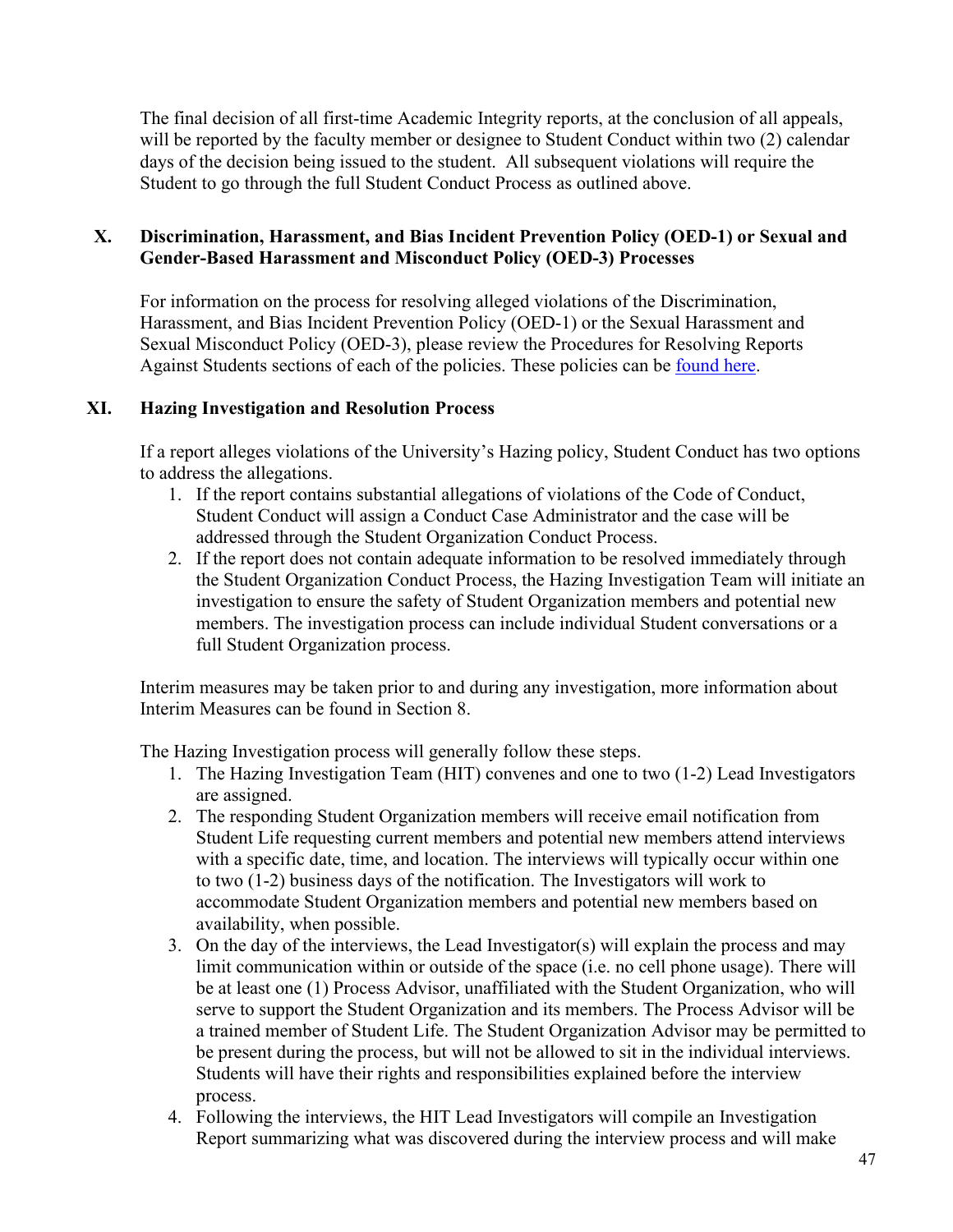The final decision of all first-time Academic Integrity reports, at the conclusion of all appeals, will be reported by the faculty member or designee to Student Conduct within two (2) calendar days of the decision being issued to the student. All subsequent violations will require the Student to go through the full Student Conduct Process as outlined above.

## X. Discrimination, Harassment, and Bias Incident Prevention Policy (OED-1) or Sexual and Gender-Based Harassment and Misconduct Policy (OED-3) Processes

For information on the process for resolving alleged violations of the Discrimination, Harassment, and Bias Incident Prevention Policy (OED-1) or the Sexual Harassment and Sexual Misconduct Policy (OED-3), please review the Procedures for Resolving Reports Against Students sections of each of the policies. These policies can be found here.

## XI. Hazing Investigation and Resolution Process

If a report alleges violations of the University's Hazing policy, Student Conduct has two options to address the allegations.

1. If the report contains substantial allegations of violations of the Code of Conduct, Student Conduct will assign a Conduct Case Administrator and the case will be addressed through the Student Organization Conduct Process.
2. If the report does not contain adequate information to be resolved immediately through the Student Organization Conduct Process, the Hazing Investigation Team will initiate an investigation to ensure the safety of Student Organization members and potential new members. The investigation process can include individual Student conversations or a full Student Organization process.

Interim measures may be taken prior to and during any investigation, more information about Interim Measures can be found in Section 8.

The Hazing Investigation process will generally follow these steps.

1. The Hazing Investigation Team (HIT) convenes and one to two (1-2) Lead Investigators are assigned.
2. The responding Student Organization members will receive email notification from Student Life requesting current members and potential new members attend interviews with a specific date, time, and location. The interviews will typically occur within one to two (1-2) business days of the notification. The Investigators will work to accommodate Student Organization members and potential new members based on availability, when possible.
3. On the day of the interviews, the Lead Investigator(s) will explain the process and may limit communication within or outside of the space (i.e. no cell phone usage). There will be at least one (1) Process Advisor, unaffiliated with the Student Organization, who will serve to support the Student Organization and its members. The Process Advisor will be a trained member of Student Life. The Student Organization Advisor may be permitted to be present during the process, but will not be allowed to sit in the individual interviews. Students will have their rights and responsibilities explained before the interview process.
4. Following the interviews, the HIT Lead Investigators will compile an Investigation Report summarizing what was discovered during the interview process and will make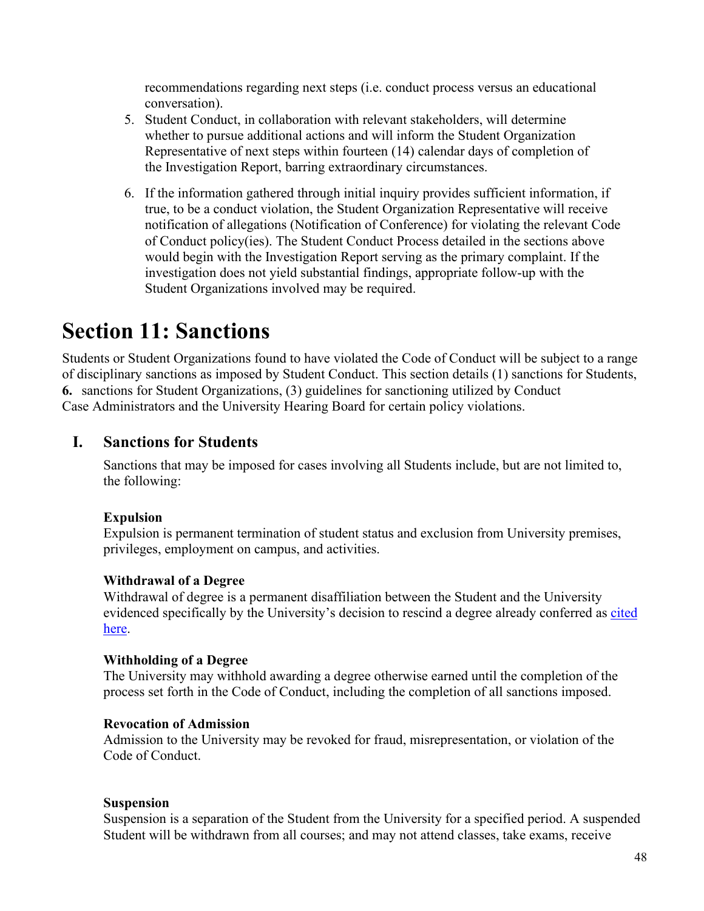recommendations regarding next steps (i.e. conduct process versus an educational conversation).

5. Student Conduct, in collaboration with relevant stakeholders, will determine whether to pursue additional actions and will inform the Student Organization Representative of next steps within fourteen (14) calendar days of completion of the Investigation Report, barring extraordinary circumstances.

6. If the information gathered through initial inquiry provides sufficient information, if true, to be a conduct violation, the Student Organization Representative will receive notification of allegations (Notification of Conference) for violating the relevant Code of Conduct policy(ies). The Student Conduct Process detailed in the sections above would begin with the Investigation Report serving as the primary complaint. If the investigation does not yield substantial findings, appropriate follow-up with the Student Organizations involved may be required.

# Section 11: Sanctions

Students or Student Organizations found to have violated the Code of Conduct will be subject to a range of disciplinary sanctions as imposed by Student Conduct. This section details (1) sanctions for Students, **6.** sanctions for Student Organizations, (3) guidelines for sanctioning utilized by Conduct Case Administrators and the University Hearing Board for certain policy violations.

## I. Sanctions for Students

Sanctions that may be imposed for cases involving all Students include, but are not limited to, the following:

**Expulsion**
Expulsion is permanent termination of student status and exclusion from University premises, privileges, employment on campus, and activities.

**Withdrawal of a Degree**
Withdrawal of degree is a permanent disaffiliation between the Student and the University evidenced specifically by the University's decision to rescind a degree already conferred as [cited here](#).

**Withholding of a Degree**
The University may withhold awarding a degree otherwise earned until the completion of the process set forth in the Code of Conduct, including the completion of all sanctions imposed.

**Revocation of Admission**
Admission to the University may be revoked for fraud, misrepresentation, or violation of the Code of Conduct.

**Suspension**
Suspension is a separation of the Student from the University for a specified period. A suspended Student will be withdrawn from all courses; and may not attend classes, take exams, receive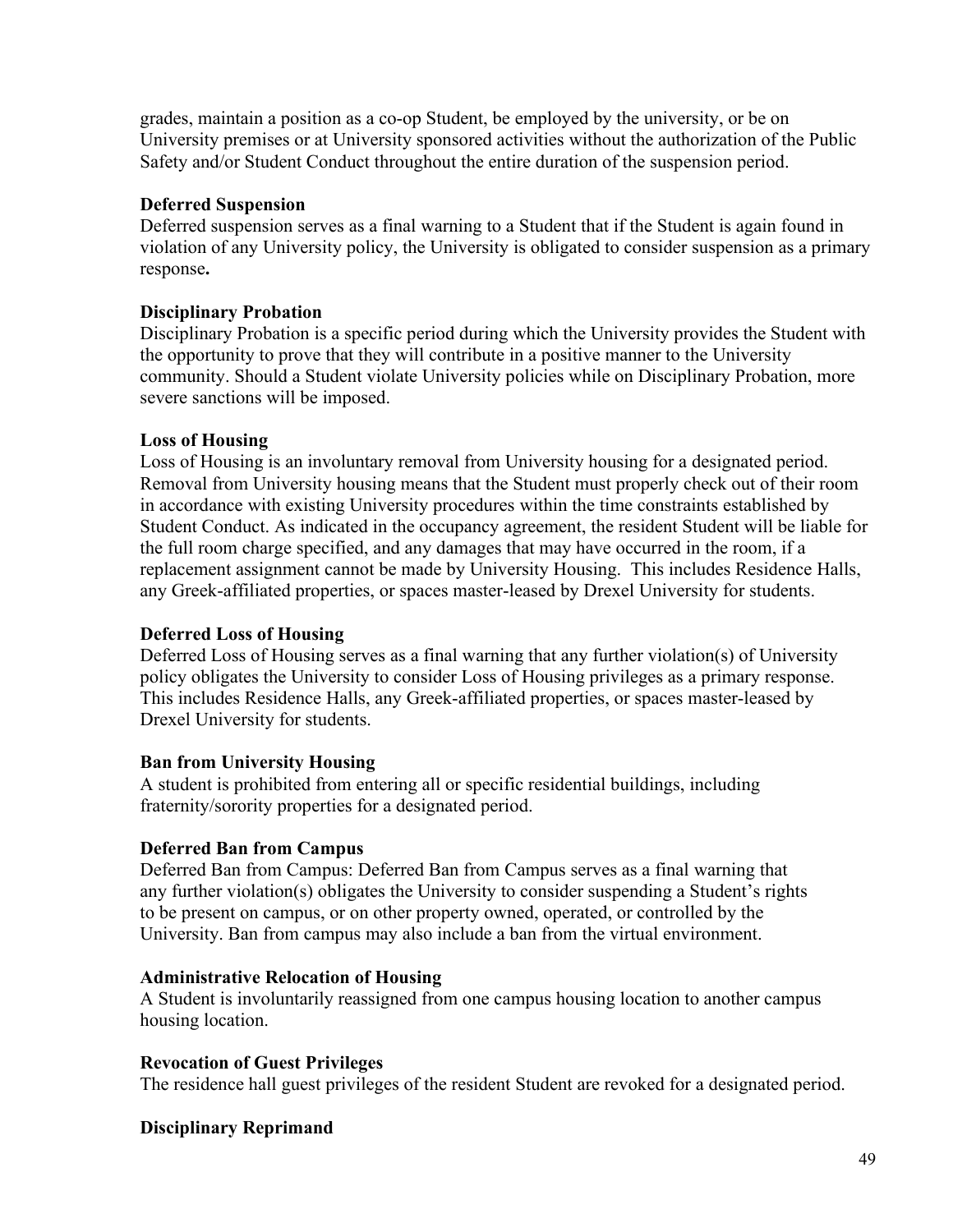grades, maintain a position as a co-op Student, be employed by the university, or be on University premises or at University sponsored activities without the authorization of the Public Safety and/or Student Conduct throughout the entire duration of the suspension period.

**Deferred Suspension**

Deferred suspension serves as a final warning to a Student that if the Student is again found in violation of any University policy, the University is obligated to consider suspension as a primary response**.**

**Disciplinary Probation**

Disciplinary Probation is a specific period during which the University provides the Student with the opportunity to prove that they will contribute in a positive manner to the University community. Should a Student violate University policies while on Disciplinary Probation, more severe sanctions will be imposed.

**Loss of Housing**

Loss of Housing is an involuntary removal from University housing for a designated period. Removal from University housing means that the Student must properly check out of their room in accordance with existing University procedures within the time constraints established by Student Conduct. As indicated in the occupancy agreement, the resident Student will be liable for the full room charge specified, and any damages that may have occurred in the room, if a replacement assignment cannot be made by University Housing. This includes Residence Halls, any Greek-affiliated properties, or spaces master-leased by Drexel University for students.

**Deferred Loss of Housing**

Deferred Loss of Housing serves as a final warning that any further violation(s) of University policy obligates the University to consider Loss of Housing privileges as a primary response. This includes Residence Halls, any Greek-affiliated properties, or spaces master-leased by Drexel University for students.

**Ban from University Housing**

A student is prohibited from entering all or specific residential buildings, including fraternity/sorority properties for a designated period.

**Deferred Ban from Campus**

Deferred Ban from Campus: Deferred Ban from Campus serves as a final warning that any further violation(s) obligates the University to consider suspending a Student's rights to be present on campus, or on other property owned, operated, or controlled by the University. Ban from campus may also include a ban from the virtual environment.

**Administrative Relocation of Housing**

A Student is involuntarily reassigned from one campus housing location to another campus housing location.

**Revocation of Guest Privileges**

The residence hall guest privileges of the resident Student are revoked for a designated period.

**Disciplinary Reprimand**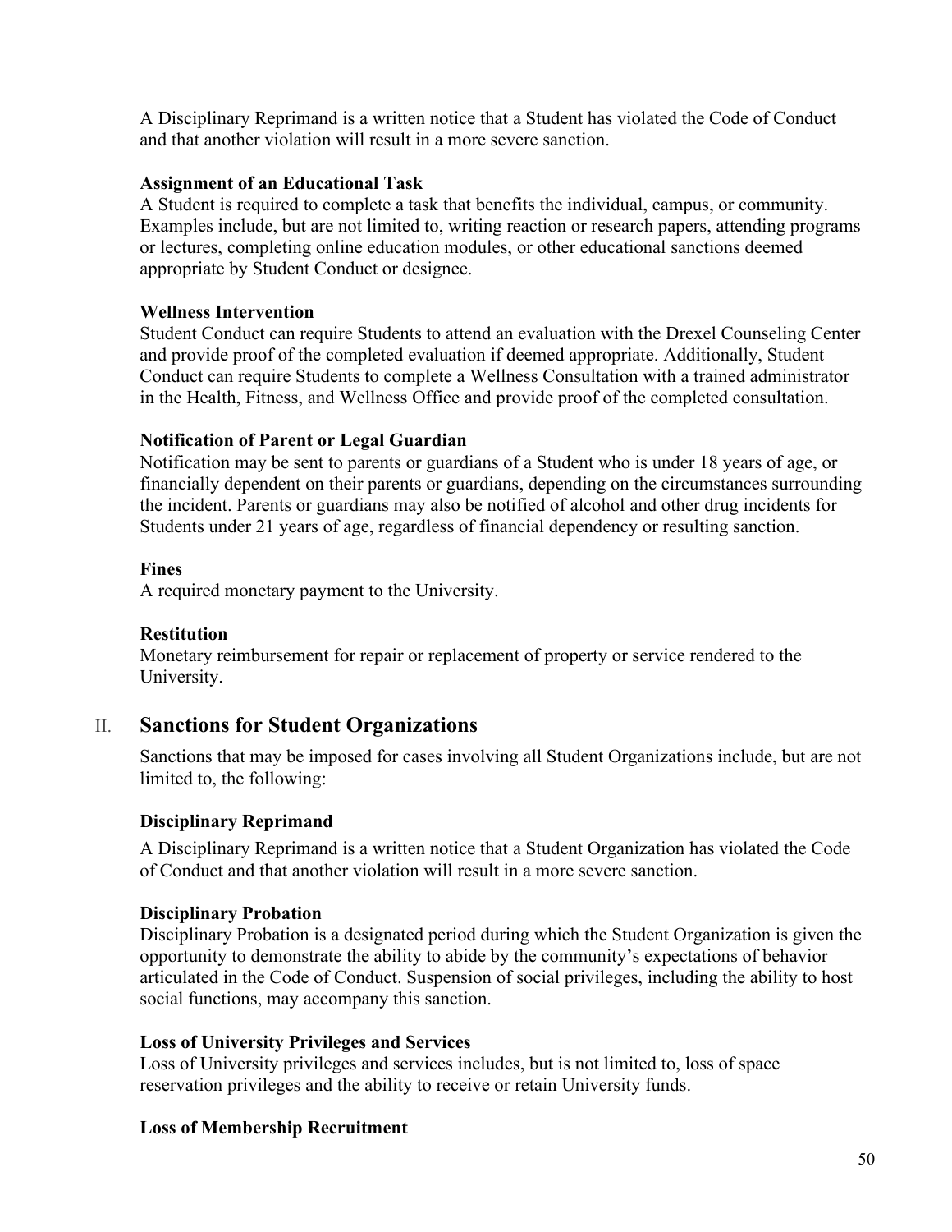A Disciplinary Reprimand is a written notice that a Student has violated the Code of Conduct and that another violation will result in a more severe sanction.

**Assignment of an Educational Task**

A Student is required to complete a task that benefits the individual, campus, or community. Examples include, but are not limited to, writing reaction or research papers, attending programs or lectures, completing online education modules, or other educational sanctions deemed appropriate by Student Conduct or designee.

**Wellness Intervention**

Student Conduct can require Students to attend an evaluation with the Drexel Counseling Center and provide proof of the completed evaluation if deemed appropriate. Additionally, Student Conduct can require Students to complete a Wellness Consultation with a trained administrator in the Health, Fitness, and Wellness Office and provide proof of the completed consultation.

**Notification of Parent or Legal Guardian**

Notification may be sent to parents or guardians of a Student who is under 18 years of age, or financially dependent on their parents or guardians, depending on the circumstances surrounding the incident. Parents or guardians may also be notified of alcohol and other drug incidents for Students under 21 years of age, regardless of financial dependency or resulting sanction.

**Fines**

A required monetary payment to the University.

**Restitution**

Monetary reimbursement for repair or replacement of property or service rendered to the University.

## II. Sanctions for Student Organizations

Sanctions that may be imposed for cases involving all Student Organizations include, but are not limited to, the following:

**Disciplinary Reprimand**

A Disciplinary Reprimand is a written notice that a Student Organization has violated the Code of Conduct and that another violation will result in a more severe sanction.

**Disciplinary Probation**

Disciplinary Probation is a designated period during which the Student Organization is given the opportunity to demonstrate the ability to abide by the community's expectations of behavior articulated in the Code of Conduct. Suspension of social privileges, including the ability to host social functions, may accompany this sanction.

**Loss of University Privileges and Services**

Loss of University privileges and services includes, but is not limited to, loss of space reservation privileges and the ability to receive or retain University funds.

**Loss of Membership Recruitment**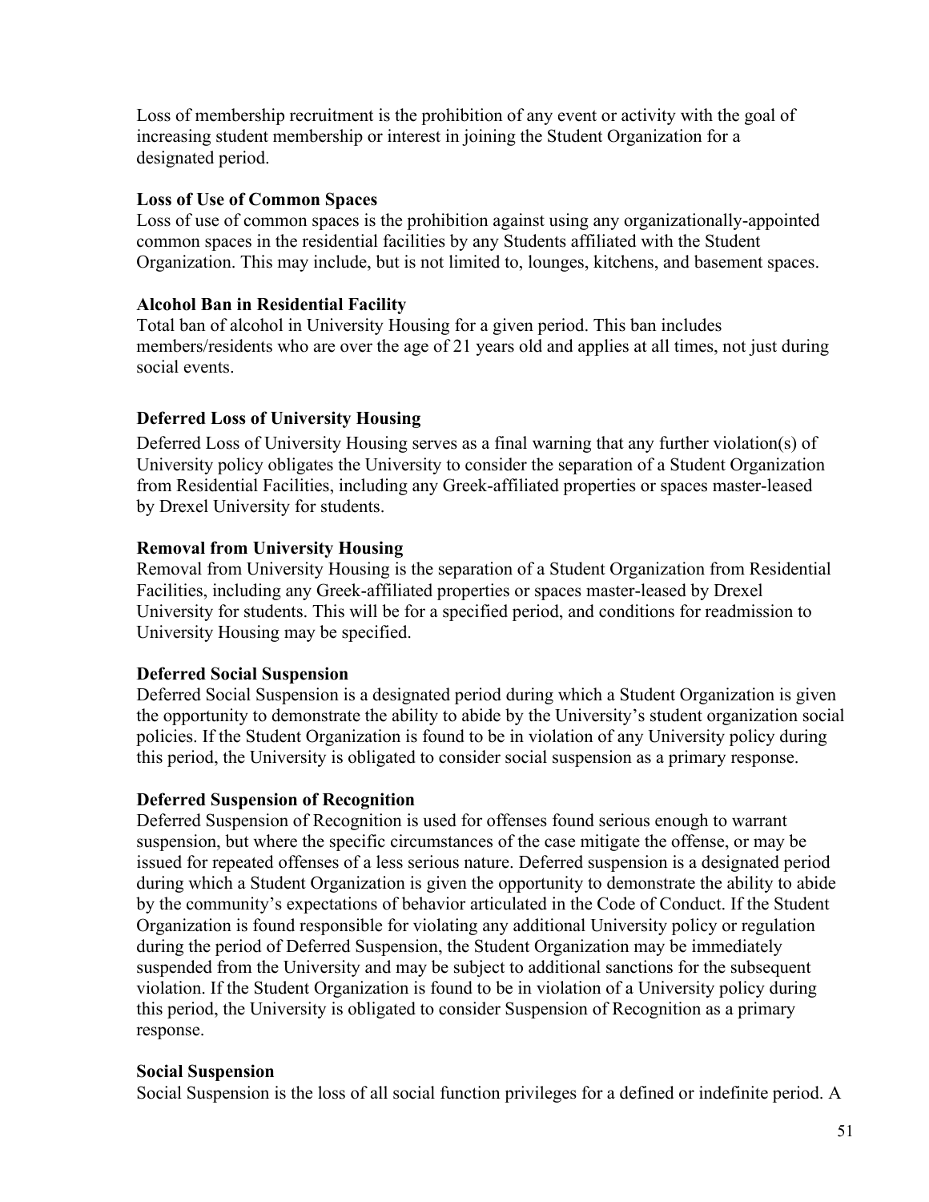Loss of membership recruitment is the prohibition of any event or activity with the goal of increasing student membership or interest in joining the Student Organization for a designated period.

**Loss of Use of Common Spaces**

Loss of use of common spaces is the prohibition against using any organizationally-appointed common spaces in the residential facilities by any Students affiliated with the Student Organization. This may include, but is not limited to, lounges, kitchens, and basement spaces.

**Alcohol Ban in Residential Facility**

Total ban of alcohol in University Housing for a given period. This ban includes members/residents who are over the age of 21 years old and applies at all times, not just during social events.

**Deferred Loss of University Housing**

Deferred Loss of University Housing serves as a final warning that any further violation(s) of University policy obligates the University to consider the separation of a Student Organization from Residential Facilities, including any Greek-affiliated properties or spaces master-leased by Drexel University for students.

**Removal from University Housing**

Removal from University Housing is the separation of a Student Organization from Residential Facilities, including any Greek-affiliated properties or spaces master-leased by Drexel University for students. This will be for a specified period, and conditions for readmission to University Housing may be specified.

**Deferred Social Suspension**

Deferred Social Suspension is a designated period during which a Student Organization is given the opportunity to demonstrate the ability to abide by the University's student organization social policies. If the Student Organization is found to be in violation of any University policy during this period, the University is obligated to consider social suspension as a primary response.

**Deferred Suspension of Recognition**

Deferred Suspension of Recognition is used for offenses found serious enough to warrant suspension, but where the specific circumstances of the case mitigate the offense, or may be issued for repeated offenses of a less serious nature. Deferred suspension is a designated period during which a Student Organization is given the opportunity to demonstrate the ability to abide by the community's expectations of behavior articulated in the Code of Conduct. If the Student Organization is found responsible for violating any additional University policy or regulation during the period of Deferred Suspension, the Student Organization may be immediately suspended from the University and may be subject to additional sanctions for the subsequent violation. If the Student Organization is found to be in violation of a University policy during this period, the University is obligated to consider Suspension of Recognition as a primary response.

**Social Suspension**

Social Suspension is the loss of all social function privileges for a defined or indefinite period. A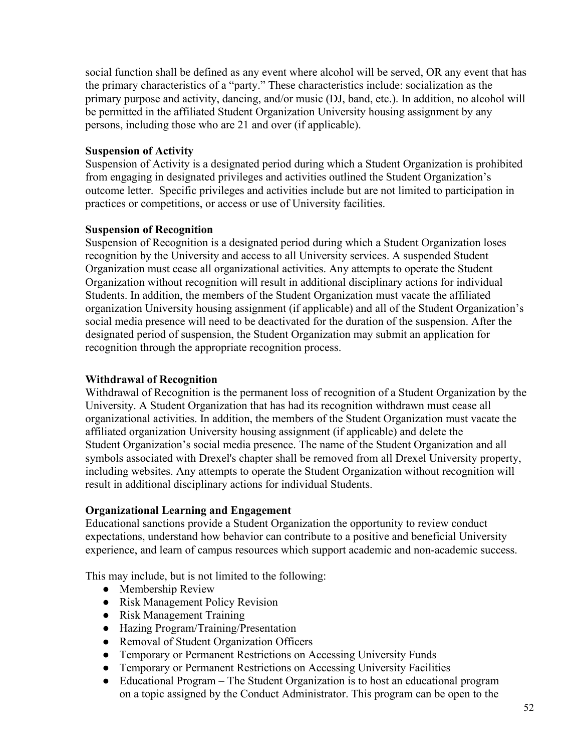social function shall be defined as any event where alcohol will be served, OR any event that has the primary characteristics of a "party." These characteristics include: socialization as the primary purpose and activity, dancing, and/or music (DJ, band, etc.). In addition, no alcohol will be permitted in the affiliated Student Organization University housing assignment by any persons, including those who are 21 and over (if applicable).

**Suspension of Activity**

Suspension of Activity is a designated period during which a Student Organization is prohibited from engaging in designated privileges and activities outlined the Student Organization's outcome letter. Specific privileges and activities include but are not limited to participation in practices or competitions, or access or use of University facilities.

**Suspension of Recognition**

Suspension of Recognition is a designated period during which a Student Organization loses recognition by the University and access to all University services. A suspended Student Organization must cease all organizational activities. Any attempts to operate the Student Organization without recognition will result in additional disciplinary actions for individual Students. In addition, the members of the Student Organization must vacate the affiliated organization University housing assignment (if applicable) and all of the Student Organization's social media presence will need to be deactivated for the duration of the suspension. After the designated period of suspension, the Student Organization may submit an application for recognition through the appropriate recognition process.

**Withdrawal of Recognition**

Withdrawal of Recognition is the permanent loss of recognition of a Student Organization by the University. A Student Organization that has had its recognition withdrawn must cease all organizational activities. In addition, the members of the Student Organization must vacate the affiliated organization University housing assignment (if applicable) and delete the Student Organization's social media presence. The name of the Student Organization and all symbols associated with Drexel's chapter shall be removed from all Drexel University property, including websites. Any attempts to operate the Student Organization without recognition will result in additional disciplinary actions for individual Students.

**Organizational Learning and Engagement**

Educational sanctions provide a Student Organization the opportunity to review conduct expectations, understand how behavior can contribute to a positive and beneficial University experience, and learn of campus resources which support academic and non-academic success.

This may include, but is not limited to the following:

- Membership Review
- Risk Management Policy Revision
- Risk Management Training
- Hazing Program/Training/Presentation
- Removal of Student Organization Officers
- Temporary or Permanent Restrictions on Accessing University Funds
- Temporary or Permanent Restrictions on Accessing University Facilities
- Educational Program – The Student Organization is to host an educational program on a topic assigned by the Conduct Administrator. This program can be open to the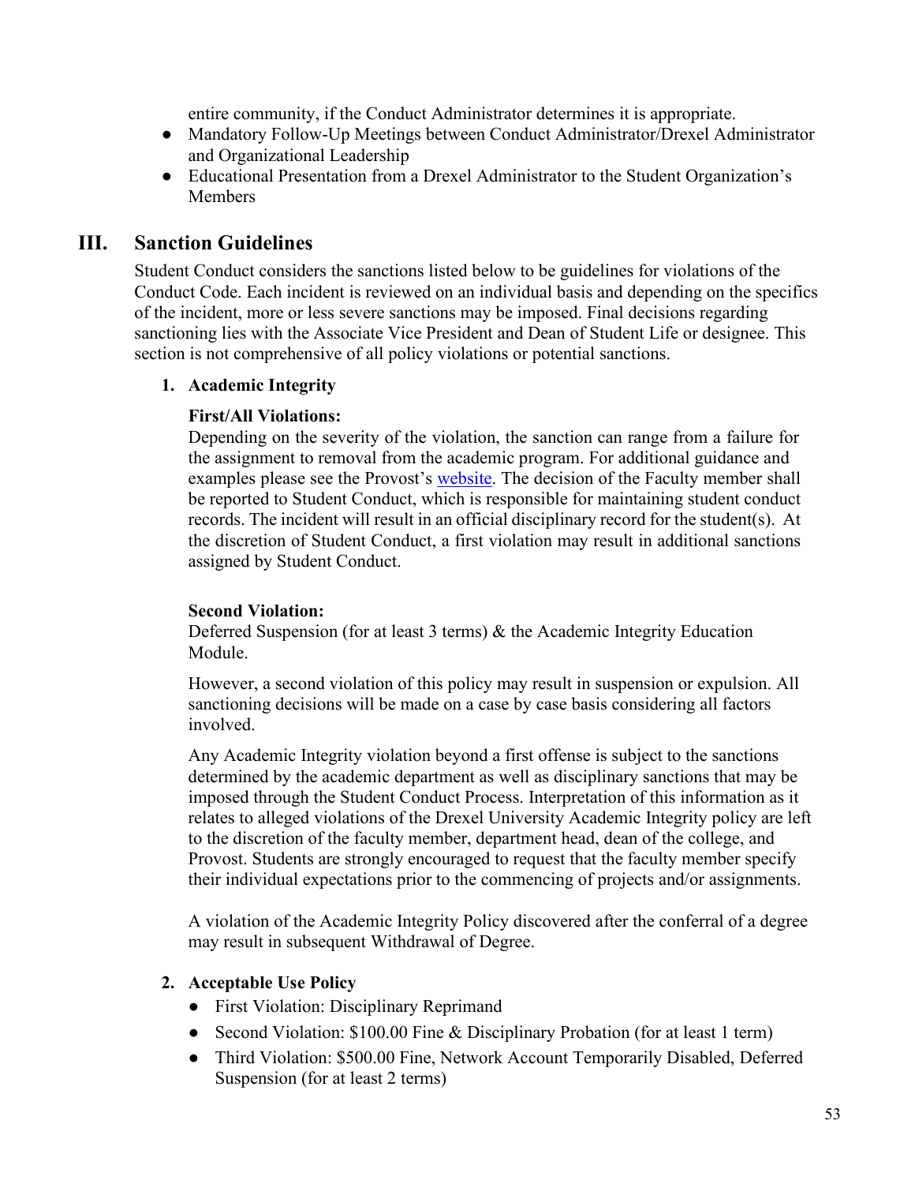entire community, if the Conduct Administrator determines it is appropriate.

- Mandatory Follow-Up Meetings between Conduct Administrator/Drexel Administrator and Organizational Leadership
- Educational Presentation from a Drexel Administrator to the Student Organization's Members

## III. Sanction Guidelines

Student Conduct considers the sanctions listed below to be guidelines for violations of the Conduct Code. Each incident is reviewed on an individual basis and depending on the specifics of the incident, more or less severe sanctions may be imposed. Final decisions regarding sanctioning lies with the Associate Vice President and Dean of Student Life or designee. This section is not comprehensive of all policy violations or potential sanctions.

### 1. Academic Integrity

**First/All Violations:**
Depending on the severity of the violation, the sanction can range from a failure for the assignment to removal from the academic program. For additional guidance and examples please see the Provost's website. The decision of the Faculty member shall be reported to Student Conduct, which is responsible for maintaining student conduct records. The incident will result in an official disciplinary record for the student(s). At the discretion of Student Conduct, a first violation may result in additional sanctions assigned by Student Conduct.

**Second Violation:**
Deferred Suspension (for at least 3 terms) & the Academic Integrity Education Module.

However, a second violation of this policy may result in suspension or expulsion. All sanctioning decisions will be made on a case by case basis considering all factors involved.

Any Academic Integrity violation beyond a first offense is subject to the sanctions determined by the academic department as well as disciplinary sanctions that may be imposed through the Student Conduct Process. Interpretation of this information as it relates to alleged violations of the Drexel University Academic Integrity policy are left to the discretion of the faculty member, department head, dean of the college, and Provost. Students are strongly encouraged to request that the faculty member specify their individual expectations prior to the commencing of projects and/or assignments.

A violation of the Academic Integrity Policy discovered after the conferral of a degree may result in subsequent Withdrawal of Degree.

### 2. Acceptable Use Policy

- First Violation: Disciplinary Reprimand
- Second Violation: $100.00 Fine & Disciplinary Probation (for at least 1 term)
- Third Violation: $500.00 Fine, Network Account Temporarily Disabled, Deferred Suspension (for at least 2 terms)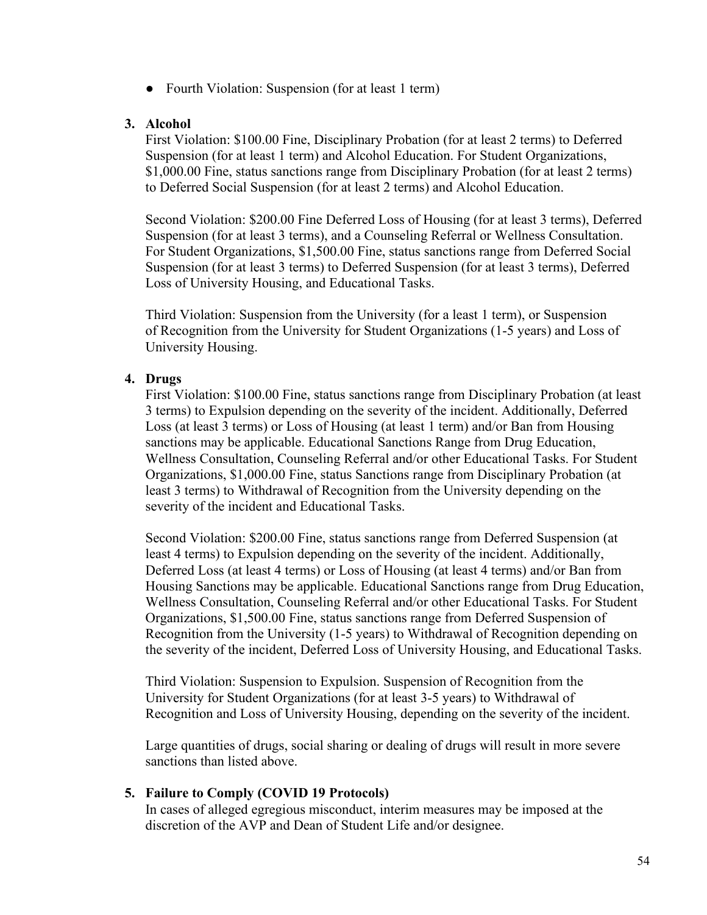- Fourth Violation: Suspension (for at least 1 term)

3. **Alcohol**

   First Violation: $100.00 Fine, Disciplinary Probation (for at least 2 terms) to Deferred Suspension (for at least 1 term) and Alcohol Education. For Student Organizations, $1,000.00 Fine, status sanctions range from Disciplinary Probation (for at least 2 terms) to Deferred Social Suspension (for at least 2 terms) and Alcohol Education.

   Second Violation: $200.00 Fine Deferred Loss of Housing (for at least 3 terms), Deferred Suspension (for at least 3 terms), and a Counseling Referral or Wellness Consultation. For Student Organizations, $1,500.00 Fine, status sanctions range from Deferred Social Suspension (for at least 3 terms) to Deferred Suspension (for at least 3 terms), Deferred Loss of University Housing, and Educational Tasks.

   Third Violation: Suspension from the University (for a least 1 term), or Suspension of Recognition from the University for Student Organizations (1-5 years) and Loss of University Housing.

4. **Drugs**

   First Violation: $100.00 Fine, status sanctions range from Disciplinary Probation (at least 3 terms) to Expulsion depending on the severity of the incident. Additionally, Deferred Loss (at least 3 terms) or Loss of Housing (at least 1 term) and/or Ban from Housing sanctions may be applicable. Educational Sanctions Range from Drug Education, Wellness Consultation, Counseling Referral and/or other Educational Tasks. For Student Organizations, $1,000.00 Fine, status Sanctions range from Disciplinary Probation (at least 3 terms) to Withdrawal of Recognition from the University depending on the severity of the incident and Educational Tasks.

   Second Violation: $200.00 Fine, status sanctions range from Deferred Suspension (at least 4 terms) to Expulsion depending on the severity of the incident. Additionally, Deferred Loss (at least 4 terms) or Loss of Housing (at least 4 terms) and/or Ban from Housing Sanctions may be applicable. Educational Sanctions range from Drug Education, Wellness Consultation, Counseling Referral and/or other Educational Tasks. For Student Organizations, $1,500.00 Fine, status sanctions range from Deferred Suspension of Recognition from the University (1-5 years) to Withdrawal of Recognition depending on the severity of the incident, Deferred Loss of University Housing, and Educational Tasks.

   Third Violation: Suspension to Expulsion. Suspension of Recognition from the University for Student Organizations (for at least 3-5 years) to Withdrawal of Recognition and Loss of University Housing, depending on the severity of the incident.

   Large quantities of drugs, social sharing or dealing of drugs will result in more severe sanctions than listed above.

5. **Failure to Comply (COVID 19 Protocols)**

   In cases of alleged egregious misconduct, interim measures may be imposed at the discretion of the AVP and Dean of Student Life and/or designee.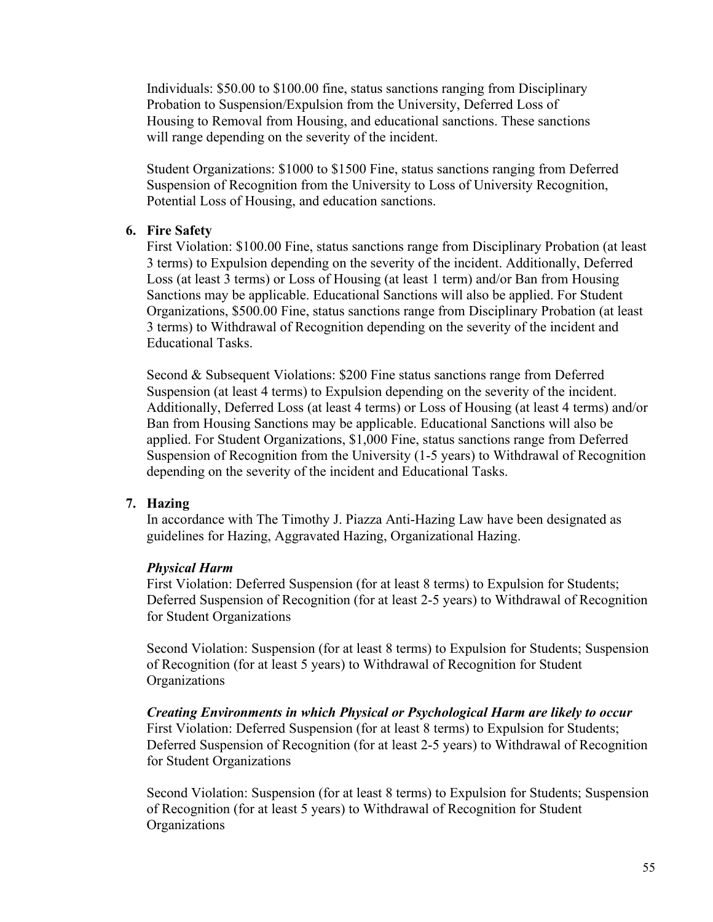Individuals: $50.00 to $100.00 fine, status sanctions ranging from Disciplinary Probation to Suspension/Expulsion from the University, Deferred Loss of Housing to Removal from Housing, and educational sanctions. These sanctions will range depending on the severity of the incident.

Student Organizations: $1000 to $1500 Fine, status sanctions ranging from Deferred Suspension of Recognition from the University to Loss of University Recognition, Potential Loss of Housing, and education sanctions.

6. **Fire Safety**

   First Violation: $100.00 Fine, status sanctions range from Disciplinary Probation (at least 3 terms) to Expulsion depending on the severity of the incident. Additionally, Deferred Loss (at least 3 terms) or Loss of Housing (at least 1 term) and/or Ban from Housing Sanctions may be applicable. Educational Sanctions will also be applied. For Student Organizations, $500.00 Fine, status sanctions range from Disciplinary Probation (at least 3 terms) to Withdrawal of Recognition depending on the severity of the incident and Educational Tasks.

   Second & Subsequent Violations: $200 Fine status sanctions range from Deferred Suspension (at least 4 terms) to Expulsion depending on the severity of the incident. Additionally, Deferred Loss (at least 4 terms) or Loss of Housing (at least 4 terms) and/or Ban from Housing Sanctions may be applicable. Educational Sanctions will also be applied. For Student Organizations, $1,000 Fine, status sanctions range from Deferred Suspension of Recognition from the University (1-5 years) to Withdrawal of Recognition depending on the severity of the incident and Educational Tasks.

7. **Hazing**

   In accordance with The Timothy J. Piazza Anti-Hazing Law have been designated as guidelines for Hazing, Aggravated Hazing, Organizational Hazing.

   ***Physical Harm***

   First Violation: Deferred Suspension (for at least 8 terms) to Expulsion for Students; Deferred Suspension of Recognition (for at least 2-5 years) to Withdrawal of Recognition for Student Organizations

   Second Violation: Suspension (for at least 8 terms) to Expulsion for Students; Suspension of Recognition (for at least 5 years) to Withdrawal of Recognition for Student Organizations

   ***Creating Environments in which Physical or Psychological Harm are likely to occur***

   First Violation: Deferred Suspension (for at least 8 terms) to Expulsion for Students; Deferred Suspension of Recognition (for at least 2-5 years) to Withdrawal of Recognition for Student Organizations

   Second Violation: Suspension (for at least 8 terms) to Expulsion for Students; Suspension of Recognition (for at least 5 years) to Withdrawal of Recognition for Student Organizations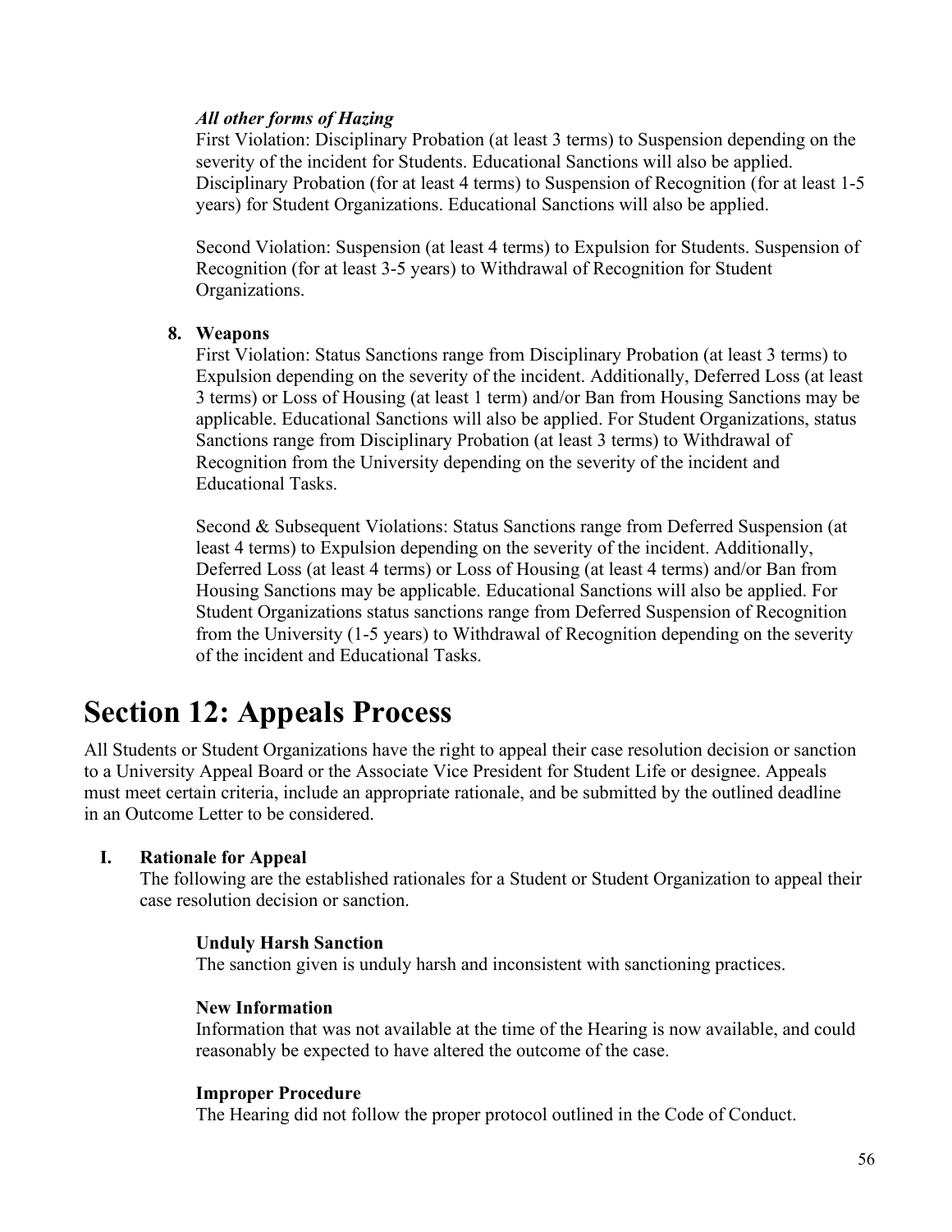*All other forms of Hazing*

First Violation: Disciplinary Probation (at least 3 terms) to Suspension depending on the severity of the incident for Students. Educational Sanctions will also be applied. Disciplinary Probation (for at least 4 terms) to Suspension of Recognition (for at least 1-5 years) for Student Organizations. Educational Sanctions will also be applied.

Second Violation: Suspension (at least 4 terms) to Expulsion for Students. Suspension of Recognition (for at least 3-5 years) to Withdrawal of Recognition for Student Organizations.

8. **Weapons**

First Violation: Status Sanctions range from Disciplinary Probation (at least 3 terms) to Expulsion depending on the severity of the incident. Additionally, Deferred Loss (at least 3 terms) or Loss of Housing (at least 1 term) and/or Ban from Housing Sanctions may be applicable. Educational Sanctions will also be applied. For Student Organizations, status Sanctions range from Disciplinary Probation (at least 3 terms) to Withdrawal of Recognition from the University depending on the severity of the incident and Educational Tasks.

Second & Subsequent Violations: Status Sanctions range from Deferred Suspension (at least 4 terms) to Expulsion depending on the severity of the incident. Additionally, Deferred Loss (at least 4 terms) or Loss of Housing (at least 4 terms) and/or Ban from Housing Sanctions may be applicable. Educational Sanctions will also be applied. For Student Organizations status sanctions range from Deferred Suspension of Recognition from the University (1-5 years) to Withdrawal of Recognition depending on the severity of the incident and Educational Tasks.

# Section 12: Appeals Process

All Students or Student Organizations have the right to appeal their case resolution decision or sanction to a University Appeal Board or the Associate Vice President for Student Life or designee. Appeals must meet certain criteria, include an appropriate rationale, and be submitted by the outlined deadline in an Outcome Letter to be considered.

**I. Rationale for Appeal**

The following are the established rationales for a Student or Student Organization to appeal their case resolution decision or sanction.

**Unduly Harsh Sanction**

The sanction given is unduly harsh and inconsistent with sanctioning practices.

**New Information**

Information that was not available at the time of the Hearing is now available, and could reasonably be expected to have altered the outcome of the case.

**Improper Procedure**

The Hearing did not follow the proper protocol outlined in the Code of Conduct.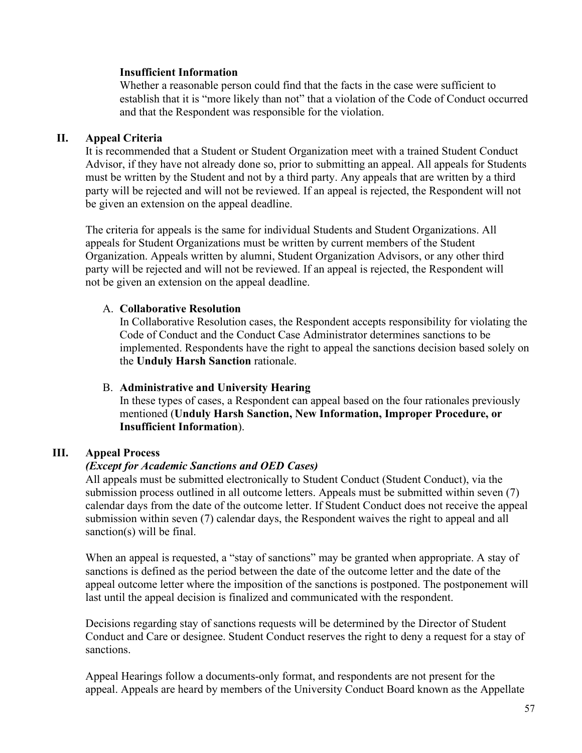**Insufficient Information**

Whether a reasonable person could find that the facts in the case were sufficient to establish that it is "more likely than not" that a violation of the Code of Conduct occurred and that the Respondent was responsible for the violation.

## II. Appeal Criteria

It is recommended that a Student or Student Organization meet with a trained Student Conduct Advisor, if they have not already done so, prior to submitting an appeal. All appeals for Students must be written by the Student and not by a third party. Any appeals that are written by a third party will be rejected and will not be reviewed. If an appeal is rejected, the Respondent will not be given an extension on the appeal deadline.

The criteria for appeals is the same for individual Students and Student Organizations. All appeals for Student Organizations must be written by current members of the Student Organization. Appeals written by alumni, Student Organization Advisors, or any other third party will be rejected and will not be reviewed. If an appeal is rejected, the Respondent will not be given an extension on the appeal deadline.

A. **Collaborative Resolution**

In Collaborative Resolution cases, the Respondent accepts responsibility for violating the Code of Conduct and the Conduct Case Administrator determines sanctions to be implemented. Respondents have the right to appeal the sanctions decision based solely on the **Unduly Harsh Sanction** rationale.

B. **Administrative and University Hearing**

In these types of cases, a Respondent can appeal based on the four rationales previously mentioned (**Unduly Harsh Sanction, New Information, Improper Procedure, or Insufficient Information**).

## III. Appeal Process

***(Except for Academic Sanctions and OED Cases)***

All appeals must be submitted electronically to Student Conduct (Student Conduct), via the submission process outlined in all outcome letters. Appeals must be submitted within seven (7) calendar days from the date of the outcome letter. If Student Conduct does not receive the appeal submission within seven (7) calendar days, the Respondent waives the right to appeal and all sanction(s) will be final.

When an appeal is requested, a "stay of sanctions" may be granted when appropriate. A stay of sanctions is defined as the period between the date of the outcome letter and the date of the appeal outcome letter where the imposition of the sanctions is postponed. The postponement will last until the appeal decision is finalized and communicated with the respondent.

Decisions regarding stay of sanctions requests will be determined by the Director of Student Conduct and Care or designee. Student Conduct reserves the right to deny a request for a stay of sanctions.

Appeal Hearings follow a documents-only format, and respondents are not present for the appeal. Appeals are heard by members of the University Conduct Board known as the Appellate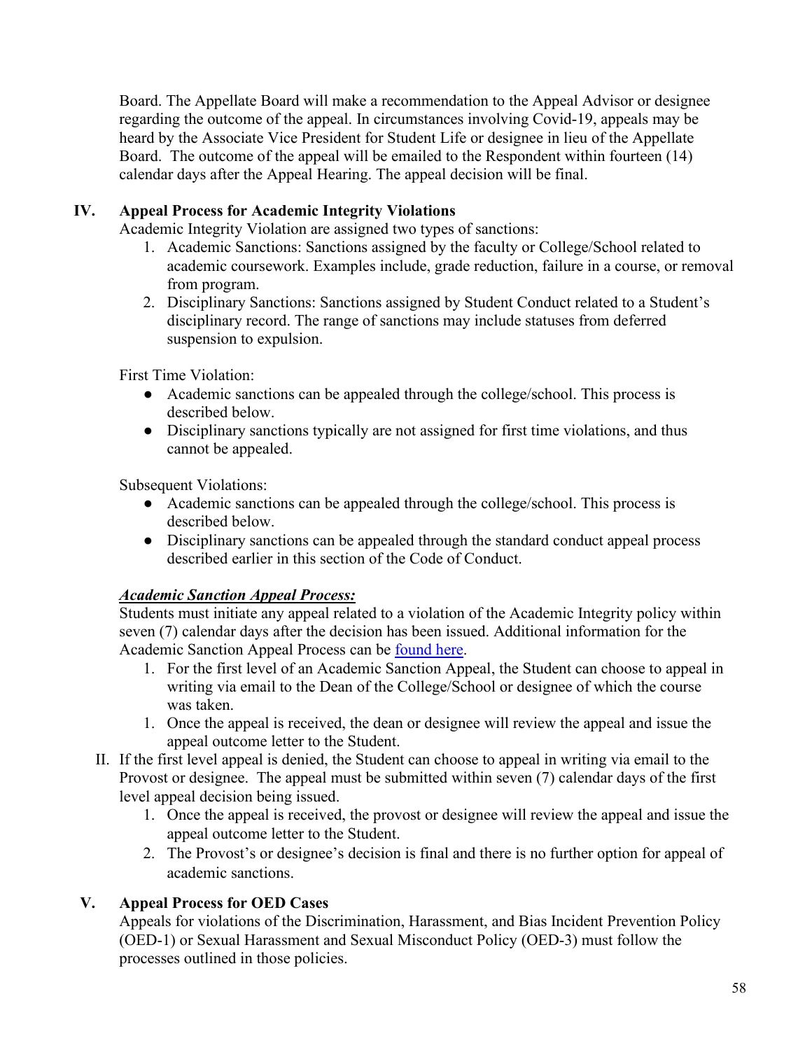Board. The Appellate Board will make a recommendation to the Appeal Advisor or designee regarding the outcome of the appeal. In circumstances involving Covid-19, appeals may be heard by the Associate Vice President for Student Life or designee in lieu of the Appellate Board. The outcome of the appeal will be emailed to the Respondent within fourteen (14) calendar days after the Appeal Hearing. The appeal decision will be final.

## IV. Appeal Process for Academic Integrity Violations

Academic Integrity Violation are assigned two types of sanctions:

1. Academic Sanctions: Sanctions assigned by the faculty or College/School related to academic coursework. Examples include, grade reduction, failure in a course, or removal from program.
2. Disciplinary Sanctions: Sanctions assigned by Student Conduct related to a Student's disciplinary record. The range of sanctions may include statuses from deferred suspension to expulsion.

First Time Violation:

- Academic sanctions can be appealed through the college/school. This process is described below.
- Disciplinary sanctions typically are not assigned for first time violations, and thus cannot be appealed.

Subsequent Violations:

- Academic sanctions can be appealed through the college/school. This process is described below.
- Disciplinary sanctions can be appealed through the standard conduct appeal process described earlier in this section of the Code of Conduct.

***Academic Sanction Appeal Process:***

Students must initiate any appeal related to a violation of the Academic Integrity policy within seven (7) calendar days after the decision has been issued. Additional information for the Academic Sanction Appeal Process can be found here.

1. For the first level of an Academic Sanction Appeal, the Student can choose to appeal in writing via email to the Dean of the College/School or designee of which the course was taken.
1. Once the appeal is received, the dean or designee will review the appeal and issue the appeal outcome letter to the Student.

II. If the first level appeal is denied, the Student can choose to appeal in writing via email to the Provost or designee. The appeal must be submitted within seven (7) calendar days of the first level appeal decision being issued.

1. Once the appeal is received, the provost or designee will review the appeal and issue the appeal outcome letter to the Student.
2. The Provost's or designee's decision is final and there is no further option for appeal of academic sanctions.

## V. Appeal Process for OED Cases

Appeals for violations of the Discrimination, Harassment, and Bias Incident Prevention Policy (OED-1) or Sexual Harassment and Sexual Misconduct Policy (OED-3) must follow the processes outlined in those policies.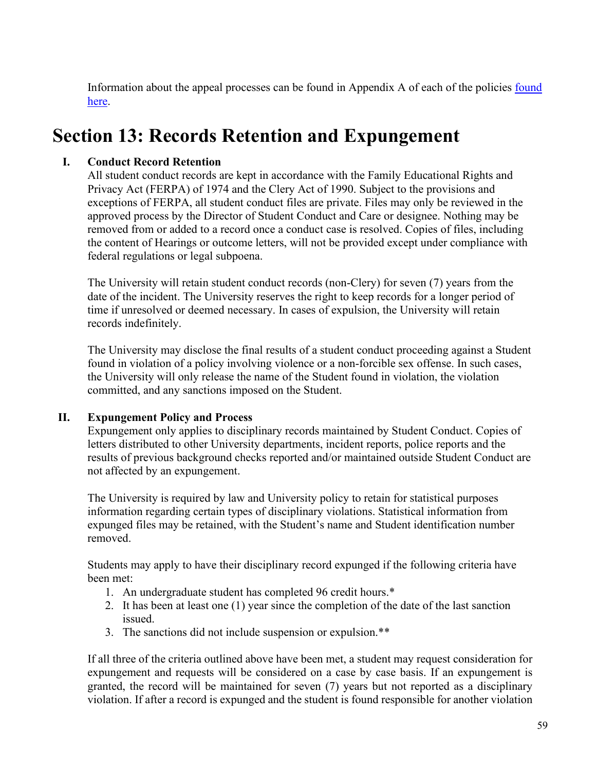Information about the appeal processes can be found in Appendix A of each of the policies [found here](#).

# Section 13: Records Retention and Expungement

## I. Conduct Record Retention

All student conduct records are kept in accordance with the Family Educational Rights and Privacy Act (FERPA) of 1974 and the Clery Act of 1990. Subject to the provisions and exceptions of FERPA, all student conduct files are private. Files may only be reviewed in the approved process by the Director of Student Conduct and Care or designee. Nothing may be removed from or added to a record once a conduct case is resolved. Copies of files, including the content of Hearings or outcome letters, will not be provided except under compliance with federal regulations or legal subpoena.

The University will retain student conduct records (non-Clery) for seven (7) years from the date of the incident. The University reserves the right to keep records for a longer period of time if unresolved or deemed necessary. In cases of expulsion, the University will retain records indefinitely.

The University may disclose the final results of a student conduct proceeding against a Student found in violation of a policy involving violence or a non-forcible sex offense. In such cases, the University will only release the name of the Student found in violation, the violation committed, and any sanctions imposed on the Student.

## II. Expungement Policy and Process

Expungement only applies to disciplinary records maintained by Student Conduct. Copies of letters distributed to other University departments, incident reports, police reports and the results of previous background checks reported and/or maintained outside Student Conduct are not affected by an expungement.

The University is required by law and University policy to retain for statistical purposes information regarding certain types of disciplinary violations. Statistical information from expunged files may be retained, with the Student's name and Student identification number removed.

Students may apply to have their disciplinary record expunged if the following criteria have been met:

1. An undergraduate student has completed 96 credit hours.*
2. It has been at least one (1) year since the completion of the date of the last sanction issued.
3. The sanctions did not include suspension or expulsion.**

If all three of the criteria outlined above have been met, a student may request consideration for expungement and requests will be considered on a case by case basis. If an expungement is granted, the record will be maintained for seven (7) years but not reported as a disciplinary violation. If after a record is expunged and the student is found responsible for another violation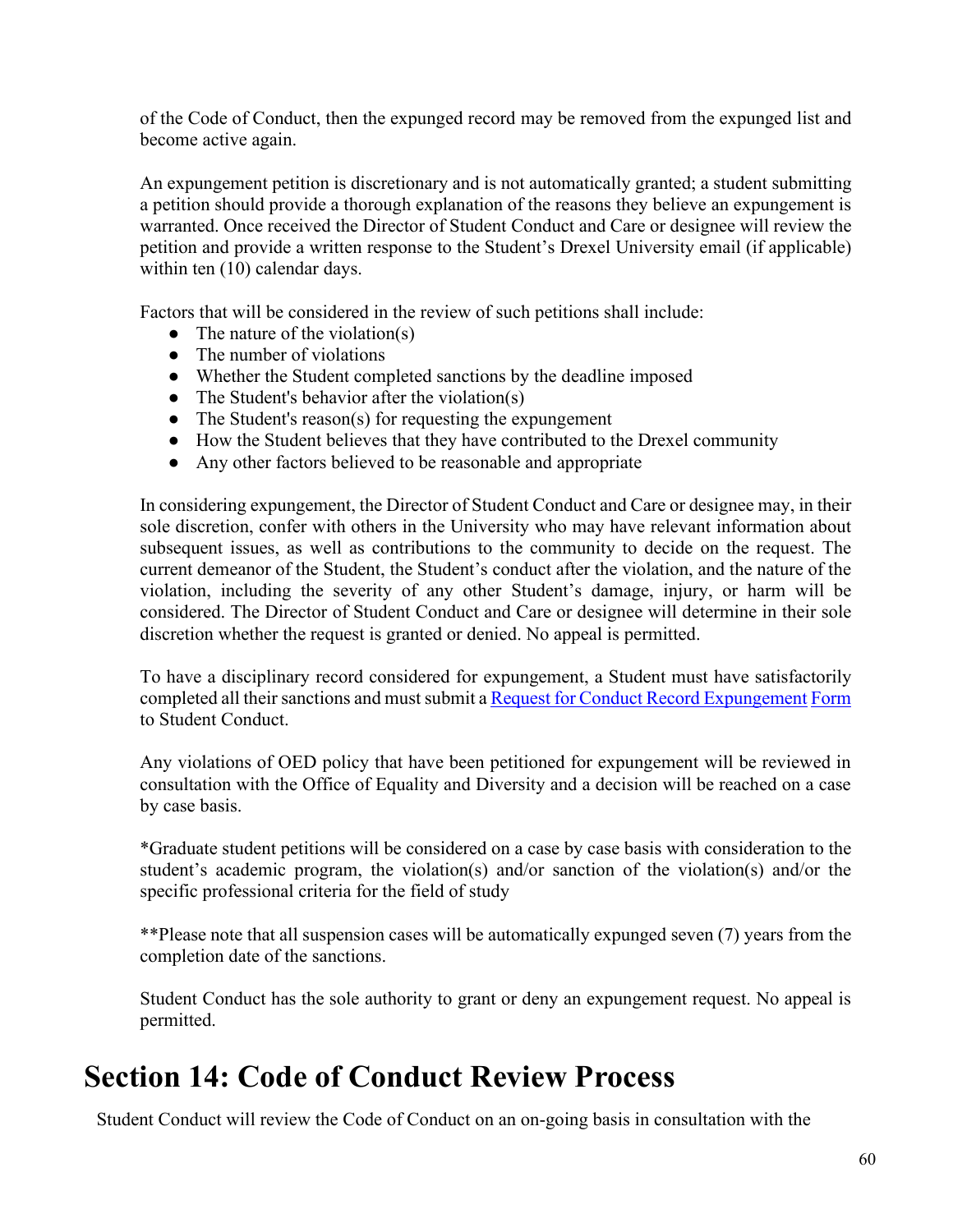of the Code of Conduct, then the expunged record may be removed from the expunged list and become active again.

An expungement petition is discretionary and is not automatically granted; a student submitting a petition should provide a thorough explanation of the reasons they believe an expungement is warranted. Once received the Director of Student Conduct and Care or designee will review the petition and provide a written response to the Student's Drexel University email (if applicable) within ten (10) calendar days.

Factors that will be considered in the review of such petitions shall include:

- The nature of the violation(s)
- The number of violations
- Whether the Student completed sanctions by the deadline imposed
- The Student's behavior after the violation(s)
- The Student's reason(s) for requesting the expungement
- How the Student believes that they have contributed to the Drexel community
- Any other factors believed to be reasonable and appropriate

In considering expungement, the Director of Student Conduct and Care or designee may, in their sole discretion, confer with others in the University who may have relevant information about subsequent issues, as well as contributions to the community to decide on the request. The current demeanor of the Student, the Student's conduct after the violation, and the nature of the violation, including the severity of any other Student's damage, injury, or harm will be considered. The Director of Student Conduct and Care or designee will determine in their sole discretion whether the request is granted or denied. No appeal is permitted.

To have a disciplinary record considered for expungement, a Student must have satisfactorily completed all their sanctions and must submit a Request for Conduct Record Expungement Form to Student Conduct.

Any violations of OED policy that have been petitioned for expungement will be reviewed in consultation with the Office of Equality and Diversity and a decision will be reached on a case by case basis.

*Graduate student petitions will be considered on a case by case basis with consideration to the student's academic program, the violation(s) and/or sanction of the violation(s) and/or the specific professional criteria for the field of study

**Please note that all suspension cases will be automatically expunged seven (7) years from the completion date of the sanctions.

Student Conduct has the sole authority to grant or deny an expungement request. No appeal is permitted.

# Section 14: Code of Conduct Review Process

Student Conduct will review the Code of Conduct on an on-going basis in consultation with the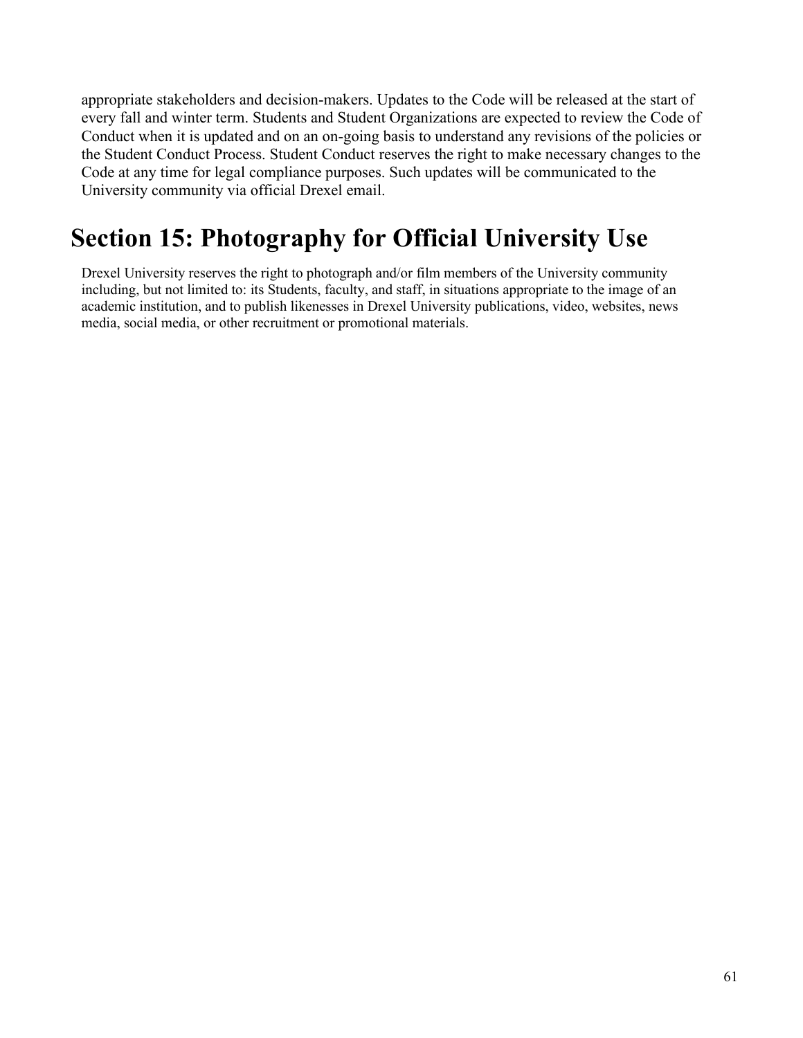appropriate stakeholders and decision-makers. Updates to the Code will be released at the start of every fall and winter term. Students and Student Organizations are expected to review the Code of Conduct when it is updated and on an on-going basis to understand any revisions of the policies or the Student Conduct Process. Student Conduct reserves the right to make necessary changes to the Code at any time for legal compliance purposes. Such updates will be communicated to the University community via official Drexel email.

# Section 15: Photography for Official University Use

Drexel University reserves the right to photograph and/or film members of the University community including, but not limited to: its Students, faculty, and staff, in situations appropriate to the image of an academic institution, and to publish likenesses in Drexel University publications, video, websites, news media, social media, or other recruitment or promotional materials.